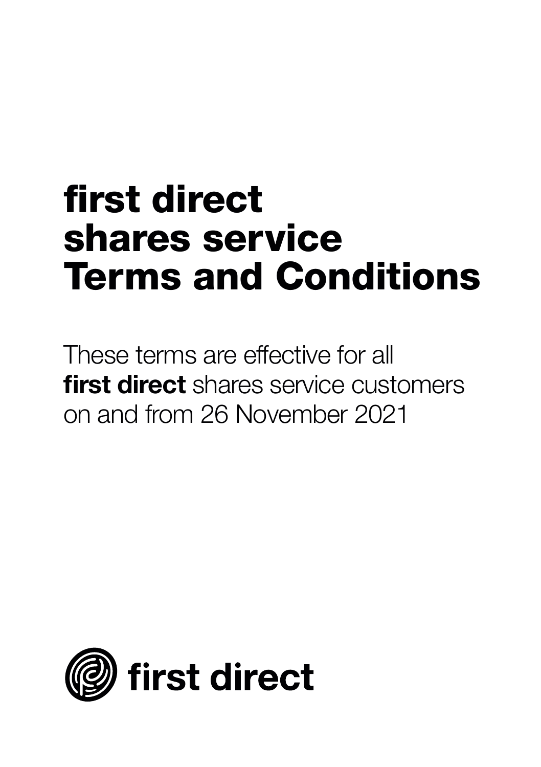# first direct shares service Terms and Conditions

These terms are effective for all **first direct** shares service customers on and from 26 November 2021

first direct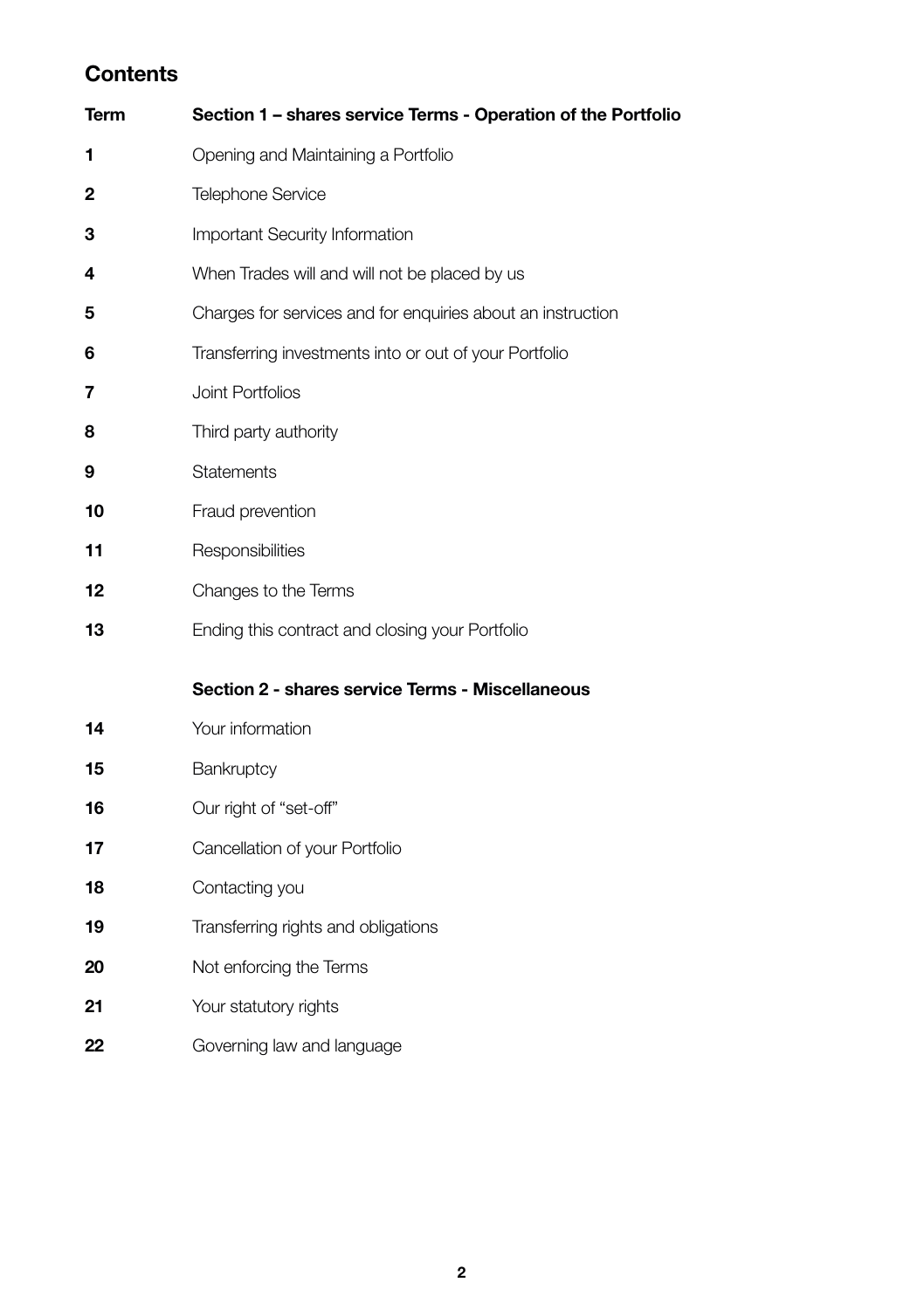## Contents

| Term | Section 1 – shares service Terms - Operation of the Portfolio |
|---|---|
| 1 | Opening and Maintaining a Portfolio |
| 2 | Telephone Service |
| 3 | Important Security Information |
| 4 | When Trades will and will not be placed by us |
| 5 | Charges for services and for enquiries about an instruction |
| 6 | Transferring investments into or out of your Portfolio |
| 7 | Joint Portfolios |
| 8 | Third party authority |
| 9 | Statements |
| 10 | Fraud prevention |
| 11 | Responsibilities |
| 12 | Changes to the Terms |
| 13 | Ending this contract and closing your Portfolio |
| | **Section 2 - shares service Terms - Miscellaneous** |
| 14 | Your information |
| 15 | Bankruptcy |
| 16 | Our right of "set-off" |
| 17 | Cancellation of your Portfolio |
| 18 | Contacting you |
| 19 | Transferring rights and obligations |
| 20 | Not enforcing the Terms |
| 21 | Your statutory rights |
| 22 | Governing law and language |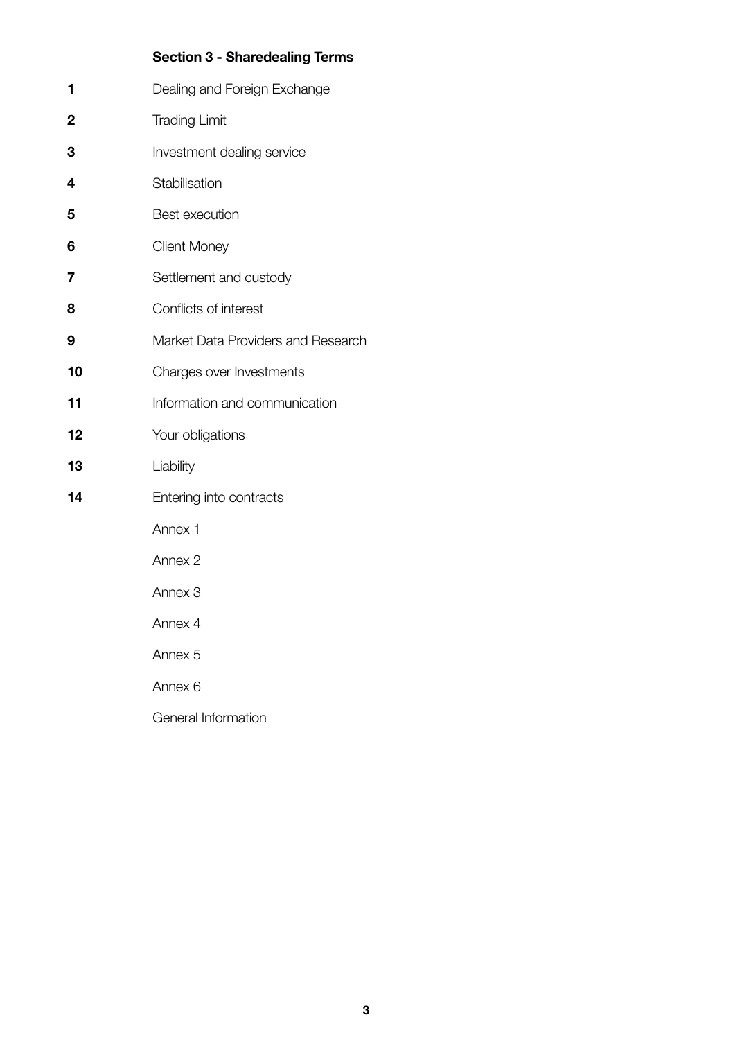**Section 3 - Sharedealing Terms**

| | |
|---|---|
| **1** | Dealing and Foreign Exchange |
| **2** | Trading Limit |
| **3** | Investment dealing service |
| **4** | Stabilisation |
| **5** | Best execution |
| **6** | Client Money |
| **7** | Settlement and custody |
| **8** | Conflicts of interest |
| **9** | Market Data Providers and Research |
| **10** | Charges over Investments |
| **11** | Information and communication |
| **12** | Your obligations |
| **13** | Liability |
| **14** | Entering into contracts |
| | Annex 1 |
| | Annex 2 |
| | Annex 3 |
| | Annex 4 |
| | Annex 5 |
| | Annex 6 |
| | General Information |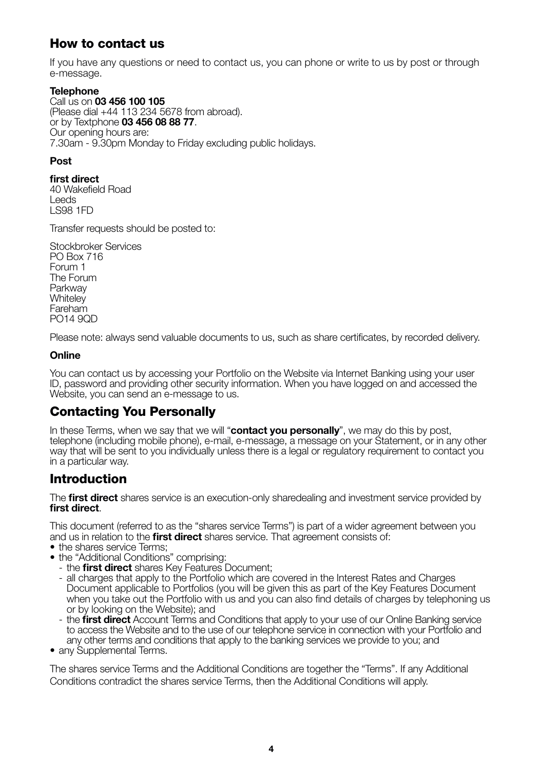## How to contact us

If you have any questions or need to contact us, you can phone or write to us by post or through e-message.

**Telephone**

Call us on **03 456 100 105**
(Please dial +44 113 234 5678 from abroad).
or by Textphone **03 456 08 88 77**.
Our opening hours are:
7.30am - 9.30pm Monday to Friday excluding public holidays.

**Post**

**first direct**
40 Wakefield Road
Leeds
LS98 1FD

Transfer requests should be posted to:

Stockbroker Services
PO Box 716
Forum 1
The Forum
Parkway
Whiteley
Fareham
PO14 9QD

Please note: always send valuable documents to us, such as share certificates, by recorded delivery.

**Online**

You can contact us by accessing your Portfolio on the Website via Internet Banking using your user ID, password and providing other security information. When you have logged on and accessed the Website, you can send an e-message to us.

## Contacting You Personally

In these Terms, when we say that we will "**contact you personally**", we may do this by post, telephone (including mobile phone), e-mail, e-message, a message on your Statement, or in any other way that will be sent to you individually unless there is a legal or regulatory requirement to contact you in a particular way.

## Introduction

The **first direct** shares service is an execution-only sharedealing and investment service provided by **first direct**.

This document (referred to as the "shares service Terms") is part of a wider agreement between you and us in relation to the **first direct** shares service. That agreement consists of:

- the shares service Terms;
- the "Additional Conditions" comprising:
  - the **first direct** shares Key Features Document;
  - all charges that apply to the Portfolio which are covered in the Interest Rates and Charges Document applicable to Portfolios (you will be given this as part of the Key Features Document when you take out the Portfolio with us and you can also find details of charges by telephoning us or by looking on the Website); and
  - the **first direct** Account Terms and Conditions that apply to your use of our Online Banking service to access the Website and to the use of our telephone service in connection with your Portfolio and any other terms and conditions that apply to the banking services we provide to you; and
- any Supplemental Terms.

The shares service Terms and the Additional Conditions are together the "Terms". If any Additional Conditions contradict the shares service Terms, then the Additional Conditions will apply.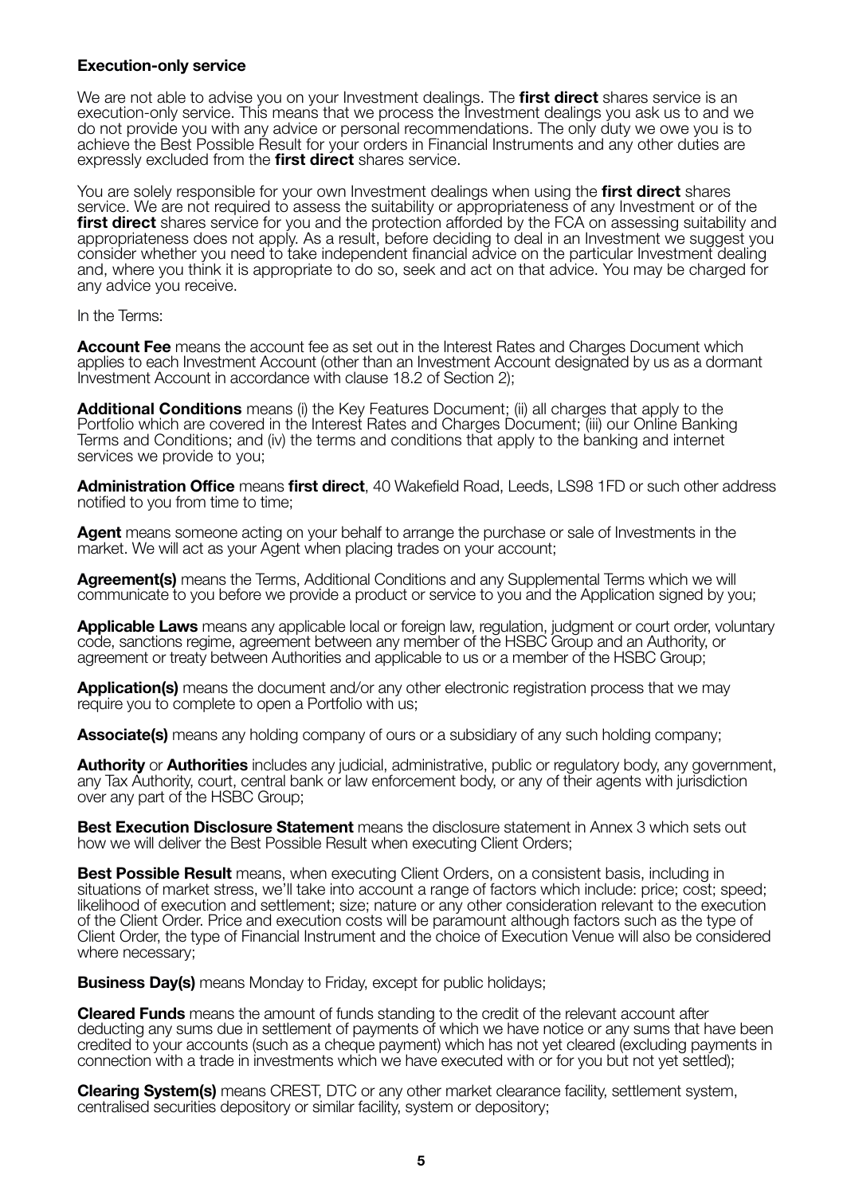**Execution-only service**

We are not able to advise you on your Investment dealings. The **first direct** shares service is an execution-only service. This means that we process the Investment dealings you ask us to and we do not provide you with any advice or personal recommendations. The only duty we owe you is to achieve the Best Possible Result for your orders in Financial Instruments and any other duties are expressly excluded from the **first direct** shares service.

You are solely responsible for your own Investment dealings when using the **first direct** shares service. We are not required to assess the suitability or appropriateness of any Investment or of the **first direct** shares service for you and the protection afforded by the FCA on assessing suitability and appropriateness does not apply. As a result, before deciding to deal in an Investment we suggest you consider whether you need to take independent financial advice on the particular Investment dealing and, where you think it is appropriate to do so, seek and act on that advice. You may be charged for any advice you receive.

In the Terms:

**Account Fee** means the account fee as set out in the Interest Rates and Charges Document which applies to each Investment Account (other than an Investment Account designated by us as a dormant Investment Account in accordance with clause 18.2 of Section 2);

**Additional Conditions** means (i) the Key Features Document; (ii) all charges that apply to the Portfolio which are covered in the Interest Rates and Charges Document; (iii) our Online Banking Terms and Conditions; and (iv) the terms and conditions that apply to the banking and internet services we provide to you;

**Administration Office** means **first direct**, 40 Wakefield Road, Leeds, LS98 1FD or such other address notified to you from time to time;

**Agent** means someone acting on your behalf to arrange the purchase or sale of Investments in the market. We will act as your Agent when placing trades on your account;

**Agreement(s)** means the Terms, Additional Conditions and any Supplemental Terms which we will communicate to you before we provide a product or service to you and the Application signed by you;

**Applicable Laws** means any applicable local or foreign law, regulation, judgment or court order, voluntary code, sanctions regime, agreement between any member of the HSBC Group and an Authority, or agreement or treaty between Authorities and applicable to us or a member of the HSBC Group;

**Application(s)** means the document and/or any other electronic registration process that we may require you to complete to open a Portfolio with us;

**Associate(s)** means any holding company of ours or a subsidiary of any such holding company;

**Authority** or **Authorities** includes any judicial, administrative, public or regulatory body, any government, any Tax Authority, court, central bank or law enforcement body, or any of their agents with jurisdiction over any part of the HSBC Group;

**Best Execution Disclosure Statement** means the disclosure statement in Annex 3 which sets out how we will deliver the Best Possible Result when executing Client Orders;

**Best Possible Result** means, when executing Client Orders, on a consistent basis, including in situations of market stress, we'll take into account a range of factors which include: price; cost; speed; likelihood of execution and settlement; size; nature or any other consideration relevant to the execution of the Client Order. Price and execution costs will be paramount although factors such as the type of Client Order, the type of Financial Instrument and the choice of Execution Venue will also be considered where necessary;

**Business Day(s)** means Monday to Friday, except for public holidays;

**Cleared Funds** means the amount of funds standing to the credit of the relevant account after deducting any sums due in settlement of payments of which we have notice or any sums that have been credited to your accounts (such as a cheque payment) which has not yet cleared (excluding payments in connection with a trade in investments which we have executed with or for you but not yet settled);

**Clearing System(s)** means CREST, DTC or any other market clearance facility, settlement system, centralised securities depository or similar facility, system or depository;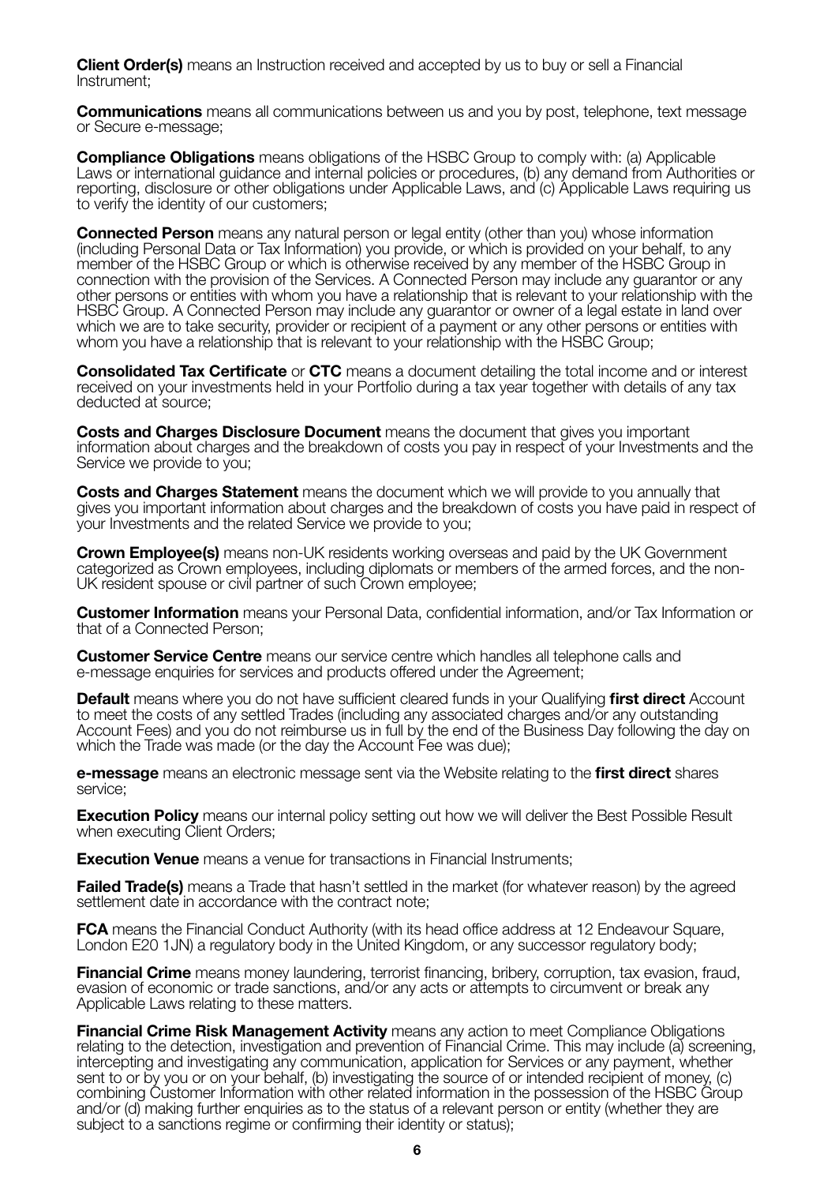**Client Order(s)** means an Instruction received and accepted by us to buy or sell a Financial Instrument;

**Communications** means all communications between us and you by post, telephone, text message or Secure e-message;

**Compliance Obligations** means obligations of the HSBC Group to comply with: (a) Applicable Laws or international guidance and internal policies or procedures, (b) any demand from Authorities or reporting, disclosure or other obligations under Applicable Laws, and (c) Applicable Laws requiring us to verify the identity of our customers;

**Connected Person** means any natural person or legal entity (other than you) whose information (including Personal Data or Tax Information) you provide, or which is provided on your behalf, to any member of the HSBC Group or which is otherwise received by any member of the HSBC Group in connection with the provision of the Services. A Connected Person may include any guarantor or any other persons or entities with whom you have a relationship that is relevant to your relationship with the HSBC Group. A Connected Person may include any guarantor or owner of a legal estate in land over which we are to take security, provider or recipient of a payment or any other persons or entities with whom you have a relationship that is relevant to your relationship with the HSBC Group;

**Consolidated Tax Certificate** or **CTC** means a document detailing the total income and or interest received on your investments held in your Portfolio during a tax year together with details of any tax deducted at source;

**Costs and Charges Disclosure Document** means the document that gives you important information about charges and the breakdown of costs you pay in respect of your Investments and the Service we provide to you;

**Costs and Charges Statement** means the document which we will provide to you annually that gives you important information about charges and the breakdown of costs you have paid in respect of your Investments and the related Service we provide to you;

**Crown Employee(s)** means non-UK residents working overseas and paid by the UK Government categorized as Crown employees, including diplomats or members of the armed forces, and the non-UK resident spouse or civil partner of such Crown employee;

**Customer Information** means your Personal Data, confidential information, and/or Tax Information or that of a Connected Person;

**Customer Service Centre** means our service centre which handles all telephone calls and e-message enquiries for services and products offered under the Agreement;

**Default** means where you do not have sufficient cleared funds in your Qualifying **first direct** Account to meet the costs of any settled Trades (including any associated charges and/or any outstanding Account Fees) and you do not reimburse us in full by the end of the Business Day following the day on which the Trade was made (or the day the Account Fee was due);

**e-message** means an electronic message sent via the Website relating to the **first direct** shares service;

**Execution Policy** means our internal policy setting out how we will deliver the Best Possible Result when executing Client Orders;

**Execution Venue** means a venue for transactions in Financial Instruments;

**Failed Trade(s)** means a Trade that hasn't settled in the market (for whatever reason) by the agreed settlement date in accordance with the contract note;

**FCA** means the Financial Conduct Authority (with its head office address at 12 Endeavour Square, London E20 1JN) a regulatory body in the United Kingdom, or any successor regulatory body;

**Financial Crime** means money laundering, terrorist financing, bribery, corruption, tax evasion, fraud, evasion of economic or trade sanctions, and/or any acts or attempts to circumvent or break any Applicable Laws relating to these matters.

**Financial Crime Risk Management Activity** means any action to meet Compliance Obligations relating to the detection, investigation and prevention of Financial Crime. This may include (a) screening, intercepting and investigating any communication, application for Services or any payment, whether sent to or by you or on your behalf, (b) investigating the source of or intended recipient of money, (c) combining Customer Information with other related information in the possession of the HSBC Group and/or (d) making further enquiries as to the status of a relevant person or entity (whether they are subject to a sanctions regime or confirming their identity or status);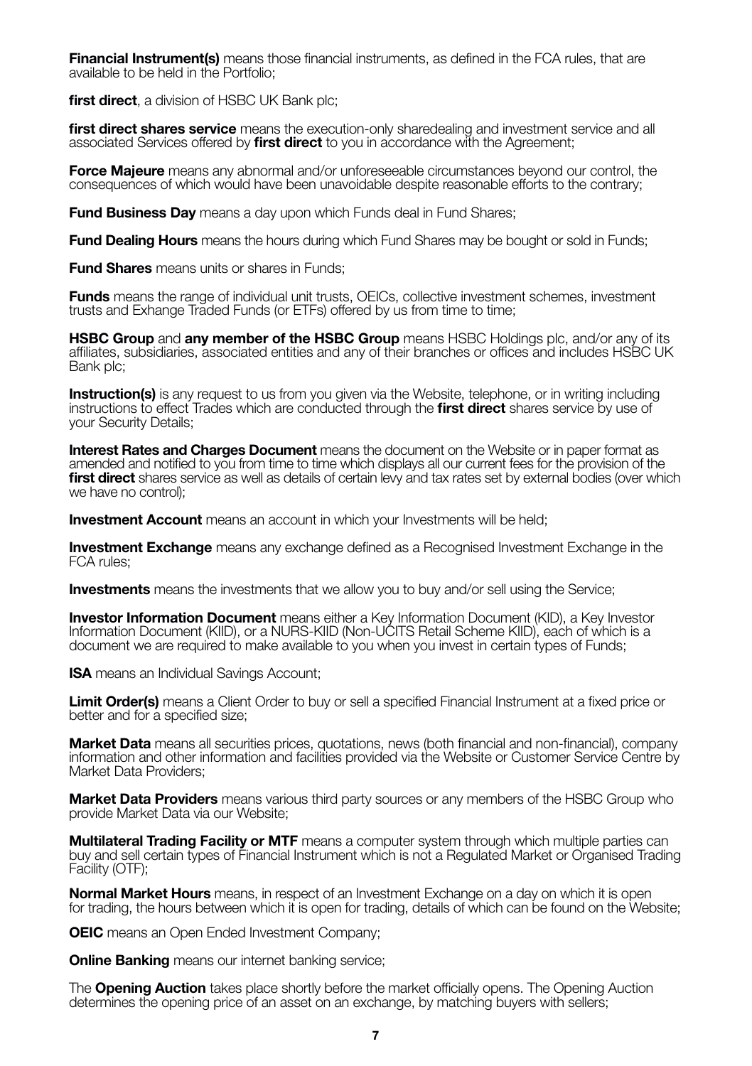**Financial Instrument(s)** means those financial instruments, as defined in the FCA rules, that are available to be held in the Portfolio;

**first direct**, a division of HSBC UK Bank plc;

**first direct shares service** means the execution-only sharedealing and investment service and all associated Services offered by **first direct** to you in accordance with the Agreement;

**Force Majeure** means any abnormal and/or unforeseeable circumstances beyond our control, the consequences of which would have been unavoidable despite reasonable efforts to the contrary;

**Fund Business Day** means a day upon which Funds deal in Fund Shares;

**Fund Dealing Hours** means the hours during which Fund Shares may be bought or sold in Funds;

**Fund Shares** means units or shares in Funds;

**Funds** means the range of individual unit trusts, OEICs, collective investment schemes, investment trusts and Exhange Traded Funds (or ETFs) offered by us from time to time;

**HSBC Group** and **any member of the HSBC Group** means HSBC Holdings plc, and/or any of its affiliates, subsidiaries, associated entities and any of their branches or offices and includes HSBC UK Bank plc;

**Instruction(s)** is any request to us from you given via the Website, telephone, or in writing including instructions to effect Trades which are conducted through the **first direct** shares service by use of your Security Details;

**Interest Rates and Charges Document** means the document on the Website or in paper format as amended and notified to you from time to time which displays all our current fees for the provision of the **first direct** shares service as well as details of certain levy and tax rates set by external bodies (over which we have no control);

**Investment Account** means an account in which your Investments will be held;

**Investment Exchange** means any exchange defined as a Recognised Investment Exchange in the FCA rules;

**Investments** means the investments that we allow you to buy and/or sell using the Service;

**Investor Information Document** means either a Key Information Document (KID), a Key Investor Information Document (KIID), or a NURS-KIID (Non-UCITS Retail Scheme KIID), each of which is a document we are required to make available to you when you invest in certain types of Funds;

**ISA** means an Individual Savings Account;

**Limit Order(s)** means a Client Order to buy or sell a specified Financial Instrument at a fixed price or better and for a specified size;

**Market Data** means all securities prices, quotations, news (both financial and non-financial), company information and other information and facilities provided via the Website or Customer Service Centre by Market Data Providers;

**Market Data Providers** means various third party sources or any members of the HSBC Group who provide Market Data via our Website;

**Multilateral Trading Facility or MTF** means a computer system through which multiple parties can buy and sell certain types of Financial Instrument which is not a Regulated Market or Organised Trading Facility (OTF);

**Normal Market Hours** means, in respect of an Investment Exchange on a day on which it is open for trading, the hours between which it is open for trading, details of which can be found on the Website;

**OEIC** means an Open Ended Investment Company;

**Online Banking** means our internet banking service;

The **Opening Auction** takes place shortly before the market officially opens. The Opening Auction determines the opening price of an asset on an exchange, by matching buyers with sellers;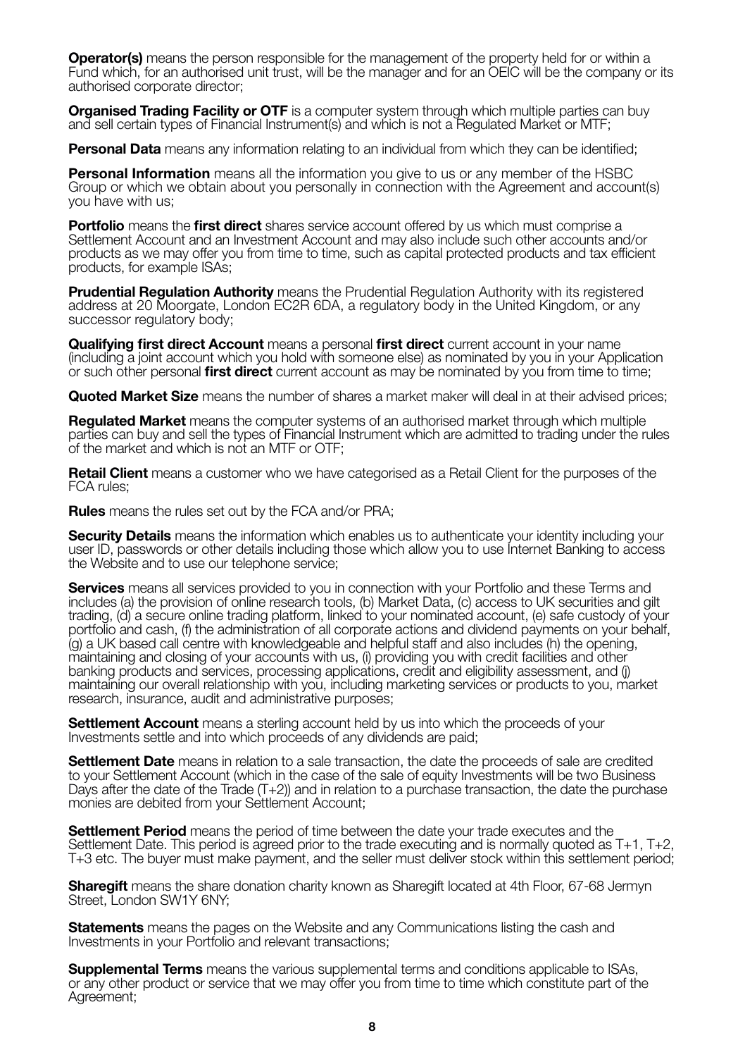**Operator(s)** means the person responsible for the management of the property held for or within a Fund which, for an authorised unit trust, will be the manager and for an OEIC will be the company or its authorised corporate director;

**Organised Trading Facility or OTF** is a computer system through which multiple parties can buy and sell certain types of Financial Instrument(s) and which is not a Regulated Market or MTF;

**Personal Data** means any information relating to an individual from which they can be identified;

**Personal Information** means all the information you give to us or any member of the HSBC Group or which we obtain about you personally in connection with the Agreement and account(s) you have with us;

**Portfolio** means the **first direct** shares service account offered by us which must comprise a Settlement Account and an Investment Account and may also include such other accounts and/or products as we may offer you from time to time, such as capital protected products and tax efficient products, for example ISAs;

**Prudential Regulation Authority** means the Prudential Regulation Authority with its registered address at 20 Moorgate, London EC2R 6DA, a regulatory body in the United Kingdom, or any successor regulatory body;

**Qualifying first direct Account** means a personal **first direct** current account in your name (including a joint account which you hold with someone else) as nominated by you in your Application or such other personal **first direct** current account as may be nominated by you from time to time;

**Quoted Market Size** means the number of shares a market maker will deal in at their advised prices;

**Regulated Market** means the computer systems of an authorised market through which multiple parties can buy and sell the types of Financial Instrument which are admitted to trading under the rules of the market and which is not an MTF or OTF;

**Retail Client** means a customer who we have categorised as a Retail Client for the purposes of the FCA rules;

**Rules** means the rules set out by the FCA and/or PRA;

**Security Details** means the information which enables us to authenticate your identity including your user ID, passwords or other details including those which allow you to use Internet Banking to access the Website and to use our telephone service;

**Services** means all services provided to you in connection with your Portfolio and these Terms and includes (a) the provision of online research tools, (b) Market Data, (c) access to UK securities and gilt trading, (d) a secure online trading platform, linked to your nominated account, (e) safe custody of your portfolio and cash, (f) the administration of all corporate actions and dividend payments on your behalf, (g) a UK based call centre with knowledgeable and helpful staff and also includes (h) the opening, maintaining and closing of your accounts with us, (i) providing you with credit facilities and other banking products and services, processing applications, credit and eligibility assessment, and (j) maintaining our overall relationship with you, including marketing services or products to you, market research, insurance, audit and administrative purposes;

**Settlement Account** means a sterling account held by us into which the proceeds of your Investments settle and into which proceeds of any dividends are paid;

**Settlement Date** means in relation to a sale transaction, the date the proceeds of sale are credited to your Settlement Account (which in the case of the sale of equity Investments will be two Business Days after the date of the Trade (T+2)) and in relation to a purchase transaction, the date the purchase monies are debited from your Settlement Account;

**Settlement Period** means the period of time between the date your trade executes and the Settlement Date. This period is agreed prior to the trade executing and is normally quoted as T+1, T+2, T+3 etc. The buyer must make payment, and the seller must deliver stock within this settlement period;

**Sharegift** means the share donation charity known as Sharegift located at 4th Floor, 67-68 Jermyn Street, London SW1Y 6NY;

**Statements** means the pages on the Website and any Communications listing the cash and Investments in your Portfolio and relevant transactions;

**Supplemental Terms** means the various supplemental terms and conditions applicable to ISAs, or any other product or service that we may offer you from time to time which constitute part of the Agreement;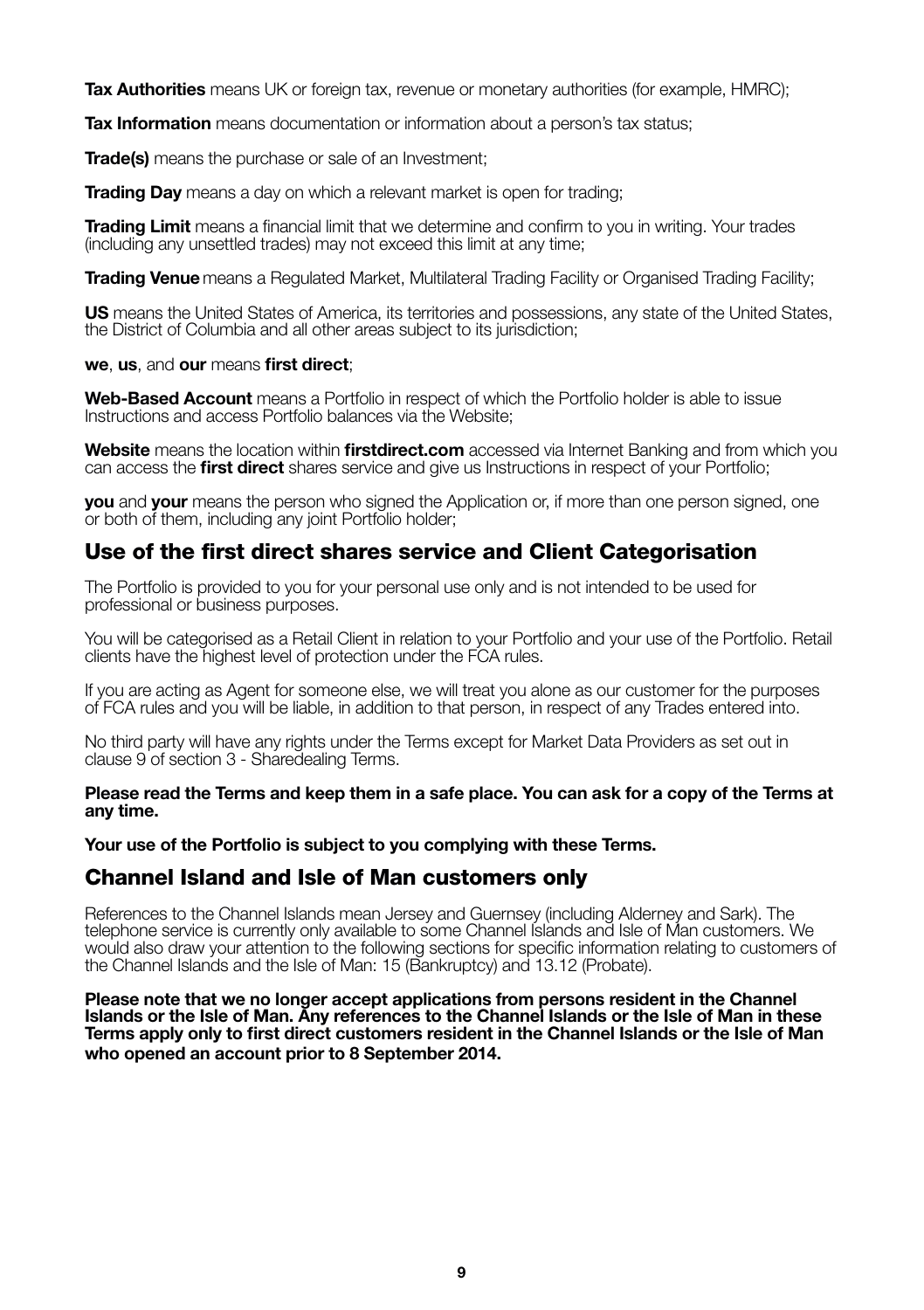**Tax Authorities** means UK or foreign tax, revenue or monetary authorities (for example, HMRC);

**Tax Information** means documentation or information about a person's tax status;

**Trade(s)** means the purchase or sale of an Investment;

**Trading Day** means a day on which a relevant market is open for trading;

**Trading Limit** means a financial limit that we determine and confirm to you in writing. Your trades (including any unsettled trades) may not exceed this limit at any time;

**Trading Venue** means a Regulated Market, Multilateral Trading Facility or Organised Trading Facility;

**US** means the United States of America, its territories and possessions, any state of the United States, the District of Columbia and all other areas subject to its jurisdiction;

**we**, **us**, and **our** means **first direct**;

**Web-Based Account** means a Portfolio in respect of which the Portfolio holder is able to issue Instructions and access Portfolio balances via the Website;

**Website** means the location within **firstdirect.com** accessed via Internet Banking and from which you can access the **first direct** shares service and give us Instructions in respect of your Portfolio;

**you** and **your** means the person who signed the Application or, if more than one person signed, one or both of them, including any joint Portfolio holder;

## Use of the first direct shares service and Client Categorisation

The Portfolio is provided to you for your personal use only and is not intended to be used for professional or business purposes.

You will be categorised as a Retail Client in relation to your Portfolio and your use of the Portfolio. Retail clients have the highest level of protection under the FCA rules.

If you are acting as Agent for someone else, we will treat you alone as our customer for the purposes of FCA rules and you will be liable, in addition to that person, in respect of any Trades entered into.

No third party will have any rights under the Terms except for Market Data Providers as set out in clause 9 of section 3 - Sharedealing Terms.

**Please read the Terms and keep them in a safe place. You can ask for a copy of the Terms at any time.**

**Your use of the Portfolio is subject to you complying with these Terms.**

## Channel Island and Isle of Man customers only

References to the Channel Islands mean Jersey and Guernsey (including Alderney and Sark). The telephone service is currently only available to some Channel Islands and Isle of Man customers. We would also draw your attention to the following sections for specific information relating to customers of the Channel Islands and the Isle of Man: 15 (Bankruptcy) and 13.12 (Probate).

**Please note that we no longer accept applications from persons resident in the Channel Islands or the Isle of Man. Any references to the Channel Islands or the Isle of Man in these Terms apply only to first direct customers resident in the Channel Islands or the Isle of Man who opened an account prior to 8 September 2014.**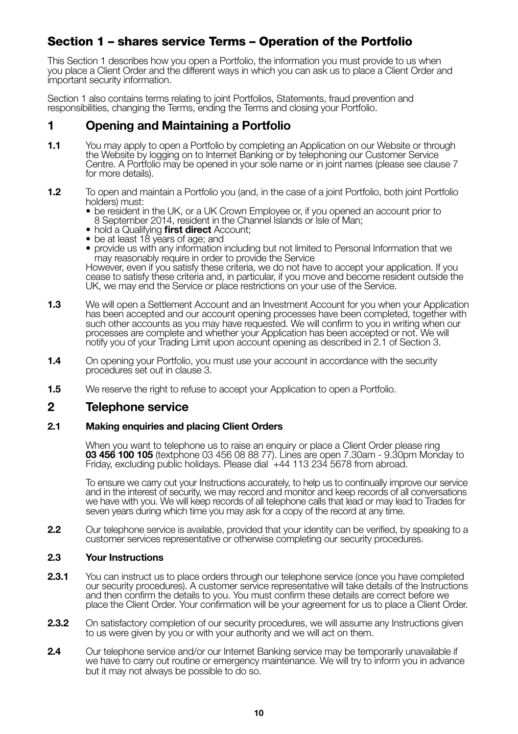## Section 1 – shares service Terms – Operation of the Portfolio

This Section 1 describes how you open a Portfolio, the information you must provide to us when you place a Client Order and the different ways in which you can ask us to place a Client Order and important security information.

Section 1 also contains terms relating to joint Portfolios, Statements, fraud prevention and responsibilities, changing the Terms, ending the Terms and closing your Portfolio.

### 1 Opening and Maintaining a Portfolio

**1.1** You may apply to open a Portfolio by completing an Application on our Website or through the Website by logging on to Internet Banking or by telephoning our Customer Service Centre. A Portfolio may be opened in your sole name or in joint names (please see clause 7 for more details).

**1.2** To open and maintain a Portfolio you (and, in the case of a joint Portfolio, both joint Portfolio holders) must:

- be resident in the UK, or a UK Crown Employee or, if you opened an account prior to 8 September 2014, resident in the Channel Islands or Isle of Man;
- hold a Qualifying **first direct** Account;
- be at least 18 years of age; and
- provide us with any information including but not limited to Personal Information that we may reasonably require in order to provide the Service

However, even if you satisfy these criteria, we do not have to accept your application. If you cease to satisfy these criteria and, in particular, if you move and become resident outside the UK, we may end the Service or place restrictions on your use of the Service.

**1.3** We will open a Settlement Account and an Investment Account for you when your Application has been accepted and our account opening processes have been completed, together with such other accounts as you may have requested. We will confirm to you in writing when our processes are complete and whether your Application has been accepted or not. We will notify you of your Trading Limit upon account opening as described in 2.1 of Section 3.

**1.4** On opening your Portfolio, you must use your account in accordance with the security procedures set out in clause 3.

**1.5** We reserve the right to refuse to accept your Application to open a Portfolio.

### 2 Telephone service

#### 2.1 Making enquiries and placing Client Orders

When you want to telephone us to raise an enquiry or place a Client Order please ring **03 456 100 105** (textphone 03 456 08 88 77). Lines are open 7.30am - 9.30pm Monday to Friday, excluding public holidays. Please dial +44 113 234 5678 from abroad.

To ensure we carry out your Instructions accurately, to help us to continually improve our service and in the interest of security, we may record and monitor and keep records of all conversations we have with you. We will keep records of all telephone calls that lead or may lead to Trades for seven years during which time you may ask for a copy of the record at any time.

**2.2** Our telephone service is available, provided that your identity can be verified, by speaking to a customer services representative or otherwise completing our security procedures.

#### 2.3 Your Instructions

**2.3.1** You can instruct us to place orders through our telephone service (once you have completed our security procedures). A customer service representative will take details of the Instructions and then confirm the details to you. You must confirm these details are correct before we place the Client Order. Your confirmation will be your agreement for us to place a Client Order.

**2.3.2** On satisfactory completion of our security procedures, we will assume any Instructions given to us were given by you or with your authority and we will act on them.

**2.4** Our telephone service and/or our Internet Banking service may be temporarily unavailable if we have to carry out routine or emergency maintenance. We will try to inform you in advance but it may not always be possible to do so.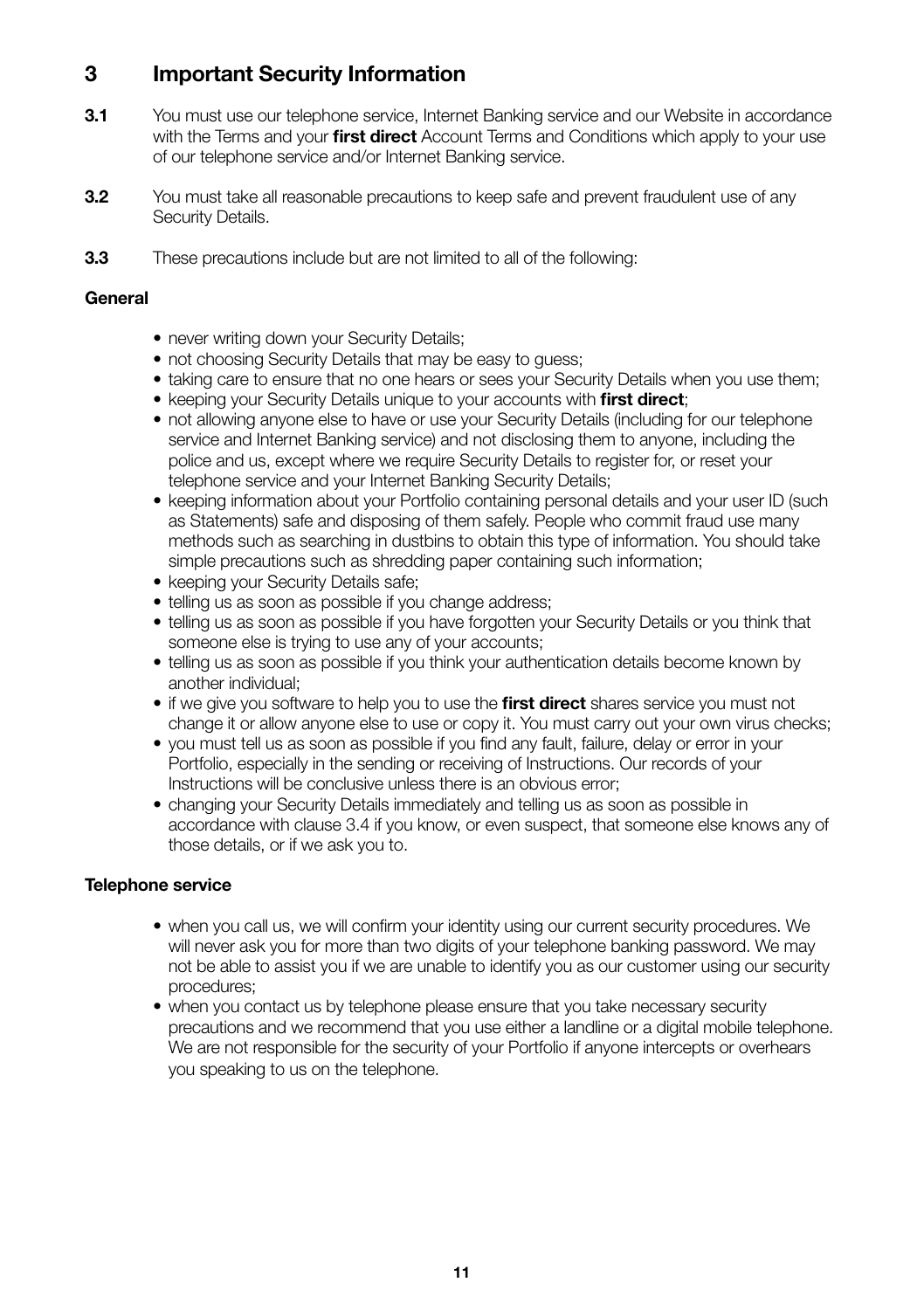## 3 Important Security Information

**3.1** You must use our telephone service, Internet Banking service and our Website in accordance with the Terms and your **first direct** Account Terms and Conditions which apply to your use of our telephone service and/or Internet Banking service.

**3.2** You must take all reasonable precautions to keep safe and prevent fraudulent use of any Security Details.

**3.3** These precautions include but are not limited to all of the following:

**General**

- never writing down your Security Details;
- not choosing Security Details that may be easy to guess;
- taking care to ensure that no one hears or sees your Security Details when you use them;
- keeping your Security Details unique to your accounts with **first direct**;
- not allowing anyone else to have or use your Security Details (including for our telephone service and Internet Banking service) and not disclosing them to anyone, including the police and us, except where we require Security Details to register for, or reset your telephone service and your Internet Banking Security Details;
- keeping information about your Portfolio containing personal details and your user ID (such as Statements) safe and disposing of them safely. People who commit fraud use many methods such as searching in dustbins to obtain this type of information. You should take simple precautions such as shredding paper containing such information;
- keeping your Security Details safe;
- telling us as soon as possible if you change address;
- telling us as soon as possible if you have forgotten your Security Details or you think that someone else is trying to use any of your accounts;
- telling us as soon as possible if you think your authentication details become known by another individual;
- if we give you software to help you to use the **first direct** shares service you must not change it or allow anyone else to use or copy it. You must carry out your own virus checks;
- you must tell us as soon as possible if you find any fault, failure, delay or error in your Portfolio, especially in the sending or receiving of Instructions. Our records of your Instructions will be conclusive unless there is an obvious error;
- changing your Security Details immediately and telling us as soon as possible in accordance with clause 3.4 if you know, or even suspect, that someone else knows any of those details, or if we ask you to.

**Telephone service**

- when you call us, we will confirm your identity using our current security procedures. We will never ask you for more than two digits of your telephone banking password. We may not be able to assist you if we are unable to identify you as our customer using our security procedures;
- when you contact us by telephone please ensure that you take necessary security precautions and we recommend that you use either a landline or a digital mobile telephone. We are not responsible for the security of your Portfolio if anyone intercepts or overhears you speaking to us on the telephone.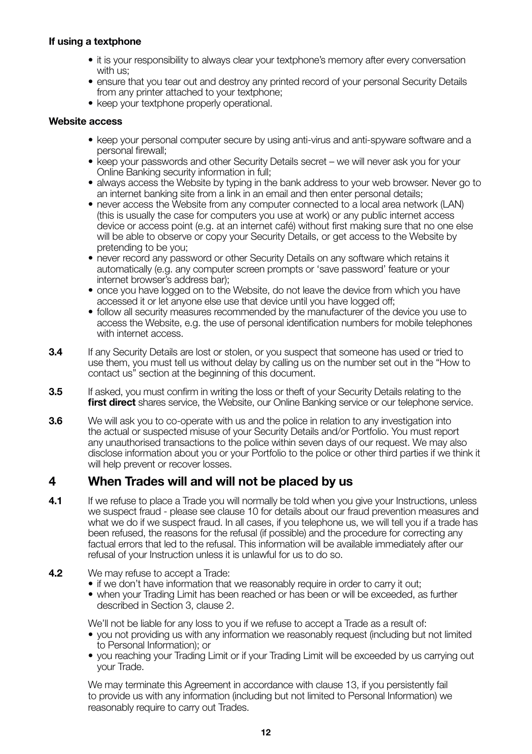**If using a textphone**

- it is your responsibility to always clear your textphone's memory after every conversation with us;
- ensure that you tear out and destroy any printed record of your personal Security Details from any printer attached to your textphone;
- keep your textphone properly operational.

**Website access**

- keep your personal computer secure by using anti-virus and anti-spyware software and a personal firewall;
- keep your passwords and other Security Details secret – we will never ask you for your Online Banking security information in full;
- always access the Website by typing in the bank address to your web browser. Never go to an internet banking site from a link in an email and then enter personal details;
- never access the Website from any computer connected to a local area network (LAN) (this is usually the case for computers you use at work) or any public internet access device or access point (e.g. at an internet café) without first making sure that no one else will be able to observe or copy your Security Details, or get access to the Website by pretending to be you;
- never record any password or other Security Details on any software which retains it automatically (e.g. any computer screen prompts or 'save password' feature or your internet browser's address bar);
- once you have logged on to the Website, do not leave the device from which you have accessed it or let anyone else use that device until you have logged off;
- follow all security measures recommended by the manufacturer of the device you use to access the Website, e.g. the use of personal identification numbers for mobile telephones with internet access.

**3.4** If any Security Details are lost or stolen, or you suspect that someone has used or tried to use them, you must tell us without delay by calling us on the number set out in the "How to contact us" section at the beginning of this document.

**3.5** If asked, you must confirm in writing the loss or theft of your Security Details relating to the **first direct** shares service, the Website, our Online Banking service or our telephone service.

**3.6** We will ask you to co-operate with us and the police in relation to any investigation into the actual or suspected misuse of your Security Details and/or Portfolio. You must report any unauthorised transactions to the police within seven days of our request. We may also disclose information about you or your Portfolio to the police or other third parties if we think it will help prevent or recover losses.

## 4 When Trades will and will not be placed by us

**4.1** If we refuse to place a Trade you will normally be told when you give your Instructions, unless we suspect fraud - please see clause 10 for details about our fraud prevention measures and what we do if we suspect fraud. In all cases, if you telephone us, we will tell you if a trade has been refused, the reasons for the refusal (if possible) and the procedure for correcting any factual errors that led to the refusal. This information will be available immediately after our refusal of your Instruction unless it is unlawful for us to do so.

**4.2** We may refuse to accept a Trade:

- if we don't have information that we reasonably require in order to carry it out;
- when your Trading Limit has been reached or has been or will be exceeded, as further described in Section 3, clause 2.

We'll not be liable for any loss to you if we refuse to accept a Trade as a result of:

- you not providing us with any information we reasonably request (including but not limited to Personal Information); or
- you reaching your Trading Limit or if your Trading Limit will be exceeded by us carrying out your Trade.

We may terminate this Agreement in accordance with clause 13, if you persistently fail to provide us with any information (including but not limited to Personal Information) we reasonably require to carry out Trades.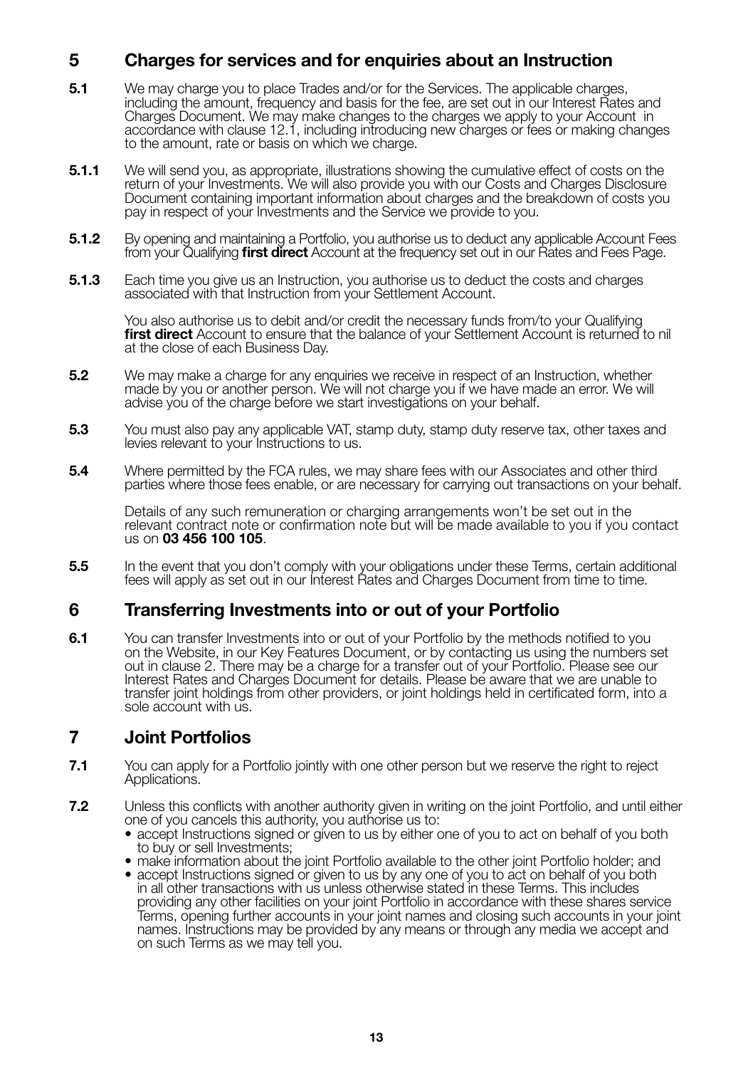## 5 Charges for services and for enquiries about an Instruction

**5.1** We may charge you to place Trades and/or for the Services. The applicable charges, including the amount, frequency and basis for the fee, are set out in our Interest Rates and Charges Document. We may make changes to the charges we apply to your Account in accordance with clause 12.1, including introducing new charges or fees or making changes to the amount, rate or basis on which we charge.

**5.1.1** We will send you, as appropriate, illustrations showing the cumulative effect of costs on the return of your Investments. We will also provide you with our Costs and Charges Disclosure Document containing important information about charges and the breakdown of costs you pay in respect of your Investments and the Service we provide to you.

**5.1.2** By opening and maintaining a Portfolio, you authorise us to deduct any applicable Account Fees from your Qualifying **first direct** Account at the frequency set out in our Rates and Fees Page.

**5.1.3** Each time you give us an Instruction, you authorise us to deduct the costs and charges associated with that Instruction from your Settlement Account.

You also authorise us to debit and/or credit the necessary funds from/to your Qualifying **first direct** Account to ensure that the balance of your Settlement Account is returned to nil at the close of each Business Day.

**5.2** We may make a charge for any enquiries we receive in respect of an Instruction, whether made by you or another person. We will not charge you if we have made an error. We will advise you of the charge before we start investigations on your behalf.

**5.3** You must also pay any applicable VAT, stamp duty, stamp duty reserve tax, other taxes and levies relevant to your Instructions to us.

**5.4** Where permitted by the FCA rules, we may share fees with our Associates and other third parties where those fees enable, or are necessary for carrying out transactions on your behalf.

Details of any such remuneration or charging arrangements won't be set out in the relevant contract note or confirmation note but will be made available to you if you contact us on **03 456 100 105**.

**5.5** In the event that you don't comply with your obligations under these Terms, certain additional fees will apply as set out in our Interest Rates and Charges Document from time to time.

## 6 Transferring Investments into or out of your Portfolio

**6.1** You can transfer Investments into or out of your Portfolio by the methods notified to you on the Website, in our Key Features Document, or by contacting us using the numbers set out in clause 2. There may be a charge for a transfer out of your Portfolio. Please see our Interest Rates and Charges Document for details. Please be aware that we are unable to transfer joint holdings from other providers, or joint holdings held in certificated form, into a sole account with us.

## 7 Joint Portfolios

**7.1** You can apply for a Portfolio jointly with one other person but we reserve the right to reject Applications.

**7.2** Unless this conflicts with another authority given in writing on the joint Portfolio, and until either one of you cancels this authority, you authorise us to:

- accept Instructions signed or given to us by either one of you to act on behalf of you both to buy or sell Investments;
- make information about the joint Portfolio available to the other joint Portfolio holder; and
- accept Instructions signed or given to us by any one of you to act on behalf of you both in all other transactions with us unless otherwise stated in these Terms. This includes providing any other facilities on your joint Portfolio in accordance with these shares service Terms, opening further accounts in your joint names and closing such accounts in your joint names. Instructions may be provided by any means or through any media we accept and on such Terms as we may tell you.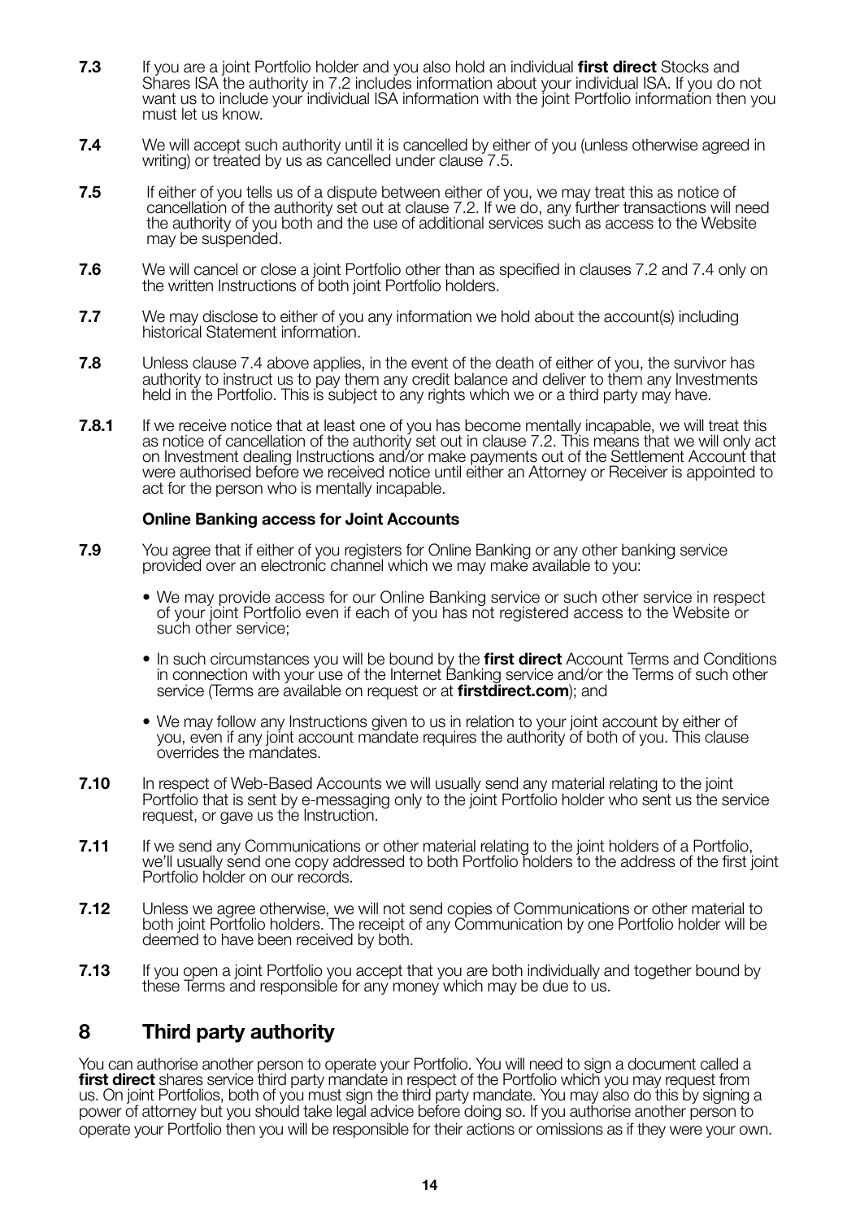**7.3** If you are a joint Portfolio holder and you also hold an individual **first direct** Stocks and Shares ISA the authority in 7.2 includes information about your individual ISA. If you do not want us to include your individual ISA information with the joint Portfolio information then you must let us know.

**7.4** We will accept such authority until it is cancelled by either of you (unless otherwise agreed in writing) or treated by us as cancelled under clause 7.5.

**7.5** If either of you tells us of a dispute between either of you, we may treat this as notice of cancellation of the authority set out at clause 7.2. If we do, any further transactions will need the authority of you both and the use of additional services such as access to the Website may be suspended.

**7.6** We will cancel or close a joint Portfolio other than as specified in clauses 7.2 and 7.4 only on the written Instructions of both joint Portfolio holders.

**7.7** We may disclose to either of you any information we hold about the account(s) including historical Statement information.

**7.8** Unless clause 7.4 above applies, in the event of the death of either of you, the survivor has authority to instruct us to pay them any credit balance and deliver to them any Investments held in the Portfolio. This is subject to any rights which we or a third party may have.

**7.8.1** If we receive notice that at least one of you has become mentally incapable, we will treat this as notice of cancellation of the authority set out in clause 7.2. This means that we will only act on Investment dealing Instructions and/or make payments out of the Settlement Account that were authorised before we received notice until either an Attorney or Receiver is appointed to act for the person who is mentally incapable.

**Online Banking access for Joint Accounts**

**7.9** You agree that if either of you registers for Online Banking or any other banking service provided over an electronic channel which we may make available to you:

- We may provide access for our Online Banking service or such other service in respect of your joint Portfolio even if each of you has not registered access to the Website or such other service;
- In such circumstances you will be bound by the **first direct** Account Terms and Conditions in connection with your use of the Internet Banking service and/or the Terms of such other service (Terms are available on request or at **firstdirect.com**); and
- We may follow any Instructions given to us in relation to your joint account by either of you, even if any joint account mandate requires the authority of both of you. This clause overrides the mandates.

**7.10** In respect of Web-Based Accounts we will usually send any material relating to the joint Portfolio that is sent by e-messaging only to the joint Portfolio holder who sent us the service request, or gave us the Instruction.

**7.11** If we send any Communications or other material relating to the joint holders of a Portfolio, we'll usually send one copy addressed to both Portfolio holders to the address of the first joint Portfolio holder on our records.

**7.12** Unless we agree otherwise, we will not send copies of Communications or other material to both joint Portfolio holders. The receipt of any Communication by one Portfolio holder will be deemed to have been received by both.

**7.13** If you open a joint Portfolio you accept that you are both individually and together bound by these Terms and responsible for any money which may be due to us.

## 8 Third party authority

You can authorise another person to operate your Portfolio. You will need to sign a document called a **first direct** shares service third party mandate in respect of the Portfolio which you may request from us. On joint Portfolios, both of you must sign the third party mandate. You may also do this by signing a power of attorney but you should take legal advice before doing so. If you authorise another person to operate your Portfolio then you will be responsible for their actions or omissions as if they were your own.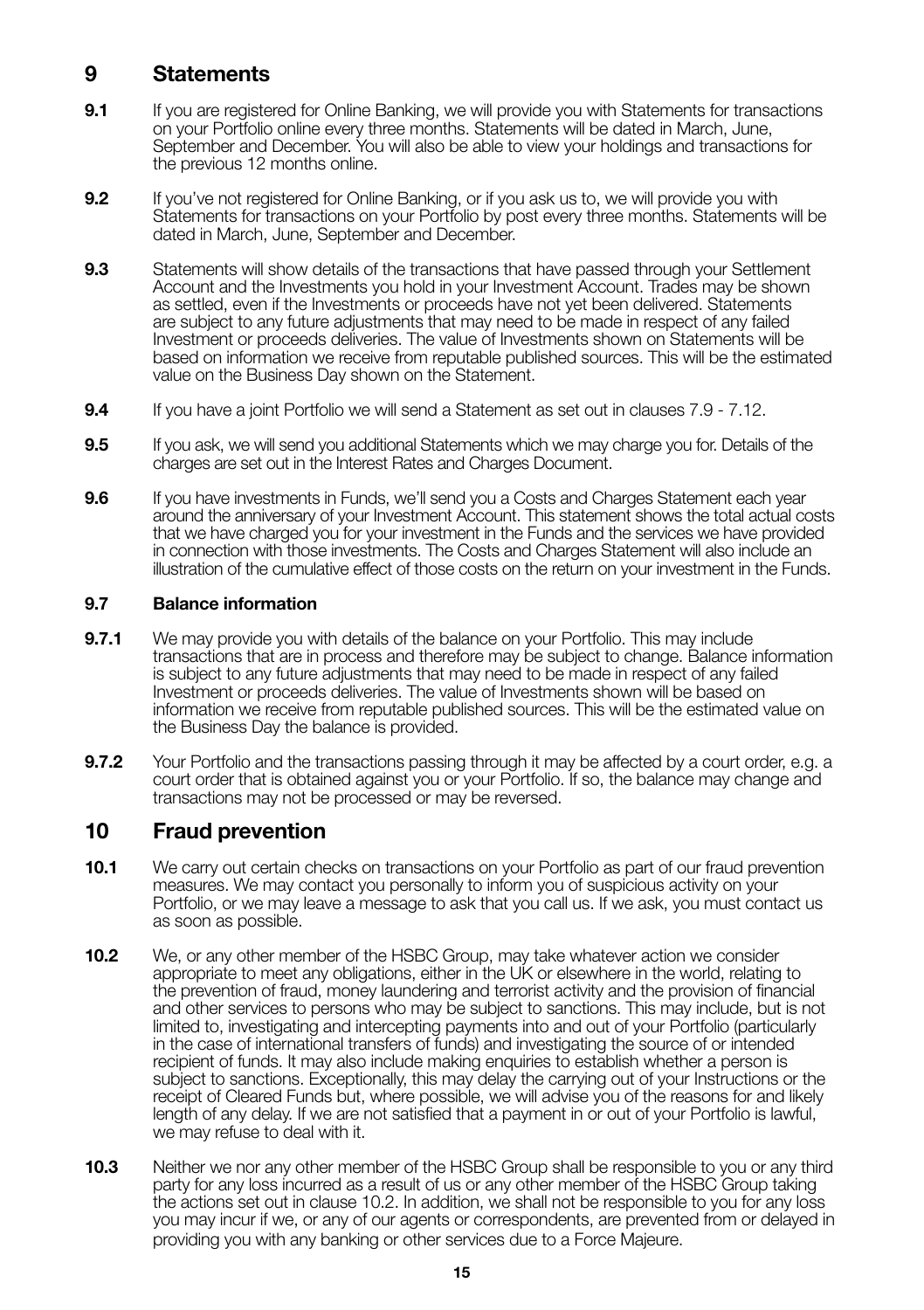## 9 Statements

**9.1** If you are registered for Online Banking, we will provide you with Statements for transactions on your Portfolio online every three months. Statements will be dated in March, June, September and December. You will also be able to view your holdings and transactions for the previous 12 months online.

**9.2** If you've not registered for Online Banking, or if you ask us to, we will provide you with Statements for transactions on your Portfolio by post every three months. Statements will be dated in March, June, September and December.

**9.3** Statements will show details of the transactions that have passed through your Settlement Account and the Investments you hold in your Investment Account. Trades may be shown as settled, even if the Investments or proceeds have not yet been delivered. Statements are subject to any future adjustments that may need to be made in respect of any failed Investment or proceeds deliveries. The value of Investments shown on Statements will be based on information we receive from reputable published sources. This will be the estimated value on the Business Day shown on the Statement.

**9.4** If you have a joint Portfolio we will send a Statement as set out in clauses 7.9 - 7.12.

**9.5** If you ask, we will send you additional Statements which we may charge you for. Details of the charges are set out in the Interest Rates and Charges Document.

**9.6** If you have investments in Funds, we'll send you a Costs and Charges Statement each year around the anniversary of your Investment Account. This statement shows the total actual costs that we have charged you for your investment in the Funds and the services we have provided in connection with those investments. The Costs and Charges Statement will also include an illustration of the cumulative effect of those costs on the return on your investment in the Funds.

### 9.7 Balance information

**9.7.1** We may provide you with details of the balance on your Portfolio. This may include transactions that are in process and therefore may be subject to change. Balance information is subject to any future adjustments that may need to be made in respect of any failed Investment or proceeds deliveries. The value of Investments shown will be based on information we receive from reputable published sources. This will be the estimated value on the Business Day the balance is provided.

**9.7.2** Your Portfolio and the transactions passing through it may be affected by a court order, e.g. a court order that is obtained against you or your Portfolio. If so, the balance may change and transactions may not be processed or may be reversed.

## 10 Fraud prevention

**10.1** We carry out certain checks on transactions on your Portfolio as part of our fraud prevention measures. We may contact you personally to inform you of suspicious activity on your Portfolio, or we may leave a message to ask that you call us. If we ask, you must contact us as soon as possible.

**10.2** We, or any other member of the HSBC Group, may take whatever action we consider appropriate to meet any obligations, either in the UK or elsewhere in the world, relating to the prevention of fraud, money laundering and terrorist activity and the provision of financial and other services to persons who may be subject to sanctions. This may include, but is not limited to, investigating and intercepting payments into and out of your Portfolio (particularly in the case of international transfers of funds) and investigating the source of or intended recipient of funds. It may also include making enquiries to establish whether a person is subject to sanctions. Exceptionally, this may delay the carrying out of your Instructions or the receipt of Cleared Funds but, where possible, we will advise you of the reasons for and likely length of any delay. If we are not satisfied that a payment in or out of your Portfolio is lawful, we may refuse to deal with it.

**10.3** Neither we nor any other member of the HSBC Group shall be responsible to you or any third party for any loss incurred as a result of us or any other member of the HSBC Group taking the actions set out in clause 10.2. In addition, we shall not be responsible to you for any loss you may incur if we, or any of our agents or correspondents, are prevented from or delayed in providing you with any banking or other services due to a Force Majeure.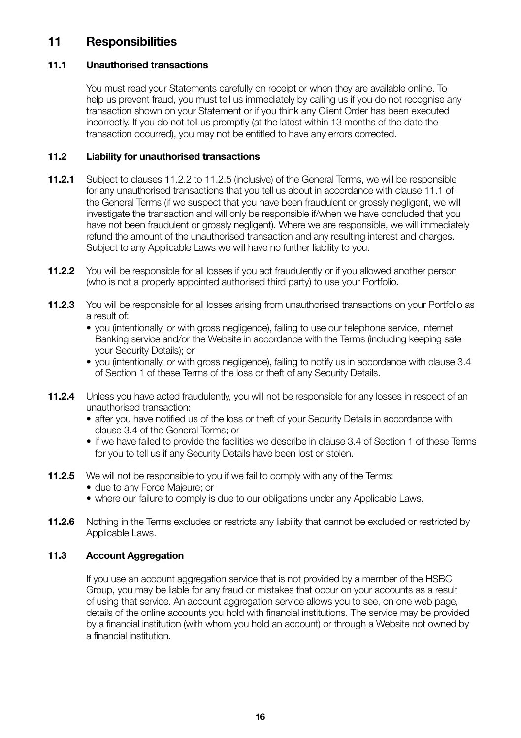## 11 Responsibilities

### 11.1 Unauthorised transactions

You must read your Statements carefully on receipt or when they are available online. To help us prevent fraud, you must tell us immediately by calling us if you do not recognise any transaction shown on your Statement or if you think any Client Order has been executed incorrectly. If you do not tell us promptly (at the latest within 13 months of the date the transaction occurred), you may not be entitled to have any errors corrected.

### 11.2 Liability for unauthorised transactions

**11.2.1** Subject to clauses 11.2.2 to 11.2.5 (inclusive) of the General Terms, we will be responsible for any unauthorised transactions that you tell us about in accordance with clause 11.1 of the General Terms (if we suspect that you have been fraudulent or grossly negligent, we will investigate the transaction and will only be responsible if/when we have concluded that you have not been fraudulent or grossly negligent). Where we are responsible, we will immediately refund the amount of the unauthorised transaction and any resulting interest and charges. Subject to any Applicable Laws we will have no further liability to you.

**11.2.2** You will be responsible for all losses if you act fraudulently or if you allowed another person (who is not a properly appointed authorised third party) to use your Portfolio.

**11.2.3** You will be responsible for all losses arising from unauthorised transactions on your Portfolio as a result of:

- you (intentionally, or with gross negligence), failing to use our telephone service, Internet Banking service and/or the Website in accordance with the Terms (including keeping safe your Security Details); or
- you (intentionally, or with gross negligence), failing to notify us in accordance with clause 3.4 of Section 1 of these Terms of the loss or theft of any Security Details.

**11.2.4** Unless you have acted fraudulently, you will not be responsible for any losses in respect of an unauthorised transaction:

- after you have notified us of the loss or theft of your Security Details in accordance with clause 3.4 of the General Terms; or
- if we have failed to provide the facilities we describe in clause 3.4 of Section 1 of these Terms for you to tell us if any Security Details have been lost or stolen.

**11.2.5** We will not be responsible to you if we fail to comply with any of the Terms:

- due to any Force Majeure; or
- where our failure to comply is due to our obligations under any Applicable Laws.

**11.2.6** Nothing in the Terms excludes or restricts any liability that cannot be excluded or restricted by Applicable Laws.

### 11.3 Account Aggregation

If you use an account aggregation service that is not provided by a member of the HSBC Group, you may be liable for any fraud or mistakes that occur on your accounts as a result of using that service. An account aggregation service allows you to see, on one web page, details of the online accounts you hold with financial institutions. The service may be provided by a financial institution (with whom you hold an account) or through a Website not owned by a financial institution.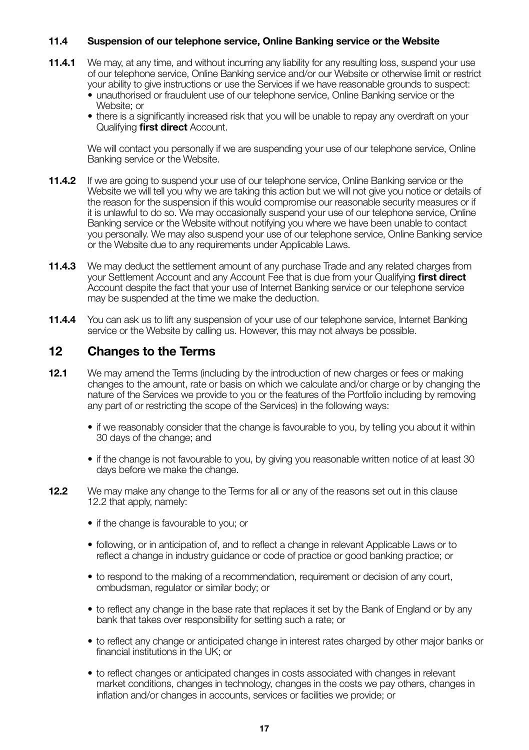### 11.4 Suspension of our telephone service, Online Banking service or the Website

**11.4.1** We may, at any time, and without incurring any liability for any resulting loss, suspend your use of our telephone service, Online Banking service and/or our Website or otherwise limit or restrict your ability to give instructions or use the Services if we have reasonable grounds to suspect:

- unauthorised or fraudulent use of our telephone service, Online Banking service or the Website; or
- there is a significantly increased risk that you will be unable to repay any overdraft on your Qualifying **first direct** Account.

We will contact you personally if we are suspending your use of our telephone service, Online Banking service or the Website.

**11.4.2** If we are going to suspend your use of our telephone service, Online Banking service or the Website we will tell you why we are taking this action but we will not give you notice or details of the reason for the suspension if this would compromise our reasonable security measures or if it is unlawful to do so. We may occasionally suspend your use of our telephone service, Online Banking service or the Website without notifying you where we have been unable to contact you personally. We may also suspend your use of our telephone service, Online Banking service or the Website due to any requirements under Applicable Laws.

**11.4.3** We may deduct the settlement amount of any purchase Trade and any related charges from your Settlement Account and any Account Fee that is due from your Qualifying **first direct** Account despite the fact that your use of Internet Banking service or our telephone service may be suspended at the time we make the deduction.

**11.4.4** You can ask us to lift any suspension of your use of our telephone service, Internet Banking service or the Website by calling us. However, this may not always be possible.

## 12 Changes to the Terms

**12.1** We may amend the Terms (including by the introduction of new charges or fees or making changes to the amount, rate or basis on which we calculate and/or charge or by changing the nature of the Services we provide to you or the features of the Portfolio including by removing any part of or restricting the scope of the Services) in the following ways:

- if we reasonably consider that the change is favourable to you, by telling you about it within 30 days of the change; and
- if the change is not favourable to you, by giving you reasonable written notice of at least 30 days before we make the change.

**12.2** We may make any change to the Terms for all or any of the reasons set out in this clause 12.2 that apply, namely:

- if the change is favourable to you; or
- following, or in anticipation of, and to reflect a change in relevant Applicable Laws or to reflect a change in industry guidance or code of practice or good banking practice; or
- to respond to the making of a recommendation, requirement or decision of any court, ombudsman, regulator or similar body; or
- to reflect any change in the base rate that replaces it set by the Bank of England or by any bank that takes over responsibility for setting such a rate; or
- to reflect any change or anticipated change in interest rates charged by other major banks or financial institutions in the UK; or
- to reflect changes or anticipated changes in costs associated with changes in relevant market conditions, changes in technology, changes in the costs we pay others, changes in inflation and/or changes in accounts, services or facilities we provide; or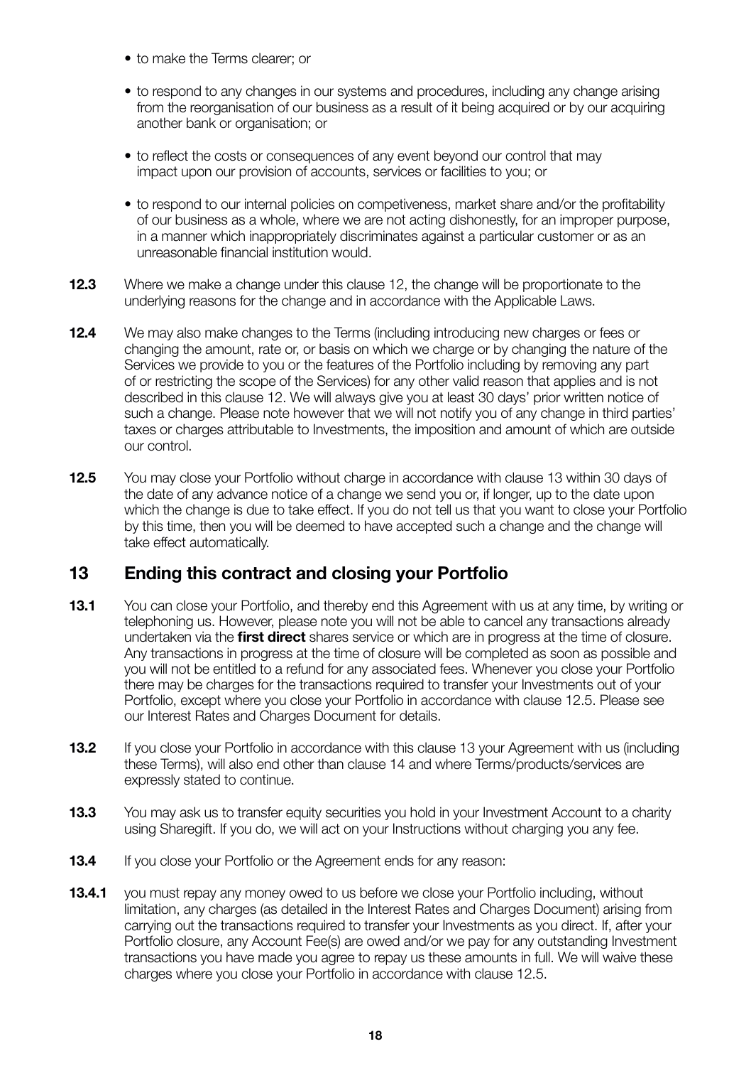- to make the Terms clearer; or
- to respond to any changes in our systems and procedures, including any change arising from the reorganisation of our business as a result of it being acquired or by our acquiring another bank or organisation; or
- to reflect the costs or consequences of any event beyond our control that may impact upon our provision of accounts, services or facilities to you; or
- to respond to our internal policies on competiveness, market share and/or the profitability of our business as a whole, where we are not acting dishonestly, for an improper purpose, in a manner which inappropriately discriminates against a particular customer or as an unreasonable financial institution would.

**12.3** Where we make a change under this clause 12, the change will be proportionate to the underlying reasons for the change and in accordance with the Applicable Laws.

**12.4** We may also make changes to the Terms (including introducing new charges or fees or changing the amount, rate or, or basis on which we charge or by changing the nature of the Services we provide to you or the features of the Portfolio including by removing any part of or restricting the scope of the Services) for any other valid reason that applies and is not described in this clause 12. We will always give you at least 30 days' prior written notice of such a change. Please note however that we will not notify you of any change in third parties' taxes or charges attributable to Investments, the imposition and amount of which are outside our control.

**12.5** You may close your Portfolio without charge in accordance with clause 13 within 30 days of the date of any advance notice of a change we send you or, if longer, up to the date upon which the change is due to take effect. If you do not tell us that you want to close your Portfolio by this time, then you will be deemed to have accepted such a change and the change will take effect automatically.

## 13 Ending this contract and closing your Portfolio

**13.1** You can close your Portfolio, and thereby end this Agreement with us at any time, by writing or telephoning us. However, please note you will not be able to cancel any transactions already undertaken via the **first direct** shares service or which are in progress at the time of closure. Any transactions in progress at the time of closure will be completed as soon as possible and you will not be entitled to a refund for any associated fees. Whenever you close your Portfolio there may be charges for the transactions required to transfer your Investments out of your Portfolio, except where you close your Portfolio in accordance with clause 12.5. Please see our Interest Rates and Charges Document for details.

**13.2** If you close your Portfolio in accordance with this clause 13 your Agreement with us (including these Terms), will also end other than clause 14 and where Terms/products/services are expressly stated to continue.

**13.3** You may ask us to transfer equity securities you hold in your Investment Account to a charity using Sharegift. If you do, we will act on your Instructions without charging you any fee.

**13.4** If you close your Portfolio or the Agreement ends for any reason:

**13.4.1** you must repay any money owed to us before we close your Portfolio including, without limitation, any charges (as detailed in the Interest Rates and Charges Document) arising from carrying out the transactions required to transfer your Investments as you direct. If, after your Portfolio closure, any Account Fee(s) are owed and/or we pay for any outstanding Investment transactions you have made you agree to repay us these amounts in full. We will waive these charges where you close your Portfolio in accordance with clause 12.5.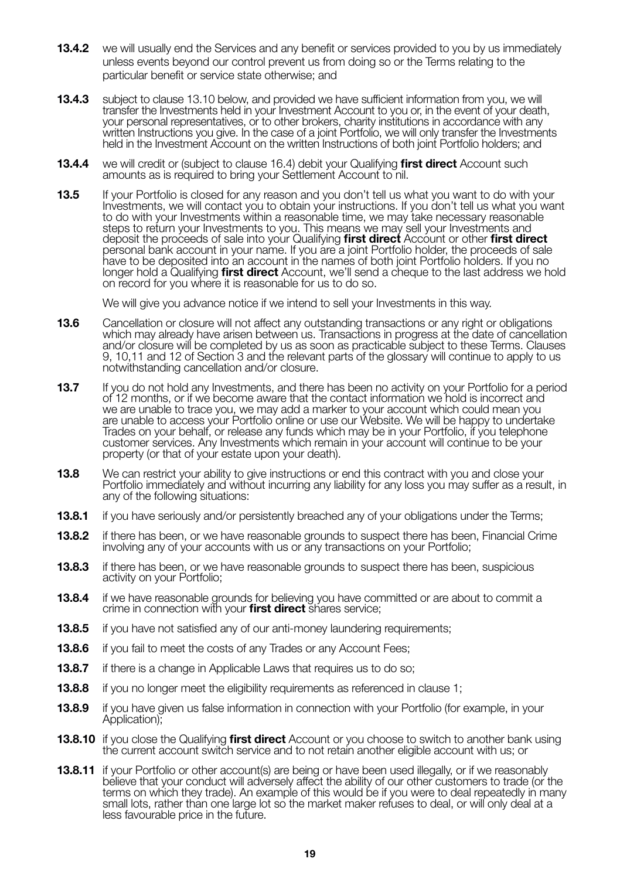**13.4.2** we will usually end the Services and any benefit or services provided to you by us immediately unless events beyond our control prevent us from doing so or the Terms relating to the particular benefit or service state otherwise; and

**13.4.3** subject to clause 13.10 below, and provided we have sufficient information from you, we will transfer the Investments held in your Investment Account to you or, in the event of your death, your personal representatives, or to other brokers, charity institutions in accordance with any written Instructions you give. In the case of a joint Portfolio, we will only transfer the Investments held in the Investment Account on the written Instructions of both joint Portfolio holders; and

**13.4.4** we will credit or (subject to clause 16.4) debit your Qualifying **first direct** Account such amounts as is required to bring your Settlement Account to nil.

**13.5** If your Portfolio is closed for any reason and you don't tell us what you want to do with your Investments, we will contact you to obtain your instructions. If you don't tell us what you want to do with your Investments within a reasonable time, we may take necessary reasonable steps to return your Investments to you. This means we may sell your Investments and deposit the proceeds of sale into your Qualifying **first direct** Account or other **first direct** personal bank account in your name. If you are a joint Portfolio holder, the proceeds of sale have to be deposited into an account in the names of both joint Portfolio holders. If you no longer hold a Qualifying **first direct** Account, we'll send a cheque to the last address we hold on record for you where it is reasonable for us to do so.

We will give you advance notice if we intend to sell your Investments in this way.

**13.6** Cancellation or closure will not affect any outstanding transactions or any right or obligations which may already have arisen between us. Transactions in progress at the date of cancellation and/or closure will be completed by us as soon as practicable subject to these Terms. Clauses 9, 10,11 and 12 of Section 3 and the relevant parts of the glossary will continue to apply to us notwithstanding cancellation and/or closure.

**13.7** If you do not hold any Investments, and there has been no activity on your Portfolio for a period of 12 months, or if we become aware that the contact information we hold is incorrect and we are unable to trace you, we may add a marker to your account which could mean you are unable to access your Portfolio online or use our Website. We will be happy to undertake Trades on your behalf, or release any funds which may be in your Portfolio, if you telephone customer services. Any Investments which remain in your account will continue to be your property (or that of your estate upon your death).

**13.8** We can restrict your ability to give instructions or end this contract with you and close your Portfolio immediately and without incurring any liability for any loss you may suffer as a result, in any of the following situations:

**13.8.1** if you have seriously and/or persistently breached any of your obligations under the Terms;

**13.8.2** if there has been, or we have reasonable grounds to suspect there has been, Financial Crime involving any of your accounts with us or any transactions on your Portfolio;

**13.8.3** if there has been, or we have reasonable grounds to suspect there has been, suspicious activity on your Portfolio;

**13.8.4** if we have reasonable grounds for believing you have committed or are about to commit a crime in connection with your **first direct** shares service;

**13.8.5** if you have not satisfied any of our anti-money laundering requirements;

**13.8.6** if you fail to meet the costs of any Trades or any Account Fees;

**13.8.7** if there is a change in Applicable Laws that requires us to do so;

**13.8.8** if you no longer meet the eligibility requirements as referenced in clause 1;

**13.8.9** if you have given us false information in connection with your Portfolio (for example, in your Application);

**13.8.10** if you close the Qualifying **first direct** Account or you choose to switch to another bank using the current account switch service and to not retain another eligible account with us; or

**13.8.11** if your Portfolio or other account(s) are being or have been used illegally, or if we reasonably believe that your conduct will adversely affect the ability of our other customers to trade (or the terms on which they trade). An example of this would be if you were to deal repeatedly in many small lots, rather than one large lot so the market maker refuses to deal, or will only deal at a less favourable price in the future.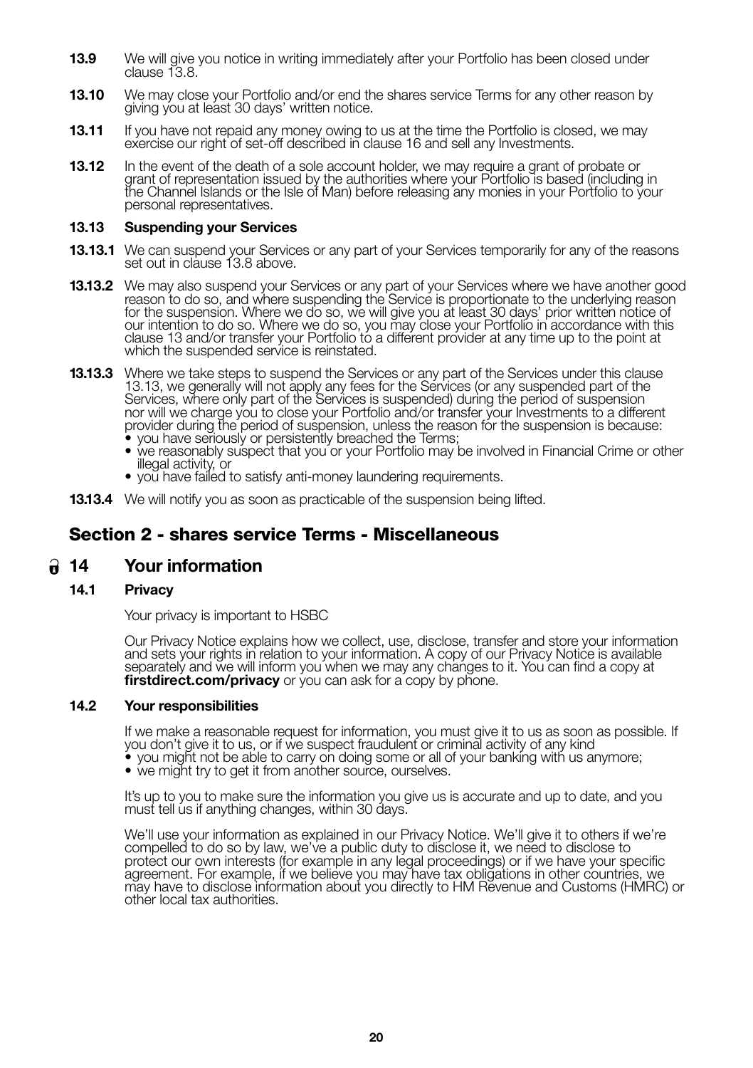**13.9** We will give you notice in writing immediately after your Portfolio has been closed under clause 13.8.

**13.10** We may close your Portfolio and/or end the shares service Terms for any other reason by giving you at least 30 days' written notice.

**13.11** If you have not repaid any money owing to us at the time the Portfolio is closed, we may exercise our right of set-off described in clause 16 and sell any Investments.

**13.12** In the event of the death of a sole account holder, we may require a grant of probate or grant of representation issued by the authorities where your Portfolio is based (including in the Channel Islands or the Isle of Man) before releasing any monies in your Portfolio to your personal representatives.

**13.13 Suspending your Services**

**13.13.1** We can suspend your Services or any part of your Services temporarily for any of the reasons set out in clause 13.8 above.

**13.13.2** We may also suspend your Services or any part of your Services where we have another good reason to do so, and where suspending the Service is proportionate to the underlying reason for the suspension. Where we do so, we will give you at least 30 days' prior written notice of our intention to do so. Where we do so, you may close your Portfolio in accordance with this clause 13 and/or transfer your Portfolio to a different provider at any time up to the point at which the suspended service is reinstated.

**13.13.3** Where we take steps to suspend the Services or any part of the Services under this clause 13.13, we generally will not apply any fees for the Services (or any suspended part of the Services, where only part of the Services is suspended) during the period of suspension nor will we charge you to close your Portfolio and/or transfer your Investments to a different provider during the period of suspension, unless the reason for the suspension is because:

- you have seriously or persistently breached the Terms;
- we reasonably suspect that you or your Portfolio may be involved in Financial Crime or other illegal activity, or
- you have failed to satisfy anti-money laundering requirements.

**13.13.4** We will notify you as soon as practicable of the suspension being lifted.

## Section 2 - shares service Terms - Miscellaneous

### 14 Your information

**14.1 Privacy**

Your privacy is important to HSBC

Our Privacy Notice explains how we collect, use, disclose, transfer and store your information and sets your rights in relation to your information. A copy of our Privacy Notice is available separately and we will inform you when we may any changes to it. You can find a copy at **firstdirect.com/privacy** or you can ask for a copy by phone.

**14.2 Your responsibilities**

If we make a reasonable request for information, you must give it to us as soon as possible. If you don't give it to us, or if we suspect fraudulent or criminal activity of any kind

- you might not be able to carry on doing some or all of your banking with us anymore;
- we might try to get it from another source, ourselves.

It's up to you to make sure the information you give us is accurate and up to date, and you must tell us if anything changes, within 30 days.

We'll use your information as explained in our Privacy Notice. We'll give it to others if we're compelled to do so by law, we've a public duty to disclose it, we need to disclose to protect our own interests (for example in any legal proceedings) or if we have your specific agreement. For example, if we believe you may have tax obligations in other countries, we may have to disclose information about you directly to HM Revenue and Customs (HMRC) or other local tax authorities.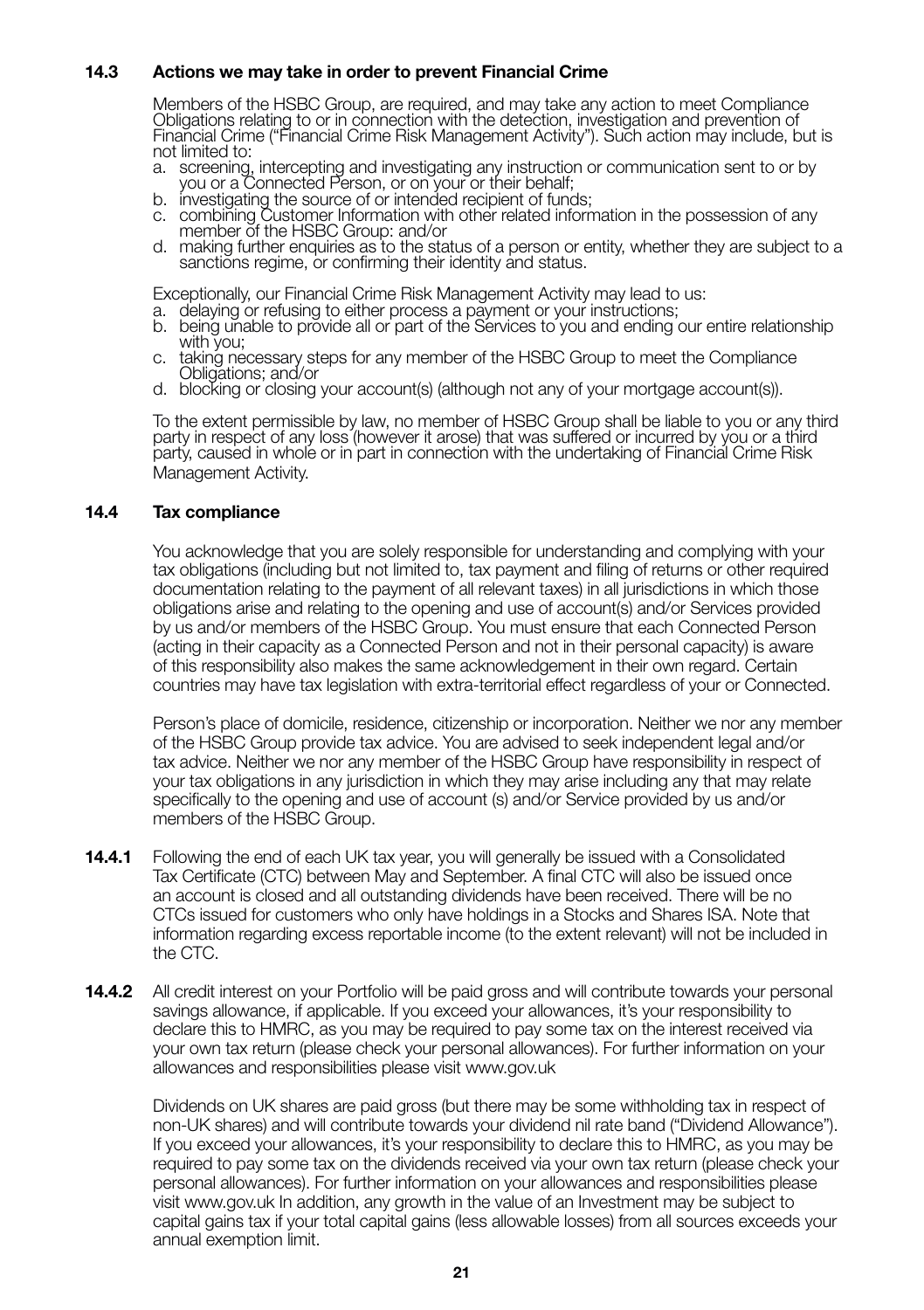### 14.3 Actions we may take in order to prevent Financial Crime

Members of the HSBC Group, are required, and may take any action to meet Compliance Obligations relating to or in connection with the detection, investigation and prevention of Financial Crime ("Financial Crime Risk Management Activity"). Such action may include, but is not limited to:

a. screening, intercepting and investigating any instruction or communication sent to or by you or a Connected Person, or on your or their behalf;
b. investigating the source of or intended recipient of funds;
c. combining Customer Information with other related information in the possession of any member of the HSBC Group: and/or
d. making further enquiries as to the status of a person or entity, whether they are subject to a sanctions regime, or confirming their identity and status.

Exceptionally, our Financial Crime Risk Management Activity may lead to us:

a. delaying or refusing to either process a payment or your instructions;
b. being unable to provide all or part of the Services to you and ending our entire relationship with you;
c. taking necessary steps for any member of the HSBC Group to meet the Compliance Obligations; and/or
d. blocking or closing your account(s) (although not any of your mortgage account(s)).

To the extent permissible by law, no member of HSBC Group shall be liable to you or any third party in respect of any loss (however it arose) that was suffered or incurred by you or a third party, caused in whole or in part in connection with the undertaking of Financial Crime Risk Management Activity.

### 14.4 Tax compliance

You acknowledge that you are solely responsible for understanding and complying with your tax obligations (including but not limited to, tax payment and filing of returns or other required documentation relating to the payment of all relevant taxes) in all jurisdictions in which those obligations arise and relating to the opening and use of account(s) and/or Services provided by us and/or members of the HSBC Group. You must ensure that each Connected Person (acting in their capacity as a Connected Person and not in their personal capacity) is aware of this responsibility also makes the same acknowledgement in their own regard. Certain countries may have tax legislation with extra-territorial effect regardless of your or Connected.

Person's place of domicile, residence, citizenship or incorporation. Neither we nor any member of the HSBC Group provide tax advice. You are advised to seek independent legal and/or tax advice. Neither we nor any member of the HSBC Group have responsibility in respect of your tax obligations in any jurisdiction in which they may arise including any that may relate specifically to the opening and use of account (s) and/or Service provided by us and/or members of the HSBC Group.

**14.4.1** Following the end of each UK tax year, you will generally be issued with a Consolidated Tax Certificate (CTC) between May and September. A final CTC will also be issued once an account is closed and all outstanding dividends have been received. There will be no CTCs issued for customers who only have holdings in a Stocks and Shares ISA. Note that information regarding excess reportable income (to the extent relevant) will not be included in the CTC.

**14.4.2** All credit interest on your Portfolio will be paid gross and will contribute towards your personal savings allowance, if applicable. If you exceed your allowances, it's your responsibility to declare this to HMRC, as you may be required to pay some tax on the interest received via your own tax return (please check your personal allowances). For further information on your allowances and responsibilities please visit www.gov.uk

Dividends on UK shares are paid gross (but there may be some withholding tax in respect of non-UK shares) and will contribute towards your dividend nil rate band ("Dividend Allowance"). If you exceed your allowances, it's your responsibility to declare this to HMRC, as you may be required to pay some tax on the dividends received via your own tax return (please check your personal allowances). For further information on your allowances and responsibilities please visit www.gov.uk In addition, any growth in the value of an Investment may be subject to capital gains tax if your total capital gains (less allowable losses) from all sources exceeds your annual exemption limit.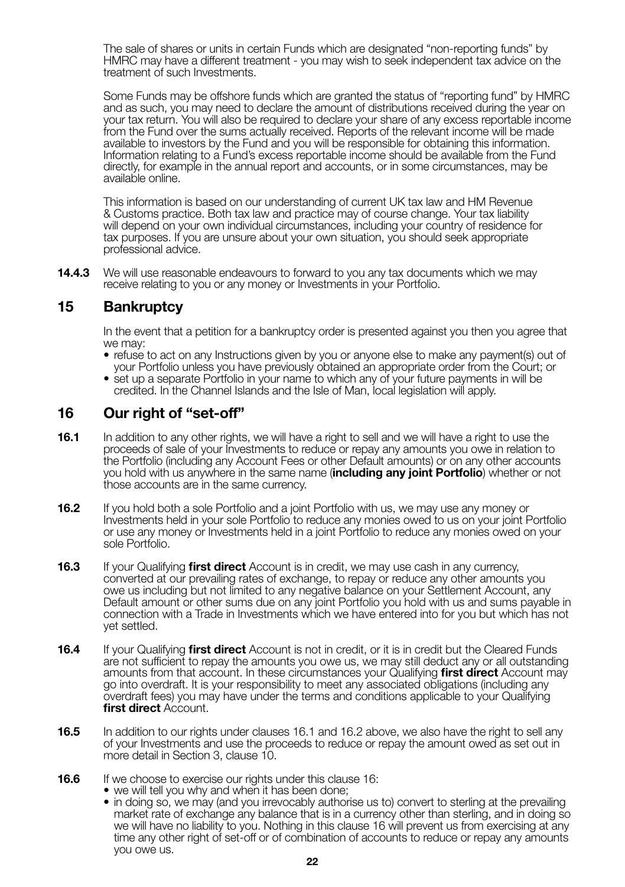The sale of shares or units in certain Funds which are designated "non-reporting funds" by HMRC may have a different treatment - you may wish to seek independent tax advice on the treatment of such Investments.

Some Funds may be offshore funds which are granted the status of "reporting fund" by HMRC and as such, you may need to declare the amount of distributions received during the year on your tax return. You will also be required to declare your share of any excess reportable income from the Fund over the sums actually received. Reports of the relevant income will be made available to investors by the Fund and you will be responsible for obtaining this information. Information relating to a Fund's excess reportable income should be available from the Fund directly, for example in the annual report and accounts, or in some circumstances, may be available online.

This information is based on our understanding of current UK tax law and HM Revenue & Customs practice. Both tax law and practice may of course change. Your tax liability will depend on your own individual circumstances, including your country of residence for tax purposes. If you are unsure about your own situation, you should seek appropriate professional advice.

**14.4.3** We will use reasonable endeavours to forward to you any tax documents which we may receive relating to you or any money or Investments in your Portfolio.

## 15 Bankruptcy

In the event that a petition for a bankruptcy order is presented against you then you agree that we may:

- refuse to act on any Instructions given by you or anyone else to make any payment(s) out of your Portfolio unless you have previously obtained an appropriate order from the Court; or
- set up a separate Portfolio in your name to which any of your future payments in will be credited. In the Channel Islands and the Isle of Man, local legislation will apply.

## 16 Our right of "set-off"

**16.1** In addition to any other rights, we will have a right to sell and we will have a right to use the proceeds of sale of your Investments to reduce or repay any amounts you owe in relation to the Portfolio (including any Account Fees or other Default amounts) or on any other accounts you hold with us anywhere in the same name (**including any joint Portfolio**) whether or not those accounts are in the same currency.

**16.2** If you hold both a sole Portfolio and a joint Portfolio with us, we may use any money or Investments held in your sole Portfolio to reduce any monies owed to us on your joint Portfolio or use any money or Investments held in a joint Portfolio to reduce any monies owed on your sole Portfolio.

**16.3** If your Qualifying **first direct** Account is in credit, we may use cash in any currency, converted at our prevailing rates of exchange, to repay or reduce any other amounts you owe us including but not limited to any negative balance on your Settlement Account, any Default amount or other sums due on any joint Portfolio you hold with us and sums payable in connection with a Trade in Investments which we have entered into for you but which has not yet settled.

**16.4** If your Qualifying **first direct** Account is not in credit, or it is in credit but the Cleared Funds are not sufficient to repay the amounts you owe us, we may still deduct any or all outstanding amounts from that account. In these circumstances your Qualifying **first direct** Account may go into overdraft. It is your responsibility to meet any associated obligations (including any overdraft fees) you may have under the terms and conditions applicable to your Qualifying **first direct** Account.

**16.5** In addition to our rights under clauses 16.1 and 16.2 above, we also have the right to sell any of your Investments and use the proceeds to reduce or repay the amount owed as set out in more detail in Section 3, clause 10.

**16.6** If we choose to exercise our rights under this clause 16:

- we will tell you why and when it has been done;
- in doing so, we may (and you irrevocably authorise us to) convert to sterling at the prevailing market rate of exchange any balance that is in a currency other than sterling, and in doing so we will have no liability to you. Nothing in this clause 16 will prevent us from exercising at any time any other right of set-off or of combination of accounts to reduce or repay any amounts you owe us.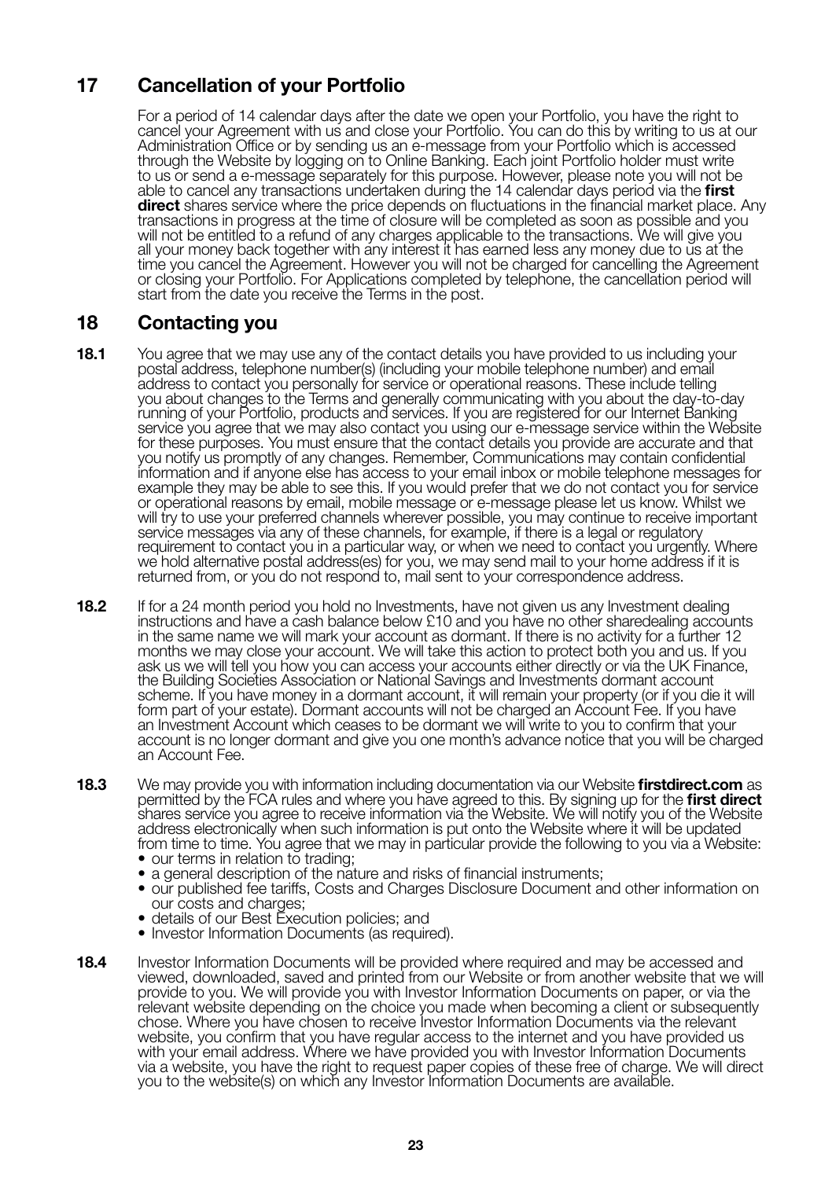## 17 Cancellation of your Portfolio

For a period of 14 calendar days after the date we open your Portfolio, you have the right to cancel your Agreement with us and close your Portfolio. You can do this by writing to us at our Administration Office or by sending us an e-message from your Portfolio which is accessed through the Website by logging on to Online Banking. Each joint Portfolio holder must write to us or send a e-message separately for this purpose. However, please note you will not be able to cancel any transactions undertaken during the 14 calendar days period via the **first direct** shares service where the price depends on fluctuations in the financial market place. Any transactions in progress at the time of closure will be completed as soon as possible and you will not be entitled to a refund of any charges applicable to the transactions. We will give you all your money back together with any interest it has earned less any money due to us at the time you cancel the Agreement. However you will not be charged for cancelling the Agreement or closing your Portfolio. For Applications completed by telephone, the cancellation period will start from the date you receive the Terms in the post.

## 18 Contacting you

**18.1** You agree that we may use any of the contact details you have provided to us including your postal address, telephone number(s) (including your mobile telephone number) and email address to contact you personally for service or operational reasons. These include telling you about changes to the Terms and generally communicating with you about the day-to-day running of your Portfolio, products and services. If you are registered for our Internet Banking service you agree that we may also contact you using our e-message service within the Website for these purposes. You must ensure that the contact details you provide are accurate and that you notify us promptly of any changes. Remember, Communications may contain confidential information and if anyone else has access to your email inbox or mobile telephone messages for example they may be able to see this. If you would prefer that we do not contact you for service or operational reasons by email, mobile message or e-message please let us know. Whilst we will try to use your preferred channels wherever possible, you may continue to receive important service messages via any of these channels, for example, if there is a legal or regulatory requirement to contact you in a particular way, or when we need to contact you urgently. Where we hold alternative postal address(es) for you, we may send mail to your home address if it is returned from, or you do not respond to, mail sent to your correspondence address.

**18.2** If for a 24 month period you hold no Investments, have not given us any Investment dealing instructions and have a cash balance below £10 and you have no other sharedealing accounts in the same name we will mark your account as dormant. If there is no activity for a further 12 months we may close your account. We will take this action to protect both you and us. If you ask us we will tell you how you can access your accounts either directly or via the UK Finance, the Building Societies Association or National Savings and Investments dormant account scheme. If you have money in a dormant account, it will remain your property (or if you die it will form part of your estate). Dormant accounts will not be charged an Account Fee. If you have an Investment Account which ceases to be dormant we will write to you to confirm that your account is no longer dormant and give you one month's advance notice that you will be charged an Account Fee.

**18.3** We may provide you with information including documentation via our Website **firstdirect.com** as permitted by the FCA rules and where you have agreed to this. By signing up for the **first direct** shares service you agree to receive information via the Website. We will notify you of the Website address electronically when such information is put onto the Website where it will be updated from time to time. You agree that we may in particular provide the following to you via a Website:

- our terms in relation to trading;
- a general description of the nature and risks of financial instruments;
- our published fee tariffs, Costs and Charges Disclosure Document and other information on our costs and charges;
- details of our Best Execution policies; and
- Investor Information Documents (as required).

**18.4** Investor Information Documents will be provided where required and may be accessed and viewed, downloaded, saved and printed from our Website or from another website that we will provide to you. We will provide you with Investor Information Documents on paper, or via the relevant website depending on the choice you made when becoming a client or subsequently chose. Where you have chosen to receive Investor Information Documents via the relevant website, you confirm that you have regular access to the internet and you have provided us with your email address. Where we have provided you with Investor Information Documents via a website, you have the right to request paper copies of these free of charge. We will direct you to the website(s) on which any Investor Information Documents are available.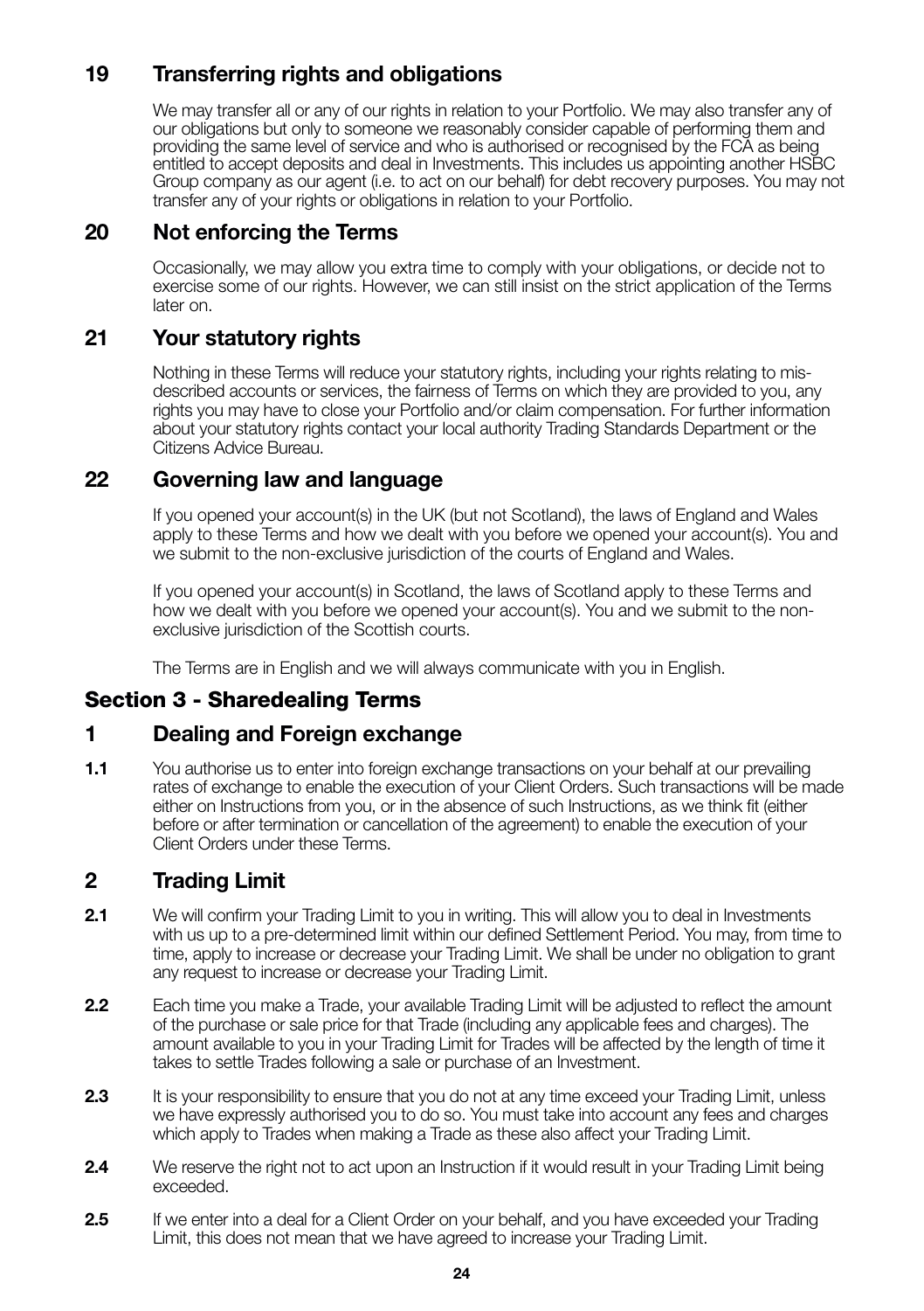## 19 Transferring rights and obligations

We may transfer all or any of our rights in relation to your Portfolio. We may also transfer any of our obligations but only to someone we reasonably consider capable of performing them and providing the same level of service and who is authorised or recognised by the FCA as being entitled to accept deposits and deal in Investments. This includes us appointing another HSBC Group company as our agent (i.e. to act on our behalf) for debt recovery purposes. You may not transfer any of your rights or obligations in relation to your Portfolio.

## 20 Not enforcing the Terms

Occasionally, we may allow you extra time to comply with your obligations, or decide not to exercise some of our rights. However, we can still insist on the strict application of the Terms later on.

## 21 Your statutory rights

Nothing in these Terms will reduce your statutory rights, including your rights relating to mis-described accounts or services, the fairness of Terms on which they are provided to you, any rights you may have to close your Portfolio and/or claim compensation. For further information about your statutory rights contact your local authority Trading Standards Department or the Citizens Advice Bureau.

## 22 Governing law and language

If you opened your account(s) in the UK (but not Scotland), the laws of England and Wales apply to these Terms and how we dealt with you before we opened your account(s). You and we submit to the non-exclusive jurisdiction of the courts of England and Wales.

If you opened your account(s) in Scotland, the laws of Scotland apply to these Terms and how we dealt with you before we opened your account(s). You and we submit to the non-exclusive jurisdiction of the Scottish courts.

The Terms are in English and we will always communicate with you in English.

# Section 3 - Sharedealing Terms

## 1 Dealing and Foreign exchange

**1.1** You authorise us to enter into foreign exchange transactions on your behalf at our prevailing rates of exchange to enable the execution of your Client Orders. Such transactions will be made either on Instructions from you, or in the absence of such Instructions, as we think fit (either before or after termination or cancellation of the agreement) to enable the execution of your Client Orders under these Terms.

## 2 Trading Limit

**2.1** We will confirm your Trading Limit to you in writing. This will allow you to deal in Investments with us up to a pre-determined limit within our defined Settlement Period. You may, from time to time, apply to increase or decrease your Trading Limit. We shall be under no obligation to grant any request to increase or decrease your Trading Limit.

**2.2** Each time you make a Trade, your available Trading Limit will be adjusted to reflect the amount of the purchase or sale price for that Trade (including any applicable fees and charges). The amount available to you in your Trading Limit for Trades will be affected by the length of time it takes to settle Trades following a sale or purchase of an Investment.

**2.3** It is your responsibility to ensure that you do not at any time exceed your Trading Limit, unless we have expressly authorised you to do so. You must take into account any fees and charges which apply to Trades when making a Trade as these also affect your Trading Limit.

**2.4** We reserve the right not to act upon an Instruction if it would result in your Trading Limit being exceeded.

**2.5** If we enter into a deal for a Client Order on your behalf, and you have exceeded your Trading Limit, this does not mean that we have agreed to increase your Trading Limit.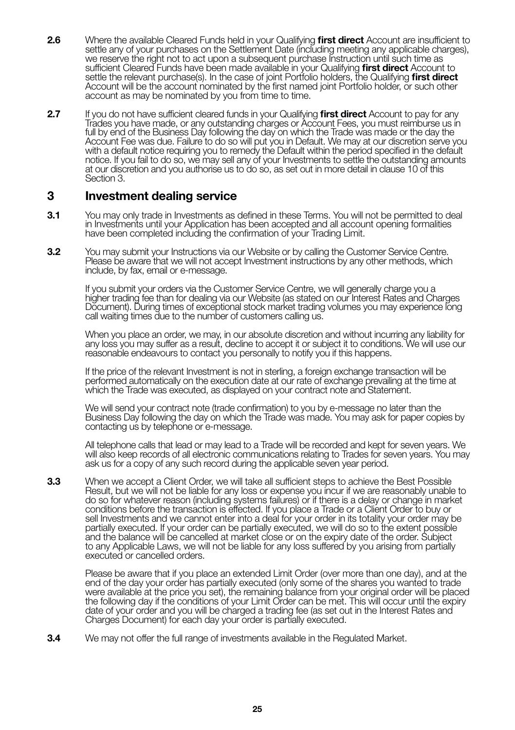**2.6** Where the available Cleared Funds held in your Qualifying **first direct** Account are insufficient to settle any of your purchases on the Settlement Date (including meeting any applicable charges), we reserve the right not to act upon a subsequent purchase Instruction until such time as sufficient Cleared Funds have been made available in your Qualifying **first direct** Account to settle the relevant purchase(s). In the case of joint Portfolio holders, the Qualifying **first direct** Account will be the account nominated by the first named joint Portfolio holder, or such other account as may be nominated by you from time to time.

**2.7** If you do not have sufficient cleared funds in your Qualifying **first direct** Account to pay for any Trades you have made, or any outstanding charges or Account Fees, you must reimburse us in full by end of the Business Day following the day on which the Trade was made or the day the Account Fee was due. Failure to do so will put you in Default. We may at our discretion serve you with a default notice requiring you to remedy the Default within the period specified in the default notice. If you fail to do so, we may sell any of your Investments to settle the outstanding amounts at our discretion and you authorise us to do so, as set out in more detail in clause 10 of this Section 3.

## 3 Investment dealing service

**3.1** You may only trade in Investments as defined in these Terms. You will not be permitted to deal in Investments until your Application has been accepted and all account opening formalities have been completed including the confirmation of your Trading Limit.

**3.2** You may submit your Instructions via our Website or by calling the Customer Service Centre. Please be aware that we will not accept Investment instructions by any other methods, which include, by fax, email or e-message.

If you submit your orders via the Customer Service Centre, we will generally charge you a higher trading fee than for dealing via our Website (as stated on our Interest Rates and Charges Document). During times of exceptional stock market trading volumes you may experience long call waiting times due to the number of customers calling us.

When you place an order, we may, in our absolute discretion and without incurring any liability for any loss you may suffer as a result, decline to accept it or subject it to conditions. We will use our reasonable endeavours to contact you personally to notify you if this happens.

If the price of the relevant Investment is not in sterling, a foreign exchange transaction will be performed automatically on the execution date at our rate of exchange prevailing at the time at which the Trade was executed, as displayed on your contract note and Statement.

We will send your contract note (trade confirmation) to you by e-message no later than the Business Day following the day on which the Trade was made. You may ask for paper copies by contacting us by telephone or e-message.

All telephone calls that lead or may lead to a Trade will be recorded and kept for seven years. We will also keep records of all electronic communications relating to Trades for seven years. You may ask us for a copy of any such record during the applicable seven year period.

**3.3** When we accept a Client Order, we will take all sufficient steps to achieve the Best Possible Result, but we will not be liable for any loss or expense you incur if we are reasonably unable to do so for whatever reason (including systems failures) or if there is a delay or change in market conditions before the transaction is effected. If you place a Trade or a Client Order to buy or sell Investments and we cannot enter into a deal for your order in its totality your order may be partially executed. If your order can be partially executed, we will do so to the extent possible and the balance will be cancelled at market close or on the expiry date of the order. Subject to any Applicable Laws, we will not be liable for any loss suffered by you arising from partially executed or cancelled orders.

Please be aware that if you place an extended Limit Order (over more than one day), and at the end of the day your order has partially executed (only some of the shares you wanted to trade were available at the price you set), the remaining balance from your original order will be placed the following day if the conditions of your Limit Order can be met. This will occur until the expiry date of your order and you will be charged a trading fee (as set out in the Interest Rates and Charges Document) for each day your order is partially executed.

**3.4** We may not offer the full range of investments available in the Regulated Market.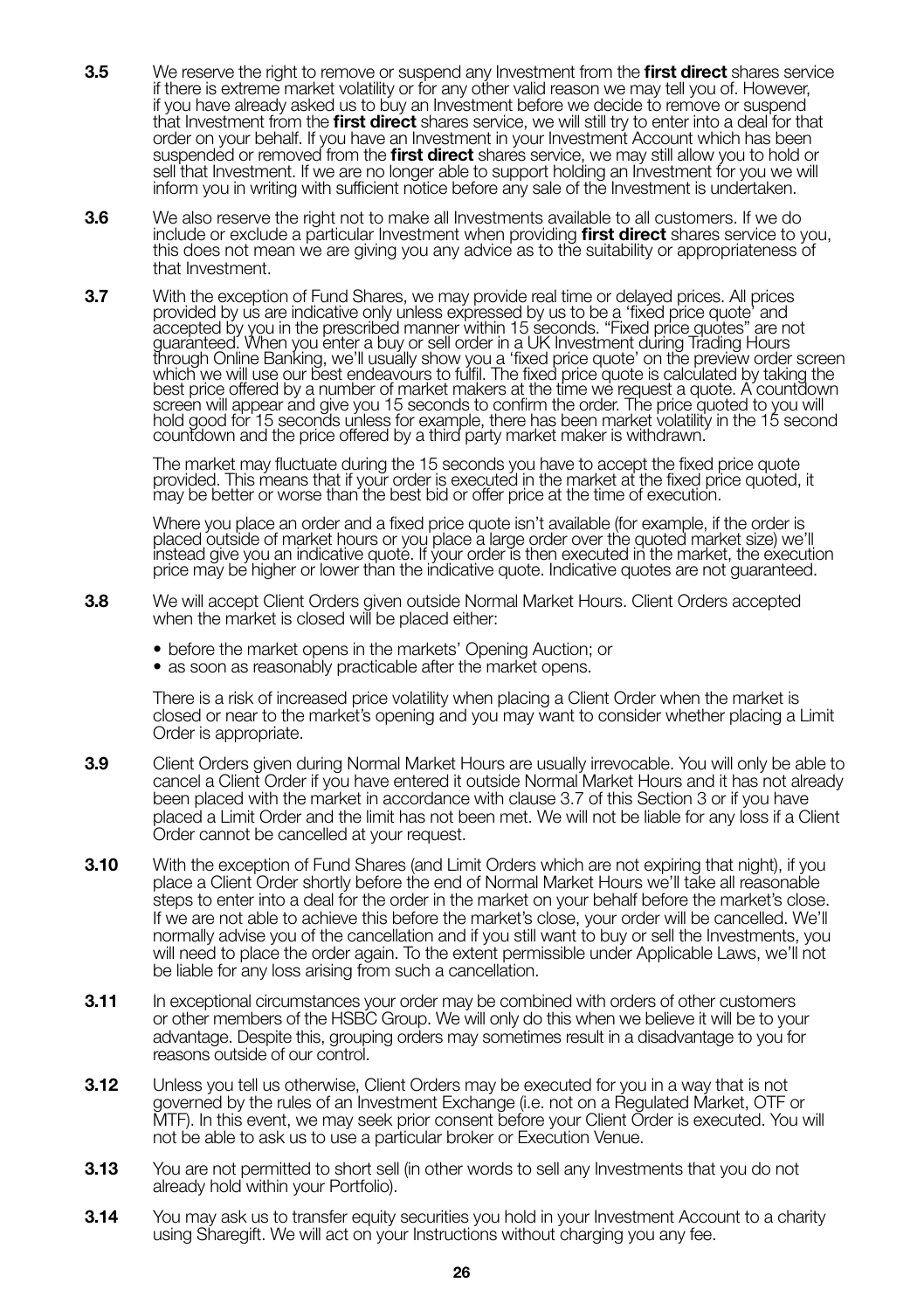**3.5** We reserve the right to remove or suspend any Investment from the **first direct** shares service if there is extreme market volatility or for any other valid reason we may tell you of. However, if you have already asked us to buy an Investment before we decide to remove or suspend that Investment from the **first direct** shares service, we will still try to enter into a deal for that order on your behalf. If you have an Investment in your Investment Account which has been suspended or removed from the **first direct** shares service, we may still allow you to hold or sell that Investment. If we are no longer able to support holding an Investment for you we will inform you in writing with sufficient notice before any sale of the Investment is undertaken.

**3.6** We also reserve the right not to make all Investments available to all customers. If we do include or exclude a particular Investment when providing **first direct** shares service to you, this does not mean we are giving you any advice as to the suitability or appropriateness of that Investment.

**3.7** With the exception of Fund Shares, we may provide real time or delayed prices. All prices provided by us are indicative only unless expressed by us to be a 'fixed price quote' and accepted by you in the prescribed manner within 15 seconds. "Fixed price quotes" are not guaranteed. When you enter a buy or sell order in a UK Investment during Trading Hours through Online Banking, we'll usually show you a 'fixed price quote' on the preview order screen which we will use our best endeavours to fulfil. The fixed price quote is calculated by taking the best price offered by a number of market makers at the time we request a quote. A countdown screen will appear and give you 15 seconds to confirm the order. The price quoted to you will hold good for 15 seconds unless for example, there has been market volatility in the 15 second countdown and the price offered by a third party market maker is withdrawn.

The market may fluctuate during the 15 seconds you have to accept the fixed price quote provided. This means that if your order is executed in the market at the fixed price quoted, it may be better or worse than the best bid or offer price at the time of execution.

Where you place an order and a fixed price quote isn't available (for example, if the order is placed outside of market hours or you place a large order over the quoted market size) we'll instead give you an indicative quote. If your order is then executed in the market, the execution price may be higher or lower than the indicative quote. Indicative quotes are not guaranteed.

**3.8** We will accept Client Orders given outside Normal Market Hours. Client Orders accepted when the market is closed will be placed either:

- before the market opens in the markets' Opening Auction; or
- as soon as reasonably practicable after the market opens.

There is a risk of increased price volatility when placing a Client Order when the market is closed or near to the market's opening and you may want to consider whether placing a Limit Order is appropriate.

**3.9** Client Orders given during Normal Market Hours are usually irrevocable. You will only be able to cancel a Client Order if you have entered it outside Normal Market Hours and it has not already been placed with the market in accordance with clause 3.7 of this Section 3 or if you have placed a Limit Order and the limit has not been met. We will not be liable for any loss if a Client Order cannot be cancelled at your request.

**3.10** With the exception of Fund Shares (and Limit Orders which are not expiring that night), if you place a Client Order shortly before the end of Normal Market Hours we'll take all reasonable steps to enter into a deal for the order in the market on your behalf before the market's close. If we are not able to achieve this before the market's close, your order will be cancelled. We'll normally advise you of the cancellation and if you still want to buy or sell the Investments, you will need to place the order again. To the extent permissible under Applicable Laws, we'll not be liable for any loss arising from such a cancellation.

**3.11** In exceptional circumstances your order may be combined with orders of other customers or other members of the HSBC Group. We will only do this when we believe it will be to your advantage. Despite this, grouping orders may sometimes result in a disadvantage to you for reasons outside of our control.

**3.12** Unless you tell us otherwise, Client Orders may be executed for you in a way that is not governed by the rules of an Investment Exchange (i.e. not on a Regulated Market, OTF or MTF). In this event, we may seek prior consent before your Client Order is executed. You will not be able to ask us to use a particular broker or Execution Venue.

**3.13** You are not permitted to short sell (in other words to sell any Investments that you do not already hold within your Portfolio).

**3.14** You may ask us to transfer equity securities you hold in your Investment Account to a charity using Sharegift. We will act on your Instructions without charging you any fee.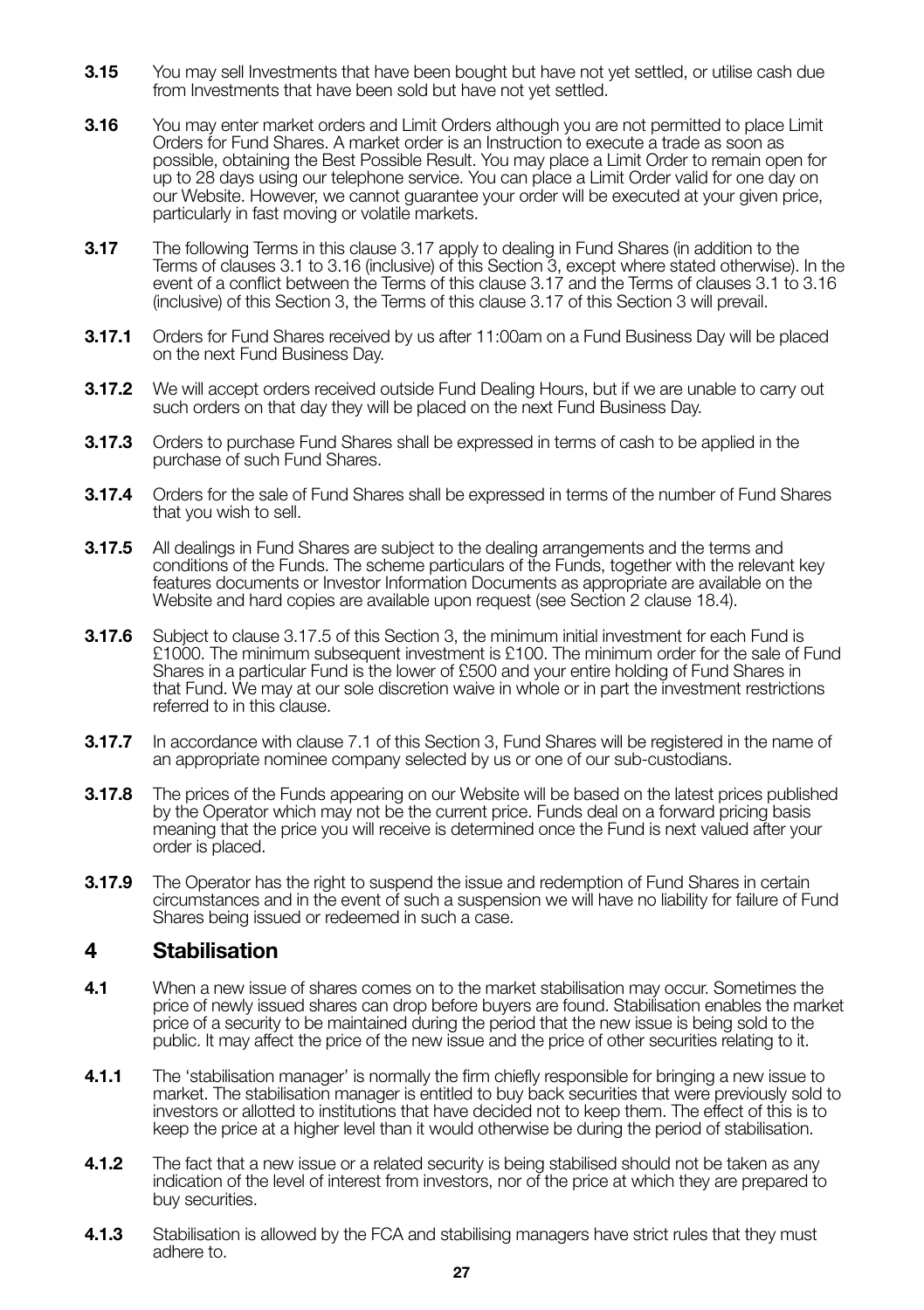**3.15** You may sell Investments that have been bought but have not yet settled, or utilise cash due from Investments that have been sold but have not yet settled.

**3.16** You may enter market orders and Limit Orders although you are not permitted to place Limit Orders for Fund Shares. A market order is an Instruction to execute a trade as soon as possible, obtaining the Best Possible Result. You may place a Limit Order to remain open for up to 28 days using our telephone service. You can place a Limit Order valid for one day on our Website. However, we cannot guarantee your order will be executed at your given price, particularly in fast moving or volatile markets.

**3.17** The following Terms in this clause 3.17 apply to dealing in Fund Shares (in addition to the Terms of clauses 3.1 to 3.16 (inclusive) of this Section 3, except where stated otherwise). In the event of a conflict between the Terms of this clause 3.17 and the Terms of clauses 3.1 to 3.16 (inclusive) of this Section 3, the Terms of this clause 3.17 of this Section 3 will prevail.

**3.17.1** Orders for Fund Shares received by us after 11:00am on a Fund Business Day will be placed on the next Fund Business Day.

**3.17.2** We will accept orders received outside Fund Dealing Hours, but if we are unable to carry out such orders on that day they will be placed on the next Fund Business Day.

**3.17.3** Orders to purchase Fund Shares shall be expressed in terms of cash to be applied in the purchase of such Fund Shares.

**3.17.4** Orders for the sale of Fund Shares shall be expressed in terms of the number of Fund Shares that you wish to sell.

**3.17.5** All dealings in Fund Shares are subject to the dealing arrangements and the terms and conditions of the Funds. The scheme particulars of the Funds, together with the relevant key features documents or Investor Information Documents as appropriate are available on the Website and hard copies are available upon request (see Section 2 clause 18.4).

**3.17.6** Subject to clause 3.17.5 of this Section 3, the minimum initial investment for each Fund is £1000. The minimum subsequent investment is £100. The minimum order for the sale of Fund Shares in a particular Fund is the lower of £500 and your entire holding of Fund Shares in that Fund. We may at our sole discretion waive in whole or in part the investment restrictions referred to in this clause.

**3.17.7** In accordance with clause 7.1 of this Section 3, Fund Shares will be registered in the name of an appropriate nominee company selected by us or one of our sub-custodians.

**3.17.8** The prices of the Funds appearing on our Website will be based on the latest prices published by the Operator which may not be the current price. Funds deal on a forward pricing basis meaning that the price you will receive is determined once the Fund is next valued after your order is placed.

**3.17.9** The Operator has the right to suspend the issue and redemption of Fund Shares in certain circumstances and in the event of such a suspension we will have no liability for failure of Fund Shares being issued or redeemed in such a case.

## 4 Stabilisation

**4.1** When a new issue of shares comes on to the market stabilisation may occur. Sometimes the price of newly issued shares can drop before buyers are found. Stabilisation enables the market price of a security to be maintained during the period that the new issue is being sold to the public. It may affect the price of the new issue and the price of other securities relating to it.

**4.1.1** The 'stabilisation manager' is normally the firm chiefly responsible for bringing a new issue to market. The stabilisation manager is entitled to buy back securities that were previously sold to investors or allotted to institutions that have decided not to keep them. The effect of this is to keep the price at a higher level than it would otherwise be during the period of stabilisation.

**4.1.2** The fact that a new issue or a related security is being stabilised should not be taken as any indication of the level of interest from investors, nor of the price at which they are prepared to buy securities.

**4.1.3** Stabilisation is allowed by the FCA and stabilising managers have strict rules that they must adhere to.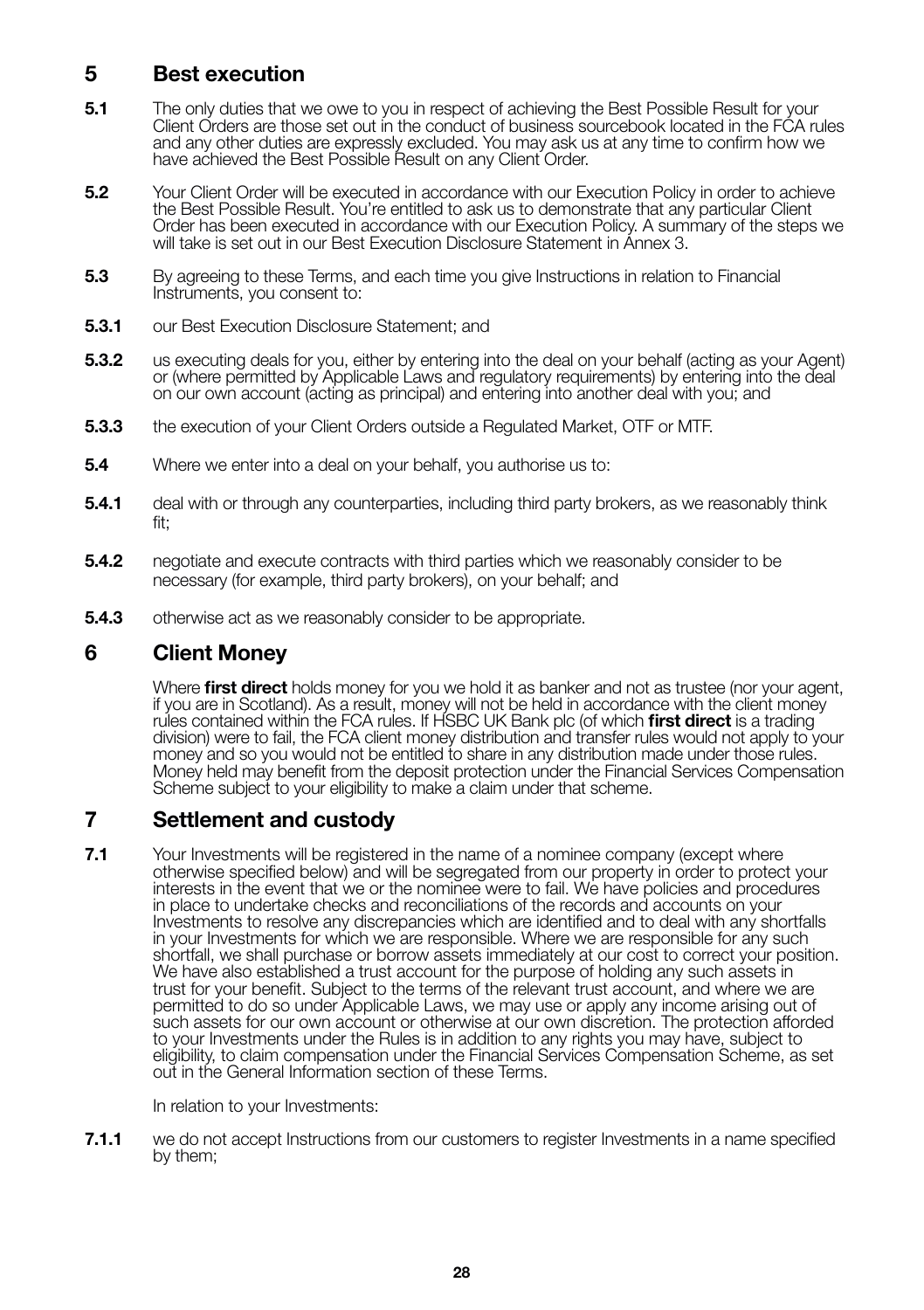## 5 Best execution

**5.1** The only duties that we owe to you in respect of achieving the Best Possible Result for your Client Orders are those set out in the conduct of business sourcebook located in the FCA rules and any other duties are expressly excluded. You may ask us at any time to confirm how we have achieved the Best Possible Result on any Client Order.

**5.2** Your Client Order will be executed in accordance with our Execution Policy in order to achieve the Best Possible Result. You're entitled to ask us to demonstrate that any particular Client Order has been executed in accordance with our Execution Policy. A summary of the steps we will take is set out in our Best Execution Disclosure Statement in Annex 3.

**5.3** By agreeing to these Terms, and each time you give Instructions in relation to Financial Instruments, you consent to:

**5.3.1** our Best Execution Disclosure Statement; and

**5.3.2** us executing deals for you, either by entering into the deal on your behalf (acting as your Agent) or (where permitted by Applicable Laws and regulatory requirements) by entering into the deal on our own account (acting as principal) and entering into another deal with you; and

**5.3.3** the execution of your Client Orders outside a Regulated Market, OTF or MTF.

**5.4** Where we enter into a deal on your behalf, you authorise us to:

**5.4.1** deal with or through any counterparties, including third party brokers, as we reasonably think fit;

**5.4.2** negotiate and execute contracts with third parties which we reasonably consider to be necessary (for example, third party brokers), on your behalf; and

**5.4.3** otherwise act as we reasonably consider to be appropriate.

## 6 Client Money

Where **first direct** holds money for you we hold it as banker and not as trustee (nor your agent, if you are in Scotland). As a result, money will not be held in accordance with the client money rules contained within the FCA rules. If HSBC UK Bank plc (of which **first direct** is a trading division) were to fail, the FCA client money distribution and transfer rules would not apply to your money and so you would not be entitled to share in any distribution made under those rules. Money held may benefit from the deposit protection under the Financial Services Compensation Scheme subject to your eligibility to make a claim under that scheme.

## 7 Settlement and custody

**7.1** Your Investments will be registered in the name of a nominee company (except where otherwise specified below) and will be segregated from our property in order to protect your interests in the event that we or the nominee were to fail. We have policies and procedures in place to undertake checks and reconciliations of the records and accounts on your Investments to resolve any discrepancies which are identified and to deal with any shortfalls in your Investments for which we are responsible. Where we are responsible for any such shortfall, we shall purchase or borrow assets immediately at our cost to correct your position. We have also established a trust account for the purpose of holding any such assets in trust for your benefit. Subject to the terms of the relevant trust account, and where we are permitted to do so under Applicable Laws, we may use or apply any income arising out of such assets for our own account or otherwise at our own discretion. The protection afforded to your Investments under the Rules is in addition to any rights you may have, subject to eligibility, to claim compensation under the Financial Services Compensation Scheme, as set out in the General Information section of these Terms.

In relation to your Investments:

**7.1.1** we do not accept Instructions from our customers to register Investments in a name specified by them;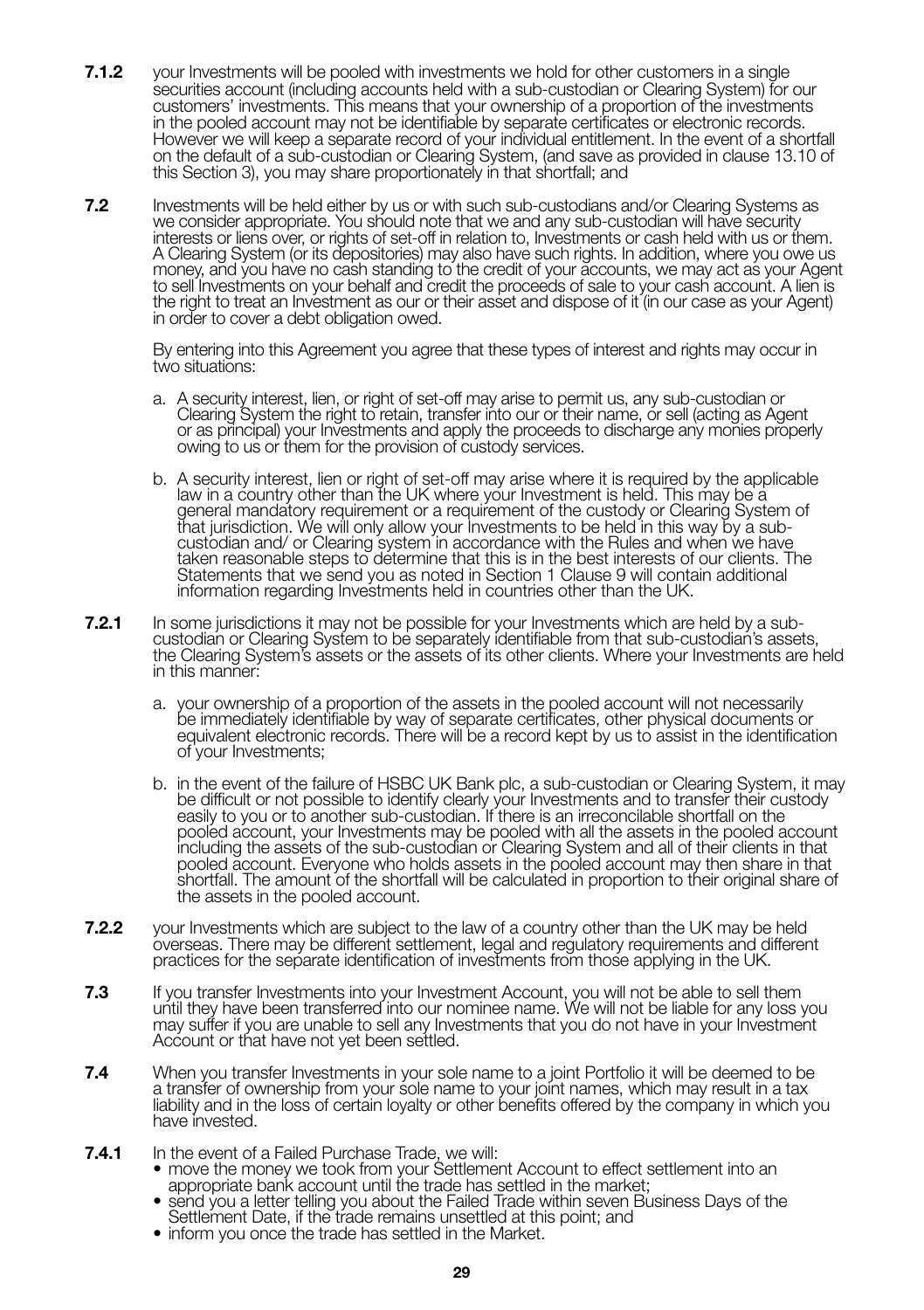**7.1.2** your Investments will be pooled with investments we hold for other customers in a single securities account (including accounts held with a sub-custodian or Clearing System) for our customers' investments. This means that your ownership of a proportion of the investments in the pooled account may not be identifiable by separate certificates or electronic records. However we will keep a separate record of your individual entitlement. In the event of a shortfall on the default of a sub-custodian or Clearing System, (and save as provided in clause 13.10 of this Section 3), you may share proportionately in that shortfall; and

**7.2** Investments will be held either by us or with such sub-custodians and/or Clearing Systems as we consider appropriate. You should note that we and any sub-custodian will have security interests or liens over, or rights of set-off in relation to, Investments or cash held with us or them. A Clearing System (or its depositories) may also have such rights. In addition, where you owe us money, and you have no cash standing to the credit of your accounts, we may act as your Agent to sell Investments on your behalf and credit the proceeds of sale to your cash account. A lien is the right to treat an Investment as our or their asset and dispose of it (in our case as your Agent) in order to cover a debt obligation owed.

By entering into this Agreement you agree that these types of interest and rights may occur in two situations:

a. A security interest, lien, or right of set-off may arise to permit us, any sub-custodian or Clearing System the right to retain, transfer into our or their name, or sell (acting as Agent or as principal) your Investments and apply the proceeds to discharge any monies properly owing to us or them for the provision of custody services.

b. A security interest, lien or right of set-off may arise where it is required by the applicable law in a country other than the UK where your Investment is held. This may be a general mandatory requirement or a requirement of the custody or Clearing System of that jurisdiction. We will only allow your Investments to be held in this way by a sub-custodian and/ or Clearing system in accordance with the Rules and when we have taken reasonable steps to determine that this is in the best interests of our clients. The Statements that we send you as noted in Section 1 Clause 9 will contain additional information regarding Investments held in countries other than the UK.

**7.2.1** In some jurisdictions it may not be possible for your Investments which are held by a sub-custodian or Clearing System to be separately identifiable from that sub-custodian's assets, the Clearing System's assets or the assets of its other clients. Where your Investments are held in this manner:

a. your ownership of a proportion of the assets in the pooled account will not necessarily be immediately identifiable by way of separate certificates, other physical documents or equivalent electronic records. There will be a record kept by us to assist in the identification of your Investments;

b. in the event of the failure of HSBC UK Bank plc, a sub-custodian or Clearing System, it may be difficult or not possible to identify clearly your Investments and to transfer their custody easily to you or to another sub-custodian. If there is an irreconcilable shortfall on the pooled account, your Investments may be pooled with all the assets in the pooled account including the assets of the sub-custodian or Clearing System and all of their clients in that pooled account. Everyone who holds assets in the pooled account may then share in that shortfall. The amount of the shortfall will be calculated in proportion to their original share of the assets in the pooled account.

**7.2.2** your Investments which are subject to the law of a country other than the UK may be held overseas. There may be different settlement, legal and regulatory requirements and different practices for the separate identification of investments from those applying in the UK.

**7.3** If you transfer Investments into your Investment Account, you will not be able to sell them until they have been transferred into our nominee name. We will not be liable for any loss you may suffer if you are unable to sell any Investments that you do not have in your Investment Account or that have not yet been settled.

**7.4** When you transfer Investments in your sole name to a joint Portfolio it will be deemed to be a transfer of ownership from your sole name to your joint names, which may result in a tax liability and in the loss of certain loyalty or other benefits offered by the company in which you have invested.

**7.4.1** In the event of a Failed Purchase Trade, we will:

- move the money we took from your Settlement Account to effect settlement into an appropriate bank account until the trade has settled in the market;
- send you a letter telling you about the Failed Trade within seven Business Days of the Settlement Date, if the trade remains unsettled at this point; and
- inform you once the trade has settled in the Market.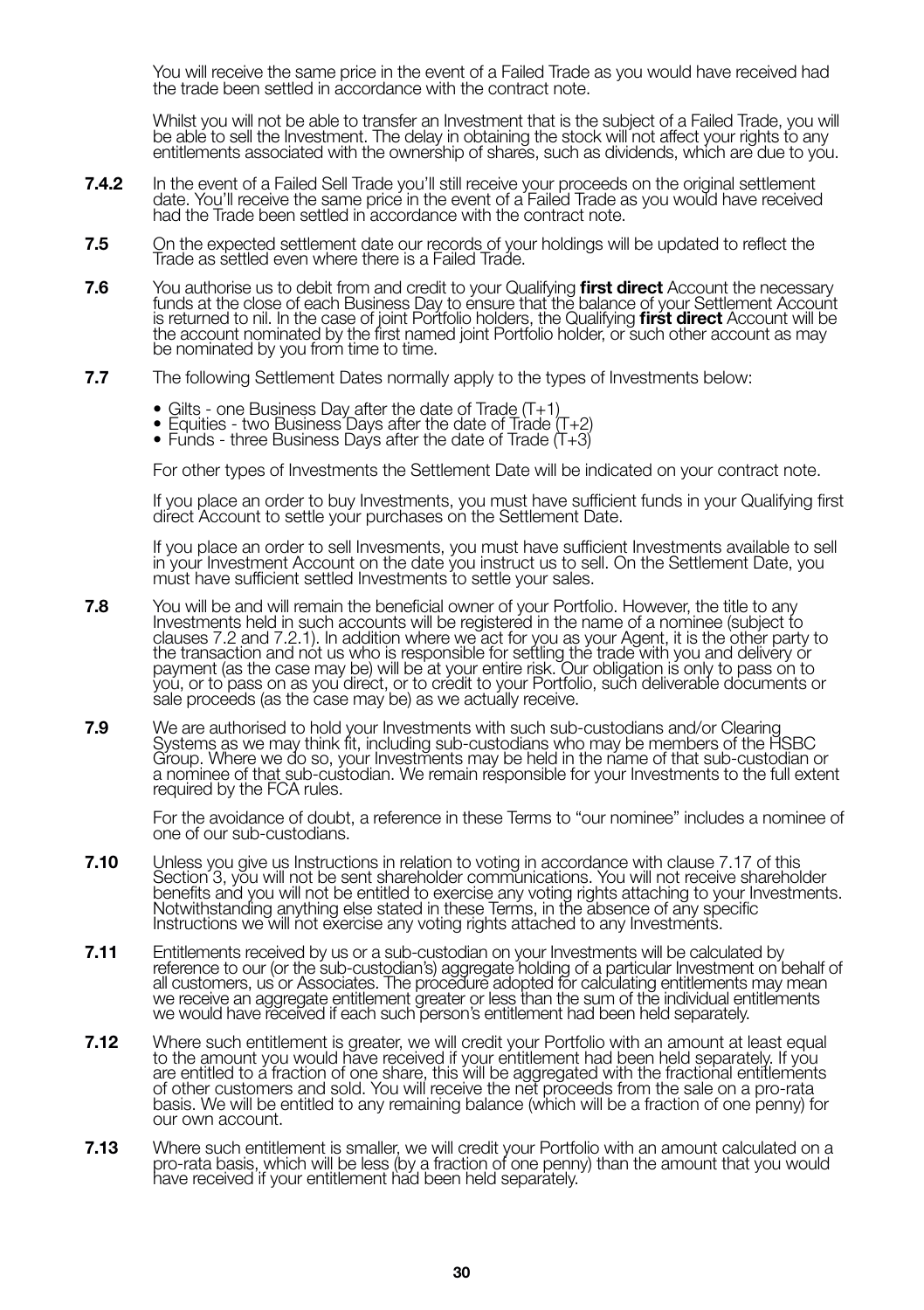You will receive the same price in the event of a Failed Trade as you would have received had the trade been settled in accordance with the contract note.

Whilst you will not be able to transfer an Investment that is the subject of a Failed Trade, you will be able to sell the Investment. The delay in obtaining the stock will not affect your rights to any entitlements associated with the ownership of shares, such as dividends, which are due to you.

**7.4.2** In the event of a Failed Sell Trade you'll still receive your proceeds on the original settlement date. You'll receive the same price in the event of a Failed Trade as you would have received had the Trade been settled in accordance with the contract note.

**7.5** On the expected settlement date our records of your holdings will be updated to reflect the Trade as settled even where there is a Failed Trade.

**7.6** You authorise us to debit from and credit to your Qualifying **first direct** Account the necessary funds at the close of each Business Day to ensure that the balance of your Settlement Account is returned to nil. In the case of joint Portfolio holders, the Qualifying **first direct** Account will be the account nominated by the first named joint Portfolio holder, or such other account as may be nominated by you from time to time.

**7.7** The following Settlement Dates normally apply to the types of Investments below:

- Gilts - one Business Day after the date of Trade (T+1)
- Equities - two Business Days after the date of Trade (T+2)
- Funds - three Business Days after the date of Trade (T+3)

For other types of Investments the Settlement Date will be indicated on your contract note.

If you place an order to buy Investments, you must have sufficient funds in your Qualifying first direct Account to settle your purchases on the Settlement Date.

If you place an order to sell Invesments, you must have sufficient Investments available to sell in your Investment Account on the date you instruct us to sell. On the Settlement Date, you must have sufficient settled Investments to settle your sales.

**7.8** You will be and will remain the beneficial owner of your Portfolio. However, the title to any Investments held in such accounts will be registered in the name of a nominee (subject to clauses 7.2 and 7.2.1). In addition where we act for you as your Agent, it is the other party to the transaction and not us who is responsible for settling the trade with you and delivery or payment (as the case may be) will be at your entire risk. Our obligation is only to pass on to you, or to pass on as you direct, or to credit to your Portfolio, such deliverable documents or sale proceeds (as the case may be) as we actually receive.

**7.9** We are authorised to hold your Investments with such sub-custodians and/or Clearing Systems as we may think fit, including sub-custodians who may be members of the HSBC Group. Where we do so, your Investments may be held in the name of that sub-custodian or a nominee of that sub-custodian. We remain responsible for your Investments to the full extent required by the FCA rules.

For the avoidance of doubt, a reference in these Terms to "our nominee" includes a nominee of one of our sub-custodians.

**7.10** Unless you give us Instructions in relation to voting in accordance with clause 7.17 of this Section 3, you will not be sent shareholder communications. You will not receive shareholder benefits and you will not be entitled to exercise any voting rights attaching to your Investments. Notwithstanding anything else stated in these Terms, in the absence of any specific Instructions we will not exercise any voting rights attached to any Investments.

**7.11** Entitlements received by us or a sub-custodian on your Investments will be calculated by reference to our (or the sub-custodian's) aggregate holding of a particular Investment on behalf of all customers, us or Associates. The procedure adopted for calculating entitlements may mean we receive an aggregate entitlement greater or less than the sum of the individual entitlements we would have received if each such person's entitlement had been held separately.

**7.12** Where such entitlement is greater, we will credit your Portfolio with an amount at least equal to the amount you would have received if your entitlement had been held separately. If you are entitled to a fraction of one share, this will be aggregated with the fractional entitlements of other customers and sold. You will receive the net proceeds from the sale on a pro-rata basis. We will be entitled to any remaining balance (which will be a fraction of one penny) for our own account.

**7.13** Where such entitlement is smaller, we will credit your Portfolio with an amount calculated on a pro-rata basis, which will be less (by a fraction of one penny) than the amount that you would have received if your entitlement had been held separately.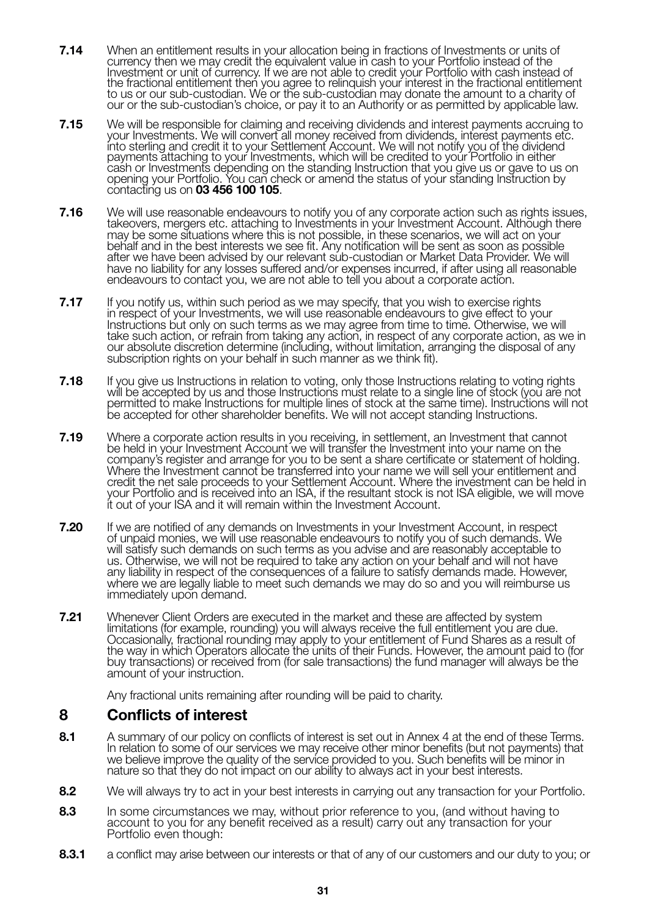**7.14** When an entitlement results in your allocation being in fractions of Investments or units of currency then we may credit the equivalent value in cash to your Portfolio instead of the Investment or unit of currency. If we are not able to credit your Portfolio with cash instead of the fractional entitlement then you agree to relinquish your interest in the fractional entitlement to us or our sub-custodian. We or the sub-custodian may donate the amount to a charity of our or the sub-custodian's choice, or pay it to an Authority or as permitted by applicable law.

**7.15** We will be responsible for claiming and receiving dividends and interest payments accruing to your Investments. We will convert all money received from dividends, interest payments etc. into sterling and credit it to your Settlement Account. We will not notify you of the dividend payments attaching to your Investments, which will be credited to your Portfolio in either cash or Investments depending on the standing Instruction that you give us or gave to us on opening your Portfolio. You can check or amend the status of your standing Instruction by contacting us on **03 456 100 105**.

**7.16** We will use reasonable endeavours to notify you of any corporate action such as rights issues, takeovers, mergers etc. attaching to Investments in your Investment Account. Although there may be some situations where this is not possible, in these scenarios, we will act on your behalf and in the best interests we see fit. Any notification will be sent as soon as possible after we have been advised by our relevant sub-custodian or Market Data Provider. We will have no liability for any losses suffered and/or expenses incurred, if after using all reasonable endeavours to contact you, we are not able to tell you about a corporate action.

**7.17** If you notify us, within such period as we may specify, that you wish to exercise rights in respect of your Investments, we will use reasonable endeavours to give effect to your Instructions but only on such terms as we may agree from time to time. Otherwise, we will take such action, or refrain from taking any action, in respect of any corporate action, as we in our absolute discretion determine (including, without limitation, arranging the disposal of any subscription rights on your behalf in such manner as we think fit).

**7.18** If you give us Instructions in relation to voting, only those Instructions relating to voting rights will be accepted by us and those Instructions must relate to a single line of stock (you are not permitted to make Instructions for multiple lines of stock at the same time). Instructions will not be accepted for other shareholder benefits. We will not accept standing Instructions.

**7.19** Where a corporate action results in you receiving, in settlement, an Investment that cannot be held in your Investment Account we will transfer the Investment into your name on the company's register and arrange for you to be sent a share certificate or statement of holding. Where the Investment cannot be transferred into your name we will sell your entitlement and credit the net sale proceeds to your Settlement Account. Where the investment can be held in your Portfolio and is received into an ISA, if the resultant stock is not ISA eligible, we will move it out of your ISA and it will remain within the Investment Account.

**7.20** If we are notified of any demands on Investments in your Investment Account, in respect of unpaid monies, we will use reasonable endeavours to notify you of such demands. We will satisfy such demands on such terms as you advise and are reasonably acceptable to us. Otherwise, we will not be required to take any action on your behalf and will not have any liability in respect of the consequences of a failure to satisfy demands made. However, where we are legally liable to meet such demands we may do so and you will reimburse us immediately upon demand.

**7.21** Whenever Client Orders are executed in the market and these are affected by system limitations (for example, rounding) you will always receive the full entitlement you are due. Occasionally, fractional rounding may apply to your entitlement of Fund Shares as a result of the way in which Operators allocate the units of their Funds. However, the amount paid to (for buy transactions) or received from (for sale transactions) the fund manager will always be the amount of your instruction.

Any fractional units remaining after rounding will be paid to charity.

## 8 Conflicts of interest

**8.1** A summary of our policy on conflicts of interest is set out in Annex 4 at the end of these Terms. In relation to some of our services we may receive other minor benefits (but not payments) that we believe improve the quality of the service provided to you. Such benefits will be minor in nature so that they do not impact on our ability to always act in your best interests.

**8.2** We will always try to act in your best interests in carrying out any transaction for your Portfolio.

**8.3** In some circumstances we may, without prior reference to you, (and without having to account to you for any benefit received as a result) carry out any transaction for your Portfolio even though:

**8.3.1** a conflict may arise between our interests or that of any of our customers and our duty to you; or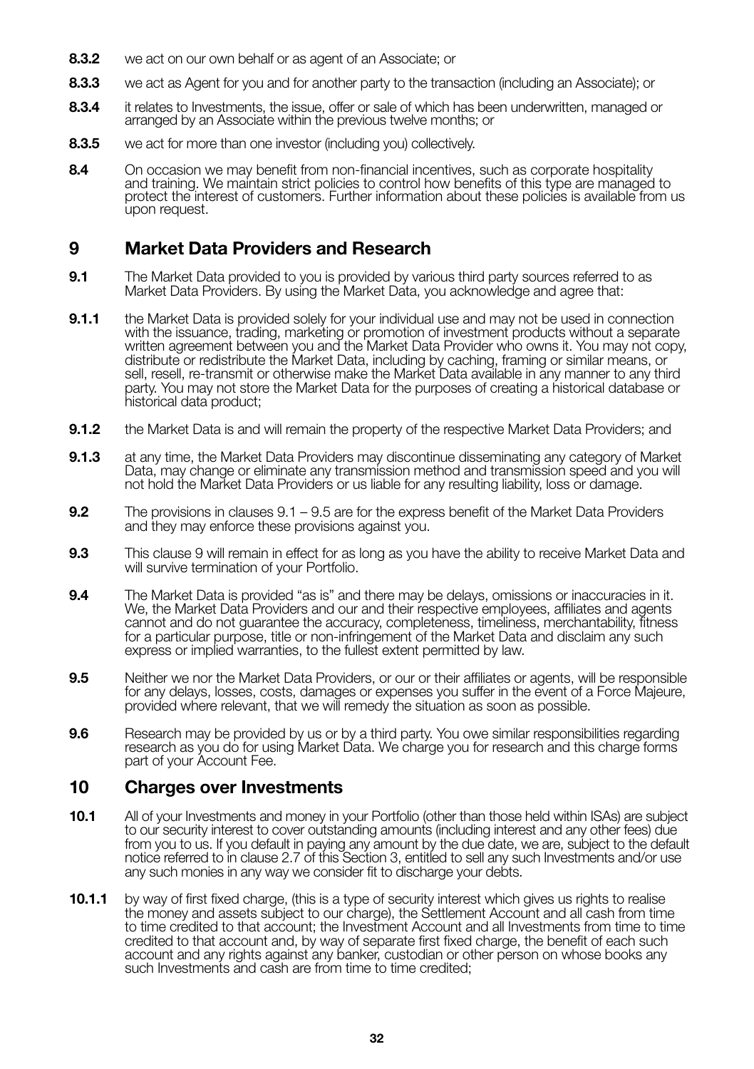**8.3.2** we act on our own behalf or as agent of an Associate; or

**8.3.3** we act as Agent for you and for another party to the transaction (including an Associate); or

**8.3.4** it relates to Investments, the issue, offer or sale of which has been underwritten, managed or arranged by an Associate within the previous twelve months; or

**8.3.5** we act for more than one investor (including you) collectively.

**8.4** On occasion we may benefit from non-financial incentives, such as corporate hospitality and training. We maintain strict policies to control how benefits of this type are managed to protect the interest of customers. Further information about these policies is available from us upon request.

## 9 Market Data Providers and Research

**9.1** The Market Data provided to you is provided by various third party sources referred to as Market Data Providers. By using the Market Data, you acknowledge and agree that:

**9.1.1** the Market Data is provided solely for your individual use and may not be used in connection with the issuance, trading, marketing or promotion of investment products without a separate written agreement between you and the Market Data Provider who owns it. You may not copy, distribute or redistribute the Market Data, including by caching, framing or similar means, or sell, resell, re-transmit or otherwise make the Market Data available in any manner to any third party. You may not store the Market Data for the purposes of creating a historical database or historical data product;

**9.1.2** the Market Data is and will remain the property of the respective Market Data Providers; and

**9.1.3** at any time, the Market Data Providers may discontinue disseminating any category of Market Data, may change or eliminate any transmission method and transmission speed and you will not hold the Market Data Providers or us liable for any resulting liability, loss or damage.

**9.2** The provisions in clauses 9.1 – 9.5 are for the express benefit of the Market Data Providers and they may enforce these provisions against you.

**9.3** This clause 9 will remain in effect for as long as you have the ability to receive Market Data and will survive termination of your Portfolio.

**9.4** The Market Data is provided "as is" and there may be delays, omissions or inaccuracies in it. We, the Market Data Providers and our and their respective employees, affiliates and agents cannot and do not guarantee the accuracy, completeness, timeliness, merchantability, fitness for a particular purpose, title or non-infringement of the Market Data and disclaim any such express or implied warranties, to the fullest extent permitted by law.

**9.5** Neither we nor the Market Data Providers, or our or their affiliates or agents, will be responsible for any delays, losses, costs, damages or expenses you suffer in the event of a Force Majeure, provided where relevant, that we will remedy the situation as soon as possible.

**9.6** Research may be provided by us or by a third party. You owe similar responsibilities regarding research as you do for using Market Data. We charge you for research and this charge forms part of your Account Fee.

## 10 Charges over Investments

**10.1** All of your Investments and money in your Portfolio (other than those held within ISAs) are subject to our security interest to cover outstanding amounts (including interest and any other fees) due from you to us. If you default in paying any amount by the due date, we are, subject to the default notice referred to in clause 2.7 of this Section 3, entitled to sell any such Investments and/or use any such monies in any way we consider fit to discharge your debts.

**10.1.1** by way of first fixed charge, (this is a type of security interest which gives us rights to realise the money and assets subject to our charge), the Settlement Account and all cash from time to time credited to that account; the Investment Account and all Investments from time to time credited to that account and, by way of separate first fixed charge, the benefit of each such account and any rights against any banker, custodian or other person on whose books any such Investments and cash are from time to time credited;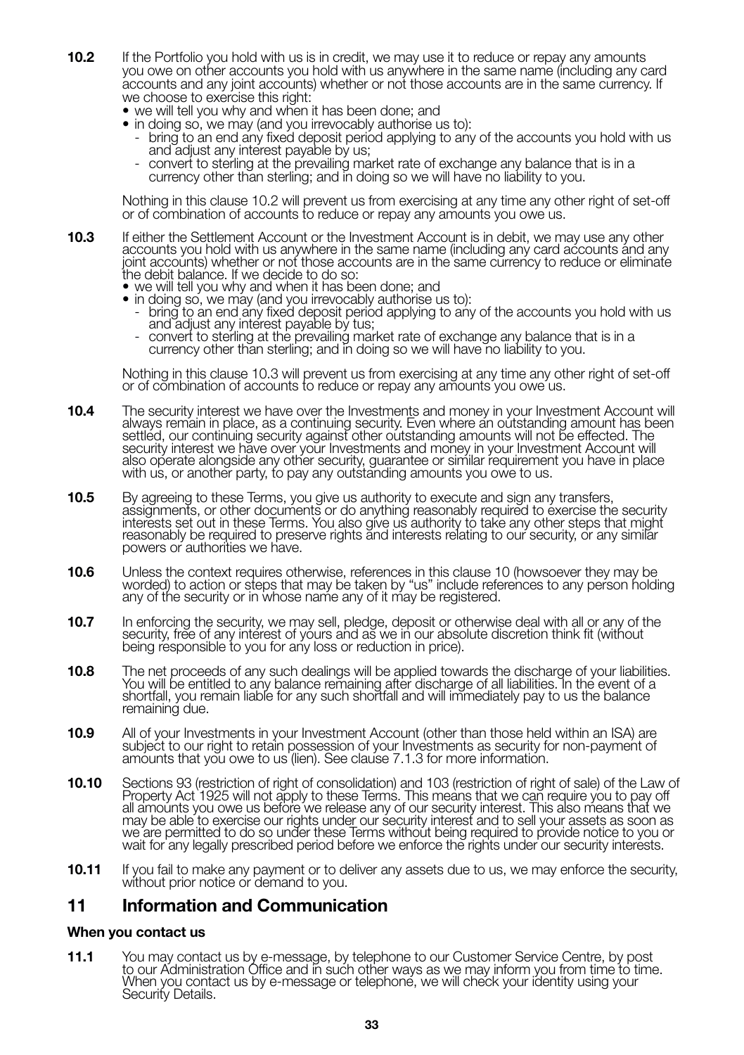**10.2** If the Portfolio you hold with us is in credit, we may use it to reduce or repay any amounts you owe on other accounts you hold with us anywhere in the same name (including any card accounts and any joint accounts) whether or not those accounts are in the same currency. If we choose to exercise this right:

- we will tell you why and when it has been done; and
- in doing so, we may (and you irrevocably authorise us to):
  - bring to an end any fixed deposit period applying to any of the accounts you hold with us and adjust any interest payable by us;
  - convert to sterling at the prevailing market rate of exchange any balance that is in a currency other than sterling; and in doing so we will have no liability to you.

Nothing in this clause 10.2 will prevent us from exercising at any time any other right of set-off or of combination of accounts to reduce or repay any amounts you owe us.

**10.3** If either the Settlement Account or the Investment Account is in debit, we may use any other accounts you hold with us anywhere in the same name (including any card accounts and any joint accounts) whether or not those accounts are in the same currency to reduce or eliminate the debit balance. If we decide to do so:

- we will tell you why and when it has been done; and
- in doing so, we may (and you irrevocably authorise us to):
  - bring to an end any fixed deposit period applying to any of the accounts you hold with us and adjust any interest payable by tus;
  - convert to sterling at the prevailing market rate of exchange any balance that is in a currency other than sterling; and in doing so we will have no liability to you.

Nothing in this clause 10.3 will prevent us from exercising at any time any other right of set-off or of combination of accounts to reduce or repay any amounts you owe us.

**10.4** The security interest we have over the Investments and money in your Investment Account will always remain in place, as a continuing security. Even where an outstanding amount has been settled, our continuing security against other outstanding amounts will not be effected. The security interest we have over your Investments and money in your Investment Account will also operate alongside any other security, guarantee or similar requirement you have in place with us, or another party, to pay any outstanding amounts you owe to us.

**10.5** By agreeing to these Terms, you give us authority to execute and sign any transfers, assignments, or other documents or do anything reasonably required to exercise the security interests set out in these Terms. You also give us authority to take any other steps that might reasonably be required to preserve rights and interests relating to our security, or any similar powers or authorities we have.

**10.6** Unless the context requires otherwise, references in this clause 10 (howsoever they may be worded) to action or steps that may be taken by "us" include references to any person holding any of the security or in whose name any of it may be registered.

**10.7** In enforcing the security, we may sell, pledge, deposit or otherwise deal with all or any of the security, free of any interest of yours and as we in our absolute discretion think fit (without being responsible to you for any loss or reduction in price).

**10.8** The net proceeds of any such dealings will be applied towards the discharge of your liabilities. You will be entitled to any balance remaining after discharge of all liabilities. In the event of a shortfall, you remain liable for any such shortfall and will immediately pay to us the balance remaining due.

**10.9** All of your Investments in your Investment Account (other than those held within an ISA) are subject to our right to retain possession of your Investments as security for non-payment of amounts that you owe to us (lien). See clause 7.1.3 for more information.

**10.10** Sections 93 (restriction of right of consolidation) and 103 (restriction of right of sale) of the Law of Property Act 1925 will not apply to these Terms. This means that we can require you to pay off all amounts you owe us before we release any of our security interest. This also means that we may be able to exercise our rights under our security interest and to sell your assets as soon as we are permitted to do so under these Terms without being required to provide notice to you or wait for any legally prescribed period before we enforce the rights under our security interests.

**10.11** If you fail to make any payment or to deliver any assets due to us, we may enforce the security, without prior notice or demand to you.

## 11 Information and Communication

### When you contact us

**11.1** You may contact us by e-message, by telephone to our Customer Service Centre, by post to our Administration Office and in such other ways as we may inform you from time to time. When you contact us by e-message or telephone, we will check your identity using your Security Details.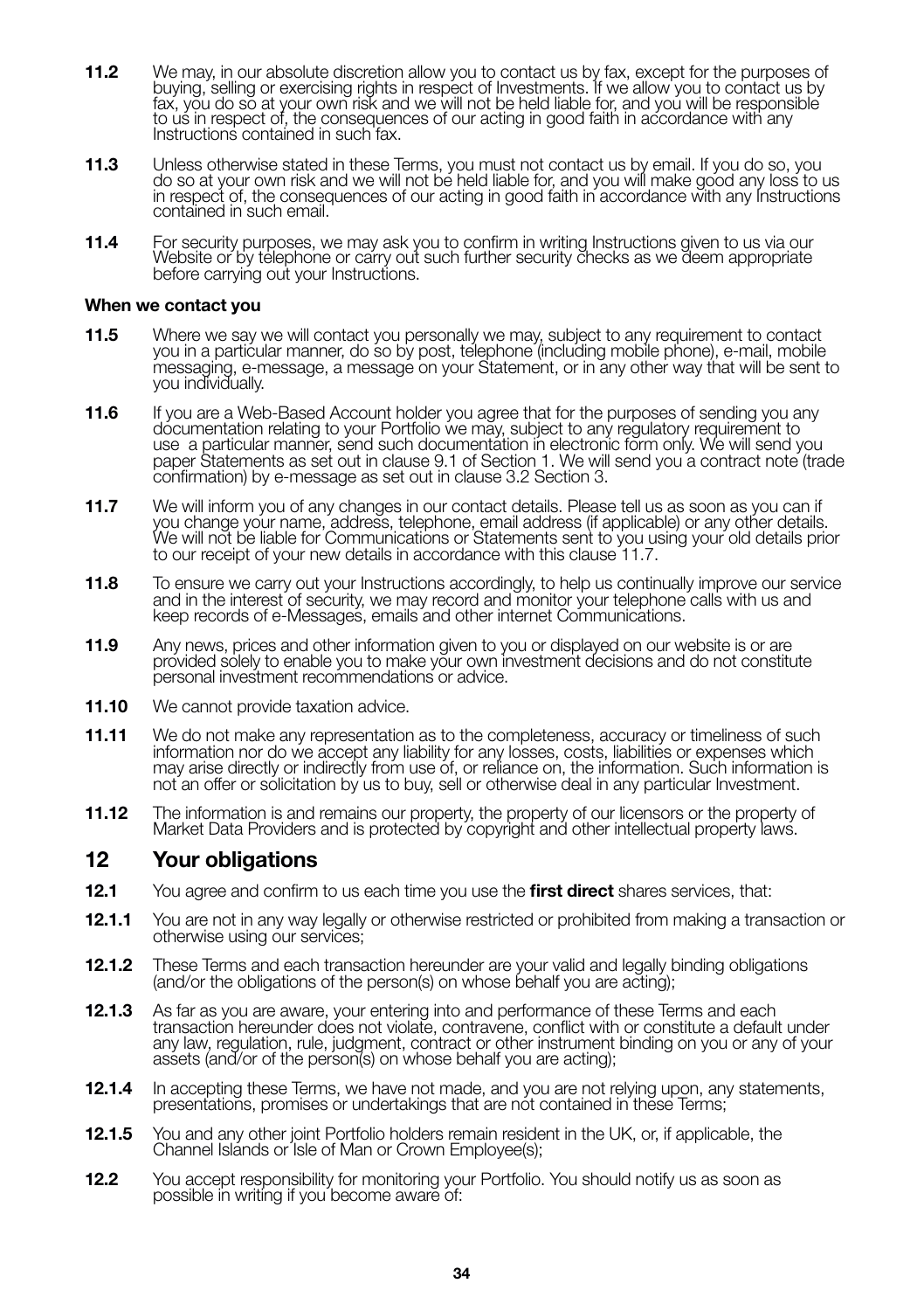**11.2** We may, in our absolute discretion allow you to contact us by fax, except for the purposes of buying, selling or exercising rights in respect of Investments. If we allow you to contact us by fax, you do so at your own risk and we will not be held liable for, and you will be responsible to us in respect of, the consequences of our acting in good faith in accordance with any Instructions contained in such fax.

**11.3** Unless otherwise stated in these Terms, you must not contact us by email. If you do so, you do so at your own risk and we will not be held liable for, and you will make good any loss to us in respect of, the consequences of our acting in good faith in accordance with any Instructions contained in such email.

**11.4** For security purposes, we may ask you to confirm in writing Instructions given to us via our Website or by telephone or carry out such further security checks as we deem appropriate before carrying out your Instructions.

**When we contact you**

**11.5** Where we say we will contact you personally we may, subject to any requirement to contact you in a particular manner, do so by post, telephone (including mobile phone), e-mail, mobile messaging, e-message, a message on your Statement, or in any other way that will be sent to you individually.

**11.6** If you are a Web-Based Account holder you agree that for the purposes of sending you any documentation relating to your Portfolio we may, subject to any regulatory requirement to use a particular manner, send such documentation in electronic form only. We will send you paper Statements as set out in clause 9.1 of Section 1. We will send you a contract note (trade confirmation) by e-message as set out in clause 3.2 Section 3.

**11.7** We will inform you of any changes in our contact details. Please tell us as soon as you can if you change your name, address, telephone, email address (if applicable) or any other details. We will not be liable for Communications or Statements sent to you using your old details prior to our receipt of your new details in accordance with this clause 11.7.

**11.8** To ensure we carry out your Instructions accordingly, to help us continually improve our service and in the interest of security, we may record and monitor your telephone calls with us and keep records of e-Messages, emails and other internet Communications.

**11.9** Any news, prices and other information given to you or displayed on our website is or are provided solely to enable you to make your own investment decisions and do not constitute personal investment recommendations or advice.

**11.10** We cannot provide taxation advice.

**11.11** We do not make any representation as to the completeness, accuracy or timeliness of such information nor do we accept any liability for any losses, costs, liabilities or expenses which may arise directly or indirectly from use of, or reliance on, the information. Such information is not an offer or solicitation by us to buy, sell or otherwise deal in any particular Investment.

**11.12** The information is and remains our property, the property of our licensors or the property of Market Data Providers and is protected by copyright and other intellectual property laws.

## 12 Your obligations

**12.1** You agree and confirm to us each time you use the **first direct** shares services, that:

**12.1.1** You are not in any way legally or otherwise restricted or prohibited from making a transaction or otherwise using our services;

**12.1.2** These Terms and each transaction hereunder are your valid and legally binding obligations (and/or the obligations of the person(s) on whose behalf you are acting);

**12.1.3** As far as you are aware, your entering into and performance of these Terms and each transaction hereunder does not violate, contravene, conflict with or constitute a default under any law, regulation, rule, judgment, contract or other instrument binding on you or any of your assets (and/or of the person(s) on whose behalf you are acting);

**12.1.4** In accepting these Terms, we have not made, and you are not relying upon, any statements, presentations, promises or undertakings that are not contained in these Terms;

**12.1.5** You and any other joint Portfolio holders remain resident in the UK, or, if applicable, the Channel Islands or Isle of Man or Crown Employee(s);

**12.2** You accept responsibility for monitoring your Portfolio. You should notify us as soon as possible in writing if you become aware of: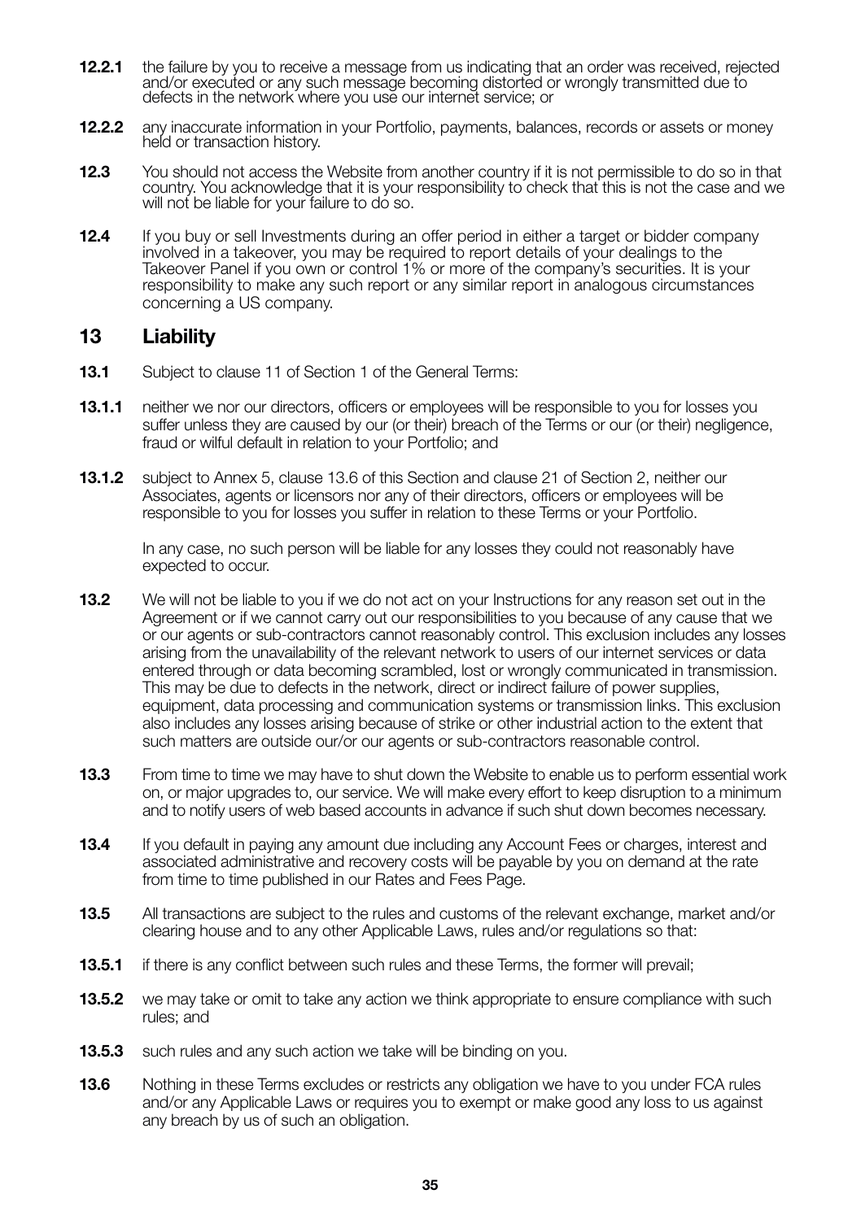**12.2.1** the failure by you to receive a message from us indicating that an order was received, rejected and/or executed or any such message becoming distorted or wrongly transmitted due to defects in the network where you use our internet service; or

**12.2.2** any inaccurate information in your Portfolio, payments, balances, records or assets or money held or transaction history.

**12.3** You should not access the Website from another country if it is not permissible to do so in that country. You acknowledge that it is your responsibility to check that this is not the case and we will not be liable for your failure to do so.

**12.4** If you buy or sell Investments during an offer period in either a target or bidder company involved in a takeover, you may be required to report details of your dealings to the Takeover Panel if you own or control 1% or more of the company's securities. It is your responsibility to make any such report or any similar report in analogous circumstances concerning a US company.

## 13 Liability

**13.1** Subject to clause 11 of Section 1 of the General Terms:

**13.1.1** neither we nor our directors, officers or employees will be responsible to you for losses you suffer unless they are caused by our (or their) breach of the Terms or our (or their) negligence, fraud or wilful default in relation to your Portfolio; and

**13.1.2** subject to Annex 5, clause 13.6 of this Section and clause 21 of Section 2, neither our Associates, agents or licensors nor any of their directors, officers or employees will be responsible to you for losses you suffer in relation to these Terms or your Portfolio.

In any case, no such person will be liable for any losses they could not reasonably have expected to occur.

**13.2** We will not be liable to you if we do not act on your Instructions for any reason set out in the Agreement or if we cannot carry out our responsibilities to you because of any cause that we or our agents or sub-contractors cannot reasonably control. This exclusion includes any losses arising from the unavailability of the relevant network to users of our internet services or data entered through or data becoming scrambled, lost or wrongly communicated in transmission. This may be due to defects in the network, direct or indirect failure of power supplies, equipment, data processing and communication systems or transmission links. This exclusion also includes any losses arising because of strike or other industrial action to the extent that such matters are outside our/or our agents or sub-contractors reasonable control.

**13.3** From time to time we may have to shut down the Website to enable us to perform essential work on, or major upgrades to, our service. We will make every effort to keep disruption to a minimum and to notify users of web based accounts in advance if such shut down becomes necessary.

**13.4** If you default in paying any amount due including any Account Fees or charges, interest and associated administrative and recovery costs will be payable by you on demand at the rate from time to time published in our Rates and Fees Page.

**13.5** All transactions are subject to the rules and customs of the relevant exchange, market and/or clearing house and to any other Applicable Laws, rules and/or regulations so that:

**13.5.1** if there is any conflict between such rules and these Terms, the former will prevail;

**13.5.2** we may take or omit to take any action we think appropriate to ensure compliance with such rules; and

**13.5.3** such rules and any such action we take will be binding on you.

**13.6** Nothing in these Terms excludes or restricts any obligation we have to you under FCA rules and/or any Applicable Laws or requires you to exempt or make good any loss to us against any breach by us of such an obligation.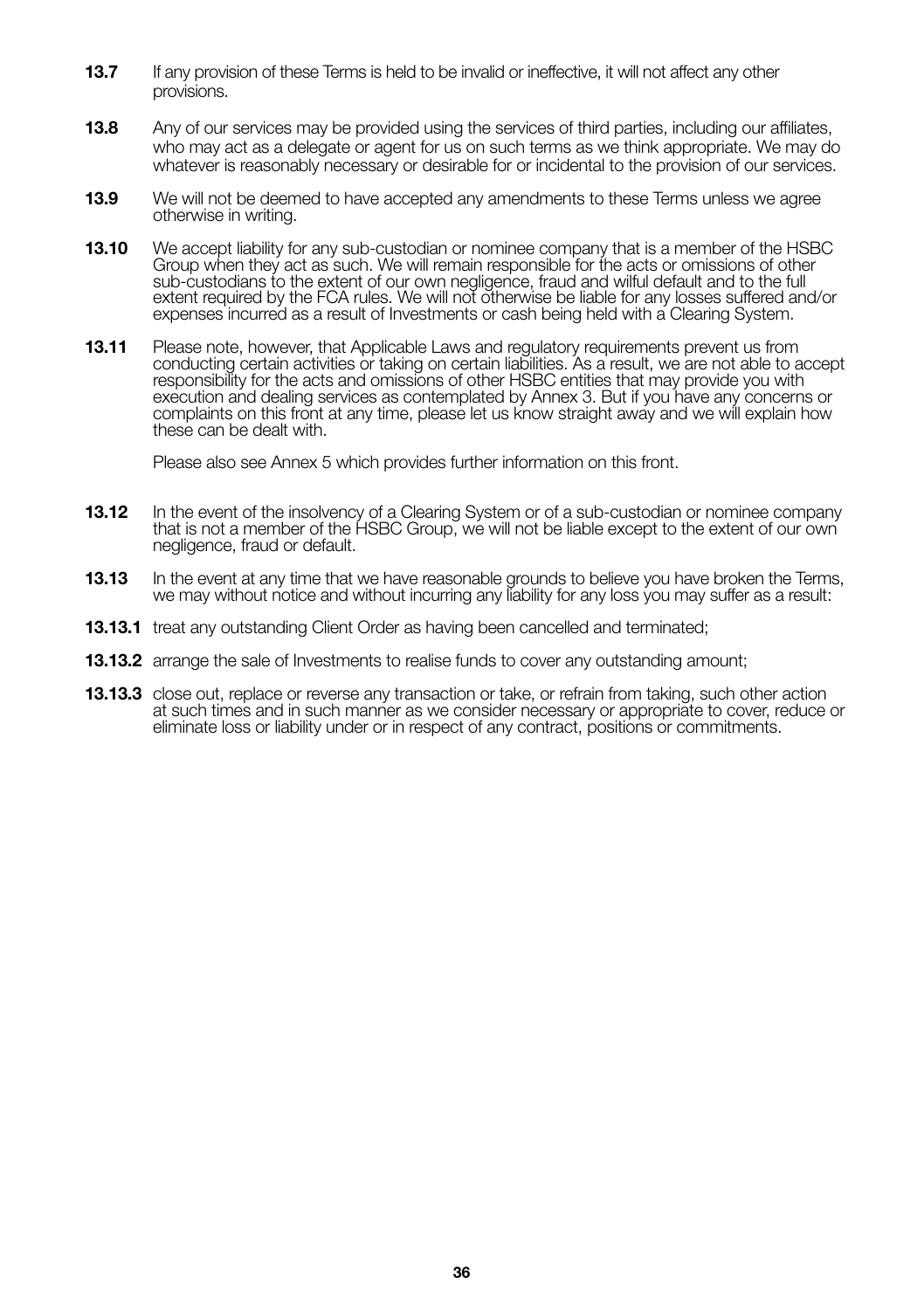**13.7** If any provision of these Terms is held to be invalid or ineffective, it will not affect any other provisions.

**13.8** Any of our services may be provided using the services of third parties, including our affiliates, who may act as a delegate or agent for us on such terms as we think appropriate. We may do whatever is reasonably necessary or desirable for or incidental to the provision of our services.

**13.9** We will not be deemed to have accepted any amendments to these Terms unless we agree otherwise in writing.

**13.10** We accept liability for any sub-custodian or nominee company that is a member of the HSBC Group when they act as such. We will remain responsible for the acts or omissions of other sub-custodians to the extent of our own negligence, fraud and wilful default and to the full extent required by the FCA rules. We will not otherwise be liable for any losses suffered and/or expenses incurred as a result of Investments or cash being held with a Clearing System.

**13.11** Please note, however, that Applicable Laws and regulatory requirements prevent us from conducting certain activities or taking on certain liabilities. As a result, we are not able to accept responsibility for the acts and omissions of other HSBC entities that may provide you with execution and dealing services as contemplated by Annex 3. But if you have any concerns or complaints on this front at any time, please let us know straight away and we will explain how these can be dealt with.

Please also see Annex 5 which provides further information on this front.

**13.12** In the event of the insolvency of a Clearing System or of a sub-custodian or nominee company that is not a member of the HSBC Group, we will not be liable except to the extent of our own negligence, fraud or default.

**13.13** In the event at any time that we have reasonable grounds to believe you have broken the Terms, we may without notice and without incurring any liability for any loss you may suffer as a result:

**13.13.1** treat any outstanding Client Order as having been cancelled and terminated;

**13.13.2** arrange the sale of Investments to realise funds to cover any outstanding amount;

**13.13.3** close out, replace or reverse any transaction or take, or refrain from taking, such other action at such times and in such manner as we consider necessary or appropriate to cover, reduce or eliminate loss or liability under or in respect of any contract, positions or commitments.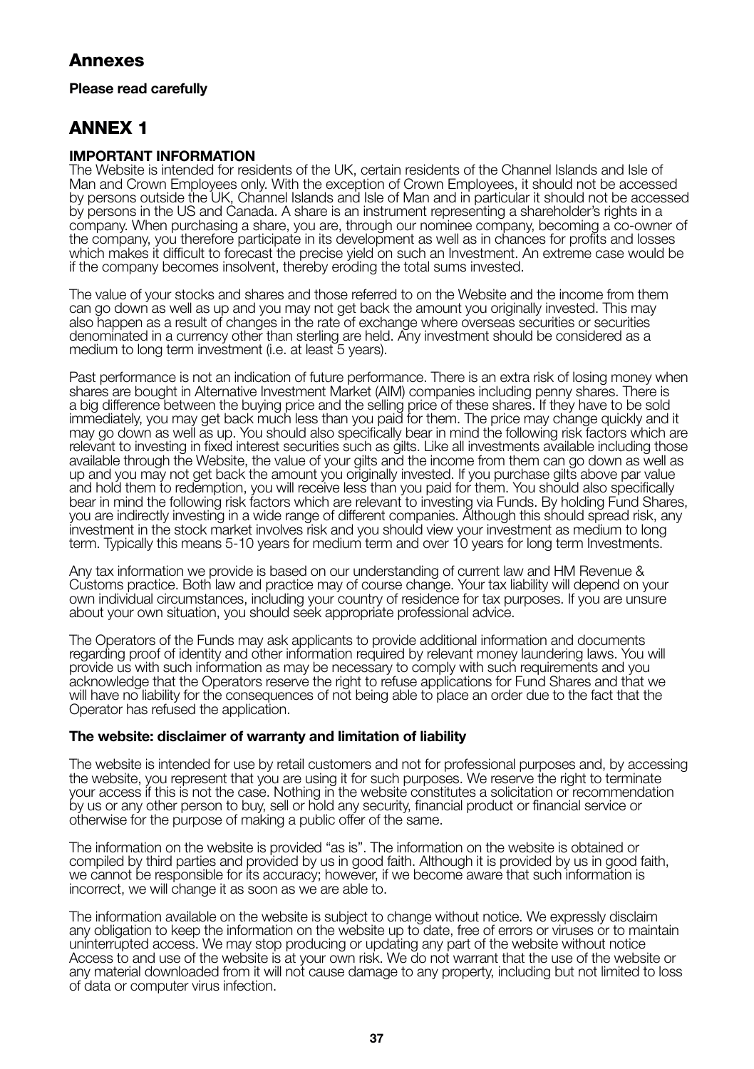# Annexes

**Please read carefully**

# ANNEX 1

**IMPORTANT INFORMATION**

The Website is intended for residents of the UK, certain residents of the Channel Islands and Isle of Man and Crown Employees only. With the exception of Crown Employees, it should not be accessed by persons outside the UK, Channel Islands and Isle of Man and in particular it should not be accessed by persons in the US and Canada. A share is an instrument representing a shareholder's rights in a company. When purchasing a share, you are, through our nominee company, becoming a co-owner of the company, you therefore participate in its development as well as in chances for profits and losses which makes it difficult to forecast the precise yield on such an Investment. An extreme case would be if the company becomes insolvent, thereby eroding the total sums invested.

The value of your stocks and shares and those referred to on the Website and the income from them can go down as well as up and you may not get back the amount you originally invested. This may also happen as a result of changes in the rate of exchange where overseas securities or securities denominated in a currency other than sterling are held. Any investment should be considered as a medium to long term investment (i.e. at least 5 years).

Past performance is not an indication of future performance. There is an extra risk of losing money when shares are bought in Alternative Investment Market (AIM) companies including penny shares. There is a big difference between the buying price and the selling price of these shares. If they have to be sold immediately, you may get back much less than you paid for them. The price may change quickly and it may go down as well as up. You should also specifically bear in mind the following risk factors which are relevant to investing in fixed interest securities such as gilts. Like all investments available including those available through the Website, the value of your gilts and the income from them can go down as well as up and you may not get back the amount you originally invested. If you purchase gilts above par value and hold them to redemption, you will receive less than you paid for them. You should also specifically bear in mind the following risk factors which are relevant to investing via Funds. By holding Fund Shares, you are indirectly investing in a wide range of different companies. Although this should spread risk, any investment in the stock market involves risk and you should view your investment as medium to long term. Typically this means 5-10 years for medium term and over 10 years for long term Investments.

Any tax information we provide is based on our understanding of current law and HM Revenue & Customs practice. Both law and practice may of course change. Your tax liability will depend on your own individual circumstances, including your country of residence for tax purposes. If you are unsure about your own situation, you should seek appropriate professional advice.

The Operators of the Funds may ask applicants to provide additional information and documents regarding proof of identity and other information required by relevant money laundering laws. You will provide us with such information as may be necessary to comply with such requirements and you acknowledge that the Operators reserve the right to refuse applications for Fund Shares and that we will have no liability for the consequences of not being able to place an order due to the fact that the Operator has refused the application.

**The website: disclaimer of warranty and limitation of liability**

The website is intended for use by retail customers and not for professional purposes and, by accessing the website, you represent that you are using it for such purposes. We reserve the right to terminate your access if this is not the case. Nothing in the website constitutes a solicitation or recommendation by us or any other person to buy, sell or hold any security, financial product or financial service or otherwise for the purpose of making a public offer of the same.

The information on the website is provided "as is". The information on the website is obtained or compiled by third parties and provided by us in good faith. Although it is provided by us in good faith, we cannot be responsible for its accuracy; however, if we become aware that such information is incorrect, we will change it as soon as we are able to.

The information available on the website is subject to change without notice. We expressly disclaim any obligation to keep the information on the website up to date, free of errors or viruses or to maintain uninterrupted access. We may stop producing or updating any part of the website without notice Access to and use of the website is at your own risk. We do not warrant that the use of the website or any material downloaded from it will not cause damage to any property, including but not limited to loss of data or computer virus infection.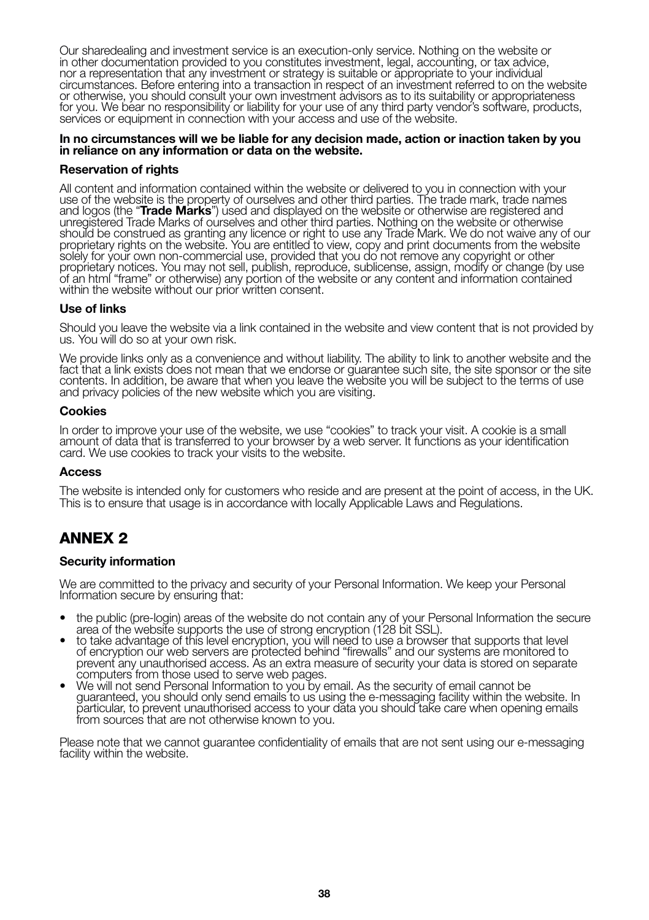Our sharedealing and investment service is an execution-only service. Nothing on the website or in other documentation provided to you constitutes investment, legal, accounting, or tax advice, nor a representation that any investment or strategy is suitable or appropriate to your individual circumstances. Before entering into a transaction in respect of an investment referred to on the website or otherwise, you should consult your own investment advisors as to its suitability or appropriateness for you. We bear no responsibility or liability for your use of any third party vendor's software, products, services or equipment in connection with your access and use of the website.

**In no circumstances will we be liable for any decision made, action or inaction taken by you in reliance on any information or data on the website.**

**Reservation of rights**

All content and information contained within the website or delivered to you in connection with your use of the website is the property of ourselves and other third parties. The trade mark, trade names and logos (the "**Trade Marks**") used and displayed on the website or otherwise are registered and unregistered Trade Marks of ourselves and other third parties. Nothing on the website or otherwise should be construed as granting any licence or right to use any Trade Mark. We do not waive any of our proprietary rights on the website. You are entitled to view, copy and print documents from the website solely for your own non-commercial use, provided that you do not remove any copyright or other proprietary notices. You may not sell, publish, reproduce, sublicense, assign, modify or change (by use of an html "frame" or otherwise) any portion of the website or any content and information contained within the website without our prior written consent.

**Use of links**

Should you leave the website via a link contained in the website and view content that is not provided by us. You will do so at your own risk.

We provide links only as a convenience and without liability. The ability to link to another website and the fact that a link exists does not mean that we endorse or guarantee such site, the site sponsor or the site contents. In addition, be aware that when you leave the website you will be subject to the terms of use and privacy policies of the new website which you are visiting.

**Cookies**

In order to improve your use of the website, we use "cookies" to track your visit. A cookie is a small amount of data that is transferred to your browser by a web server. It functions as your identification card. We use cookies to track your visits to the website.

**Access**

The website is intended only for customers who reside and are present at the point of access, in the UK. This is to ensure that usage is in accordance with locally Applicable Laws and Regulations.

## ANNEX 2

**Security information**

We are committed to the privacy and security of your Personal Information. We keep your Personal Information secure by ensuring that:

- the public (pre-login) areas of the website do not contain any of your Personal Information the secure area of the website supports the use of strong encryption (128 bit SSL).
- to take advantage of this level encryption, you will need to use a browser that supports that level of encryption our web servers are protected behind "firewalls" and our systems are monitored to prevent any unauthorised access. As an extra measure of security your data is stored on separate computers from those used to serve web pages.
- We will not send Personal Information to you by email. As the security of email cannot be guaranteed, you should only send emails to us using the e-messaging facility within the website. In particular, to prevent unauthorised access to your data you should take care when opening emails from sources that are not otherwise known to you.

Please note that we cannot guarantee confidentiality of emails that are not sent using our e-messaging facility within the website.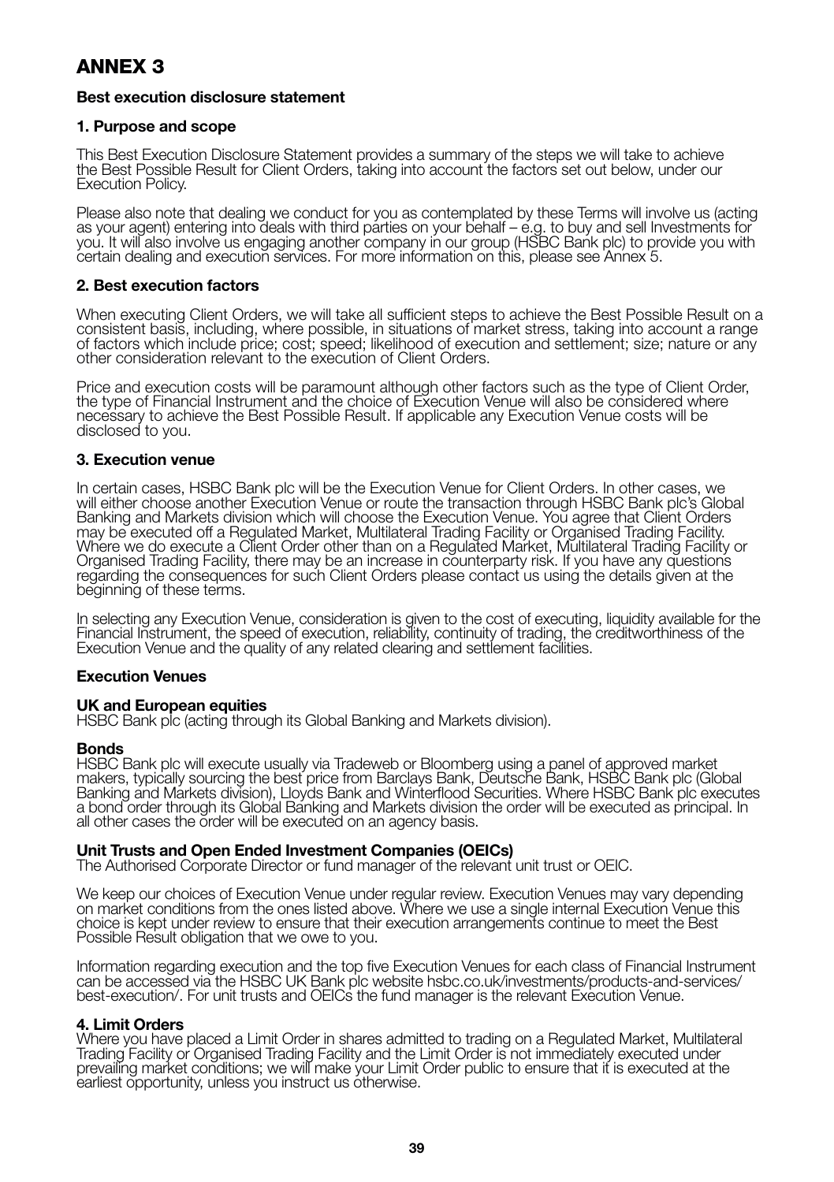# ANNEX 3

**Best execution disclosure statement**

## 1. Purpose and scope

This Best Execution Disclosure Statement provides a summary of the steps we will take to achieve the Best Possible Result for Client Orders, taking into account the factors set out below, under our Execution Policy.

Please also note that dealing we conduct for you as contemplated by these Terms will involve us (acting as your agent) entering into deals with third parties on your behalf – e.g. to buy and sell Investments for you. It will also involve us engaging another company in our group (HSBC Bank plc) to provide you with certain dealing and execution services. For more information on this, please see Annex 5.

## 2. Best execution factors

When executing Client Orders, we will take all sufficient steps to achieve the Best Possible Result on a consistent basis, including, where possible, in situations of market stress, taking into account a range of factors which include price; cost; speed; likelihood of execution and settlement; size; nature or any other consideration relevant to the execution of Client Orders.

Price and execution costs will be paramount although other factors such as the type of Client Order, the type of Financial Instrument and the choice of Execution Venue will also be considered where necessary to achieve the Best Possible Result. If applicable any Execution Venue costs will be disclosed to you.

## 3. Execution venue

In certain cases, HSBC Bank plc will be the Execution Venue for Client Orders. In other cases, we will either choose another Execution Venue or route the transaction through HSBC Bank plc's Global Banking and Markets division which will choose the Execution Venue. You agree that Client Orders may be executed off a Regulated Market, Multilateral Trading Facility or Organised Trading Facility. Where we do execute a Client Order other than on a Regulated Market, Multilateral Trading Facility or Organised Trading Facility, there may be an increase in counterparty risk. If you have any questions regarding the consequences for such Client Orders please contact us using the details given at the beginning of these terms.

In selecting any Execution Venue, consideration is given to the cost of executing, liquidity available for the Financial Instrument, the speed of execution, reliability, continuity of trading, the creditworthiness of the Execution Venue and the quality of any related clearing and settlement facilities.

**Execution Venues**

**UK and European equities**
HSBC Bank plc (acting through its Global Banking and Markets division).

**Bonds**
HSBC Bank plc will execute usually via Tradeweb or Bloomberg using a panel of approved market makers, typically sourcing the best price from Barclays Bank, Deutsche Bank, HSBC Bank plc (Global Banking and Markets division), Lloyds Bank and Winterflood Securities. Where HSBC Bank plc executes a bond order through its Global Banking and Markets division the order will be executed as principal. In all other cases the order will be executed on an agency basis.

**Unit Trusts and Open Ended Investment Companies (OEICs)**
The Authorised Corporate Director or fund manager of the relevant unit trust or OEIC.

We keep our choices of Execution Venue under regular review. Execution Venues may vary depending on market conditions from the ones listed above. Where we use a single internal Execution Venue this choice is kept under review to ensure that their execution arrangements continue to meet the Best Possible Result obligation that we owe to you.

Information regarding execution and the top five Execution Venues for each class of Financial Instrument can be accessed via the HSBC UK Bank plc website hsbc.co.uk/investments/products-and-services/best-execution/. For unit trusts and OEICs the fund manager is the relevant Execution Venue.

## 4. Limit Orders

Where you have placed a Limit Order in shares admitted to trading on a Regulated Market, Multilateral Trading Facility or Organised Trading Facility and the Limit Order is not immediately executed under prevailing market conditions; we will make your Limit Order public to ensure that it is executed at the earliest opportunity, unless you instruct us otherwise.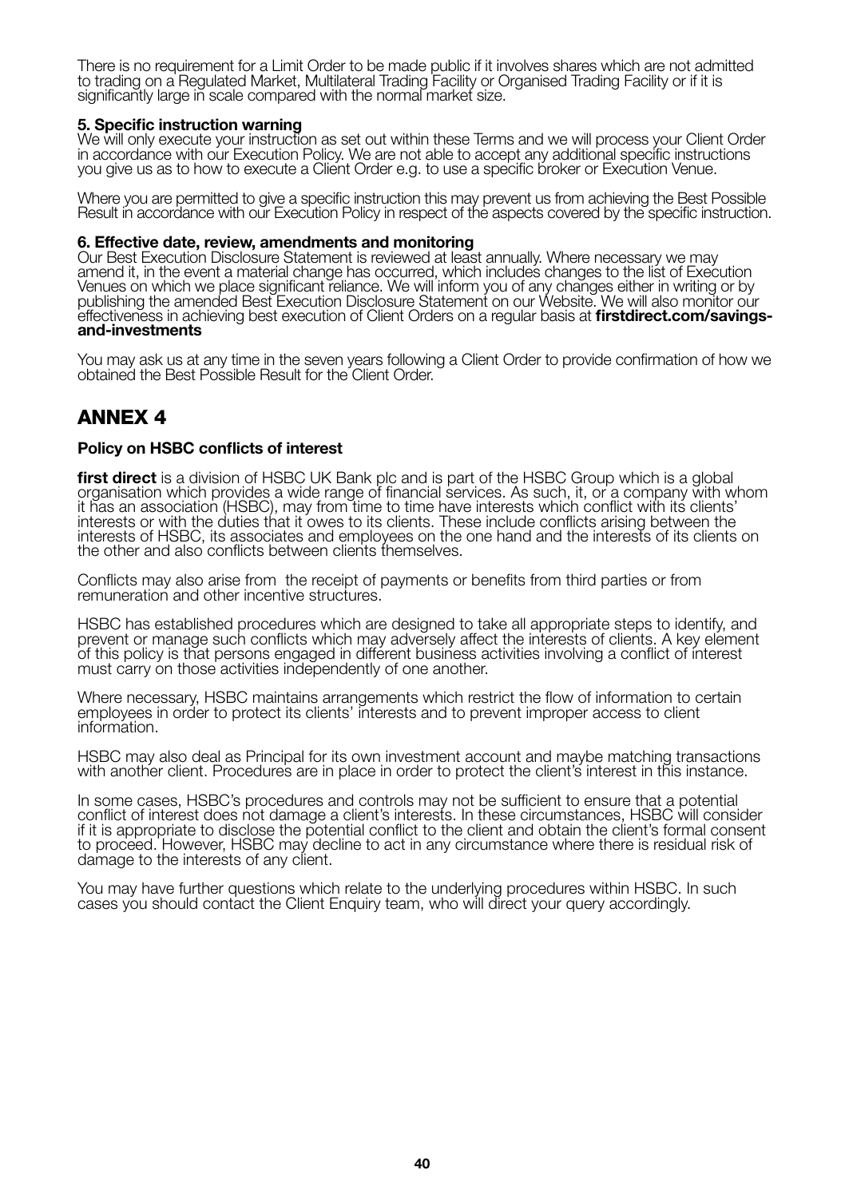There is no requirement for a Limit Order to be made public if it involves shares which are not admitted to trading on a Regulated Market, Multilateral Trading Facility or Organised Trading Facility or if it is significantly large in scale compared with the normal market size.

**5. Specific instruction warning**
We will only execute your instruction as set out within these Terms and we will process your Client Order in accordance with our Execution Policy. We are not able to accept any additional specific instructions you give us as to how to execute a Client Order e.g. to use a specific broker or Execution Venue.

Where you are permitted to give a specific instruction this may prevent us from achieving the Best Possible Result in accordance with our Execution Policy in respect of the aspects covered by the specific instruction.

**6. Effective date, review, amendments and monitoring**
Our Best Execution Disclosure Statement is reviewed at least annually. Where necessary we may amend it, in the event a material change has occurred, which includes changes to the list of Execution Venues on which we place significant reliance. We will inform you of any changes either in writing or by publishing the amended Best Execution Disclosure Statement on our Website. We will also monitor our effectiveness in achieving best execution of Client Orders on a regular basis at **firstdirect.com/savings-and-investments**

You may ask us at any time in the seven years following a Client Order to provide confirmation of how we obtained the Best Possible Result for the Client Order.

## ANNEX 4

**Policy on HSBC conflicts of interest**

**first direct** is a division of HSBC UK Bank plc and is part of the HSBC Group which is a global organisation which provides a wide range of financial services. As such, it, or a company with whom it has an association (HSBC), may from time to time have interests which conflict with its clients' interests or with the duties that it owes to its clients. These include conflicts arising between the interests of HSBC, its associates and employees on the one hand and the interests of its clients on the other and also conflicts between clients themselves.

Conflicts may also arise from the receipt of payments or benefits from third parties or from remuneration and other incentive structures.

HSBC has established procedures which are designed to take all appropriate steps to identify, and prevent or manage such conflicts which may adversely affect the interests of clients. A key element of this policy is that persons engaged in different business activities involving a conflict of interest must carry on those activities independently of one another.

Where necessary, HSBC maintains arrangements which restrict the flow of information to certain employees in order to protect its clients' interests and to prevent improper access to client information.

HSBC may also deal as Principal for its own investment account and maybe matching transactions with another client. Procedures are in place in order to protect the client's interest in this instance.

In some cases, HSBC's procedures and controls may not be sufficient to ensure that a potential conflict of interest does not damage a client's interests. In these circumstances, HSBC will consider if it is appropriate to disclose the potential conflict to the client and obtain the client's formal consent to proceed. However, HSBC may decline to act in any circumstance where there is residual risk of damage to the interests of any client.

You may have further questions which relate to the underlying procedures within HSBC. In such cases you should contact the Client Enquiry team, who will direct your query accordingly.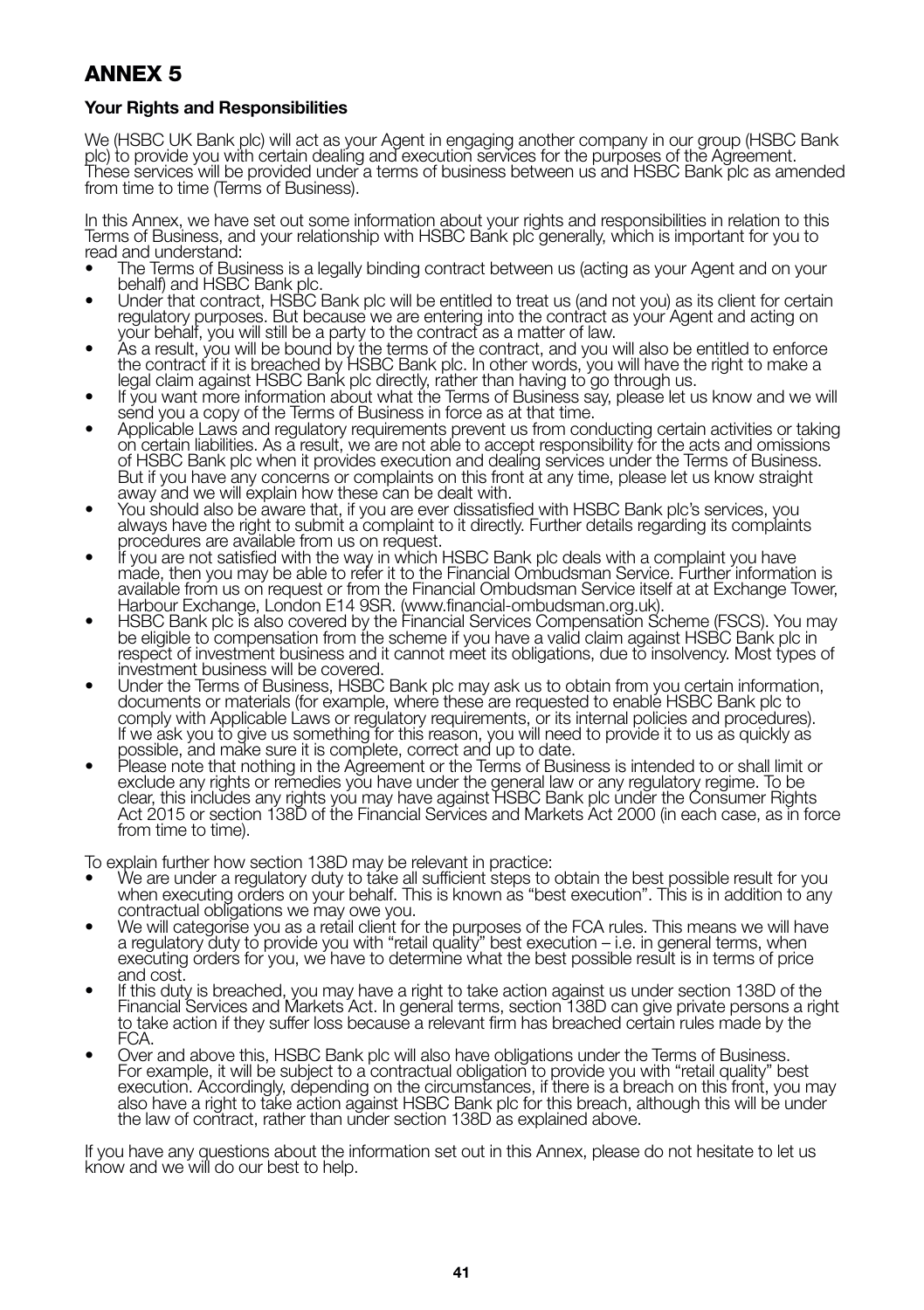# ANNEX 5

**Your Rights and Responsibilities**

We (HSBC UK Bank plc) will act as your Agent in engaging another company in our group (HSBC Bank plc) to provide you with certain dealing and execution services for the purposes of the Agreement. These services will be provided under a terms of business between us and HSBC Bank plc as amended from time to time (Terms of Business).

In this Annex, we have set out some information about your rights and responsibilities in relation to this Terms of Business, and your relationship with HSBC Bank plc generally, which is important for you to read and understand:

- The Terms of Business is a legally binding contract between us (acting as your Agent and on your behalf) and HSBC Bank plc.
- Under that contract, HSBC Bank plc will be entitled to treat us (and not you) as its client for certain regulatory purposes. But because we are entering into the contract as your Agent and acting on your behalf, you will still be a party to the contract as a matter of law.
- As a result, you will be bound by the terms of the contract, and you will also be entitled to enforce the contract if it is breached by HSBC Bank plc. In other words, you will have the right to make a legal claim against HSBC Bank plc directly, rather than having to go through us.
- If you want more information about what the Terms of Business say, please let us know and we will send you a copy of the Terms of Business in force as at that time.
- Applicable Laws and regulatory requirements prevent us from conducting certain activities or taking on certain liabilities. As a result, we are not able to accept responsibility for the acts and omissions of HSBC Bank plc when it provides execution and dealing services under the Terms of Business. But if you have any concerns or complaints on this front at any time, please let us know straight away and we will explain how these can be dealt with.
- You should also be aware that, if you are ever dissatisfied with HSBC Bank plc's services, you always have the right to submit a complaint to it directly. Further details regarding its complaints procedures are available from us on request.
- If you are not satisfied with the way in which HSBC Bank plc deals with a complaint you have made, then you may be able to refer it to the Financial Ombudsman Service. Further information is available from us on request or from the Financial Ombudsman Service itself at at Exchange Tower, Harbour Exchange, London E14 9SR. (www.financial-ombudsman.org.uk).
- HSBC Bank plc is also covered by the Financial Services Compensation Scheme (FSCS). You may be eligible to compensation from the scheme if you have a valid claim against HSBC Bank plc in respect of investment business and it cannot meet its obligations, due to insolvency. Most types of investment business will be covered.
- Under the Terms of Business, HSBC Bank plc may ask us to obtain from you certain information, documents or materials (for example, where these are requested to enable HSBC Bank plc to comply with Applicable Laws or regulatory requirements, or its internal policies and procedures). If we ask you to give us something for this reason, you will need to provide it to us as quickly as possible, and make sure it is complete, correct and up to date.
- Please note that nothing in the Agreement or the Terms of Business is intended to or shall limit or exclude any rights or remedies you have under the general law or any regulatory regime. To be clear, this includes any rights you may have against HSBC Bank plc under the Consumer Rights Act 2015 or section 138D of the Financial Services and Markets Act 2000 (in each case, as in force from time to time).

To explain further how section 138D may be relevant in practice:

- We are under a regulatory duty to take all sufficient steps to obtain the best possible result for you when executing orders on your behalf. This is known as "best execution". This is in addition to any contractual obligations we may owe you.
- We will categorise you as a retail client for the purposes of the FCA rules. This means we will have a regulatory duty to provide you with "retail quality" best execution – i.e. in general terms, when executing orders for you, we have to determine what the best possible result is in terms of price and cost.
- If this duty is breached, you may have a right to take action against us under section 138D of the Financial Services and Markets Act. In general terms, section 138D can give private persons a right to take action if they suffer loss because a relevant firm has breached certain rules made by the FCA.
- Over and above this, HSBC Bank plc will also have obligations under the Terms of Business. For example, it will be subject to a contractual obligation to provide you with "retail quality" best execution. Accordingly, depending on the circumstances, if there is a breach on this front, you may also have a right to take action against HSBC Bank plc for this breach, although this will be under the law of contract, rather than under section 138D as explained above.

If you have any questions about the information set out in this Annex, please do not hesitate to let us know and we will do our best to help.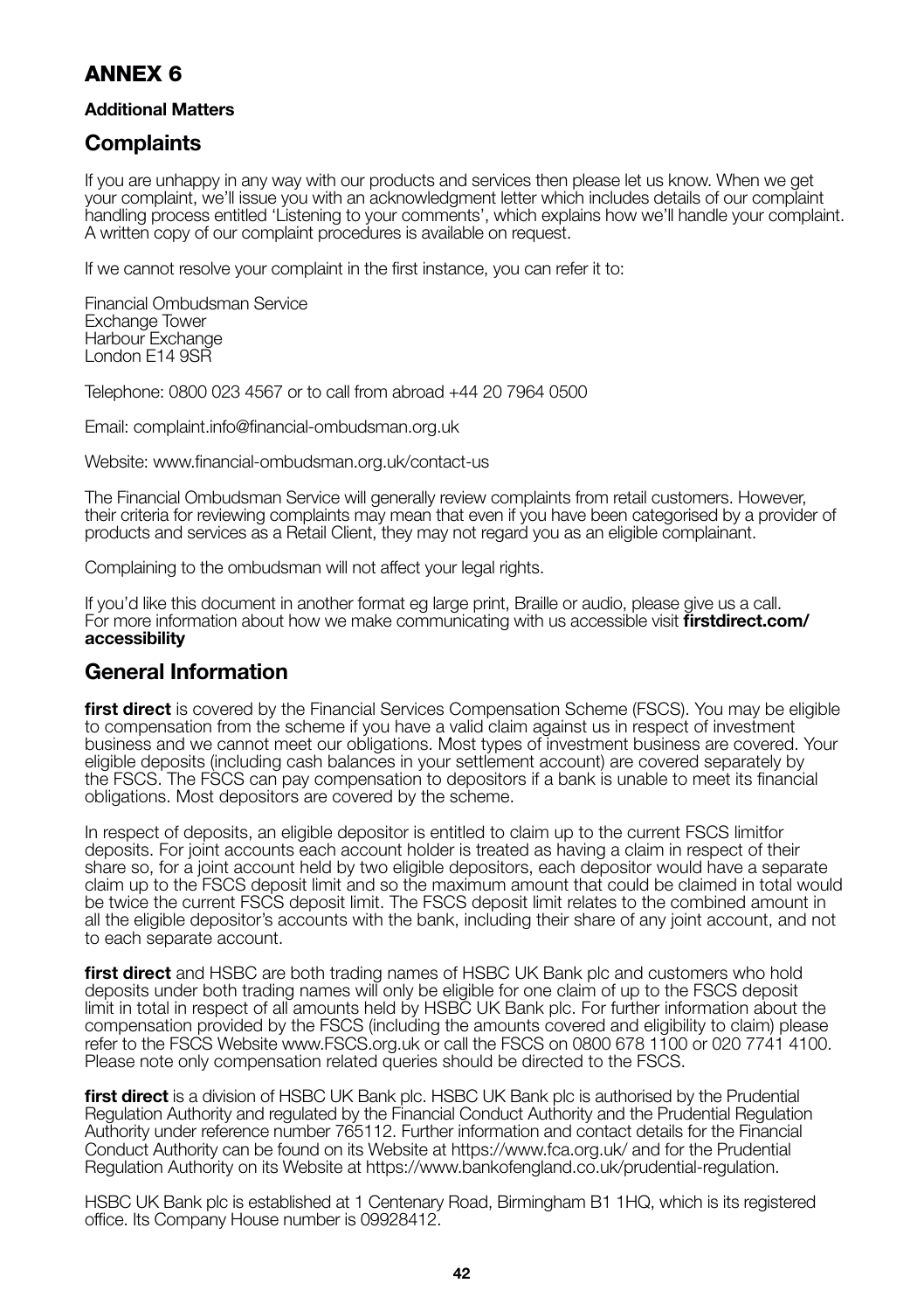# ANNEX 6

**Additional Matters**

## Complaints

If you are unhappy in any way with our products and services then please let us know. When we get your complaint, we'll issue you with an acknowledgment letter which includes details of our complaint handling process entitled 'Listening to your comments', which explains how we'll handle your complaint. A written copy of our complaint procedures is available on request.

If we cannot resolve your complaint in the first instance, you can refer it to:

Financial Ombudsman Service
Exchange Tower
Harbour Exchange
London E14 9SR

Telephone: 0800 023 4567 or to call from abroad +44 20 7964 0500

Email: complaint.info@financial-ombudsman.org.uk

Website: www.financial-ombudsman.org.uk/contact-us

The Financial Ombudsman Service will generally review complaints from retail customers. However, their criteria for reviewing complaints may mean that even if you have been categorised by a provider of products and services as a Retail Client, they may not regard you as an eligible complainant.

Complaining to the ombudsman will not affect your legal rights.

If you'd like this document in another format eg large print, Braille or audio, please give us a call. For more information about how we make communicating with us accessible visit **firstdirect.com/accessibility**

## General Information

**first direct** is covered by the Financial Services Compensation Scheme (FSCS). You may be eligible to compensation from the scheme if you have a valid claim against us in respect of investment business and we cannot meet our obligations. Most types of investment business are covered. Your eligible deposits (including cash balances in your settlement account) are covered separately by the FSCS. The FSCS can pay compensation to depositors if a bank is unable to meet its financial obligations. Most depositors are covered by the scheme.

In respect of deposits, an eligible depositor is entitled to claim up to the current FSCS limitfor deposits. For joint accounts each account holder is treated as having a claim in respect of their share so, for a joint account held by two eligible depositors, each depositor would have a separate claim up to the FSCS deposit limit and so the maximum amount that could be claimed in total would be twice the current FSCS deposit limit. The FSCS deposit limit relates to the combined amount in all the eligible depositor's accounts with the bank, including their share of any joint account, and not to each separate account.

**first direct** and HSBC are both trading names of HSBC UK Bank plc and customers who hold deposits under both trading names will only be eligible for one claim of up to the FSCS deposit limit in total in respect of all amounts held by HSBC UK Bank plc. For further information about the compensation provided by the FSCS (including the amounts covered and eligibility to claim) please refer to the FSCS Website www.FSCS.org.uk or call the FSCS on 0800 678 1100 or 020 7741 4100. Please note only compensation related queries should be directed to the FSCS.

**first direct** is a division of HSBC UK Bank plc. HSBC UK Bank plc is authorised by the Prudential Regulation Authority and regulated by the Financial Conduct Authority and the Prudential Regulation Authority under reference number 765112. Further information and contact details for the Financial Conduct Authority can be found on its Website at https://www.fca.org.uk/ and for the Prudential Regulation Authority on its Website at https://www.bankofengland.co.uk/prudential-regulation.

HSBC UK Bank plc is established at 1 Centenary Road, Birmingham B1 1HQ, which is its registered office. Its Company House number is 09928412.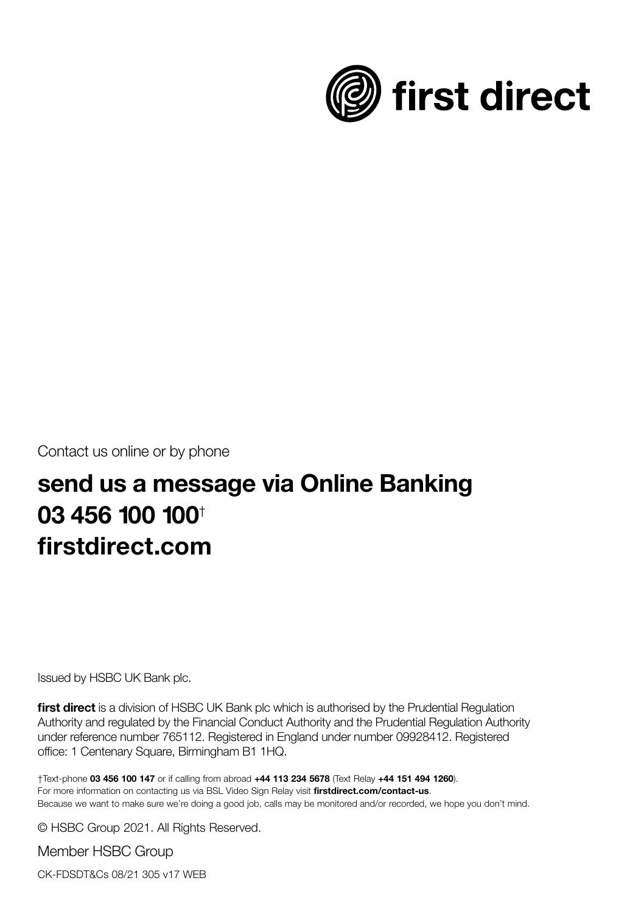**first direct**

Contact us online or by phone

## send us a message via Online Banking
## 03 456 100 100†
## firstdirect.com

Issued by HSBC UK Bank plc.

**first direct** is a division of HSBC UK Bank plc which is authorised by the Prudential Regulation Authority and regulated by the Financial Conduct Authority and the Prudential Regulation Authority under reference number 765112. Registered in England under number 09928412. Registered office: 1 Centenary Square, Birmingham B1 1HQ.

†Text-phone **03 456 100 147** or if calling from abroad **+44 113 234 5678** (Text Relay **+44 151 494 1260**).
For more information on contacting us via BSL Video Sign Relay visit **firstdirect.com/contact-us**.
Because we want to make sure we're doing a good job, calls may be monitored and/or recorded, we hope you don't mind.

© HSBC Group 2021. All Rights Reserved.

Member HSBC Group

CK-FDSDT&Cs 08/21 305 v17 WEB